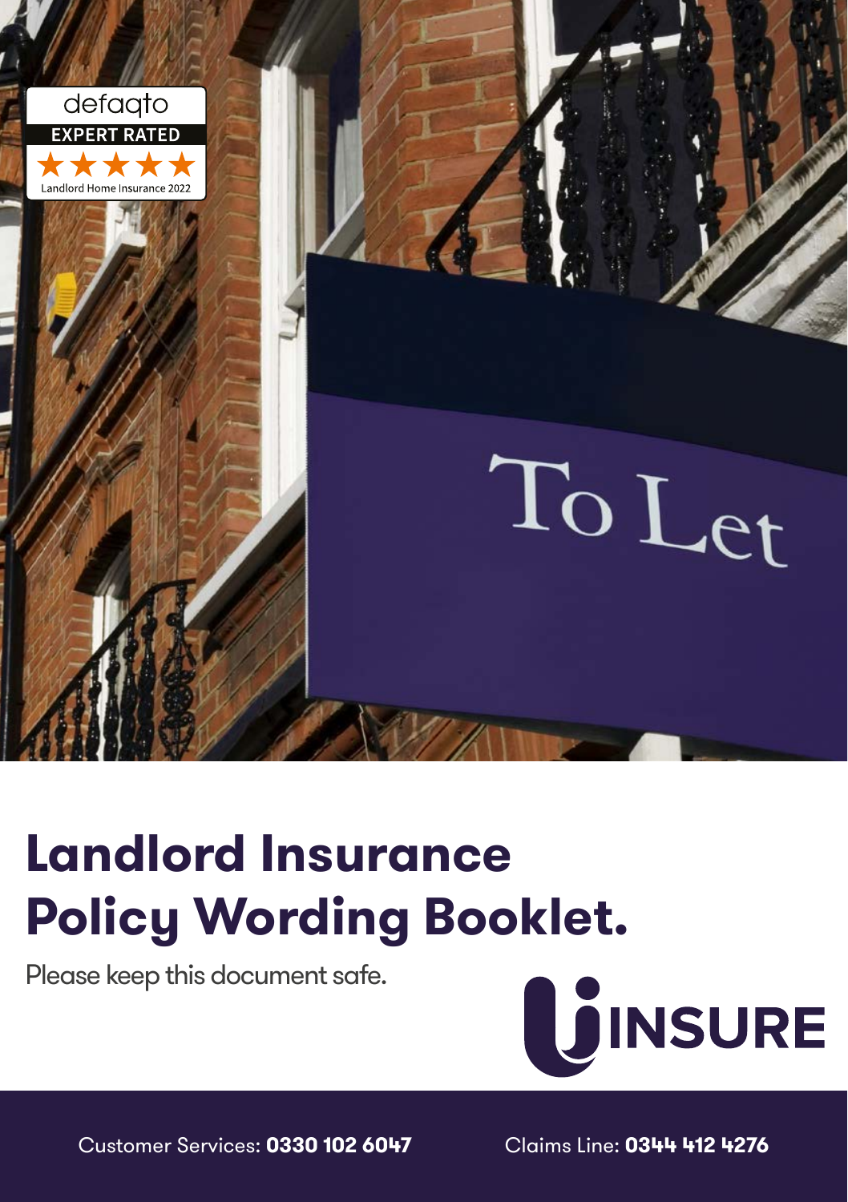defaqto EXPERT RATED ★★★★★ Landlord Home Insurance 2022

To Let

# Landlord Insurance Policy Wording Booklet.

Please keep this document safe.

UINSURE

Customer Services: **0330 102 6047** Claims Line: **0344 412 4276**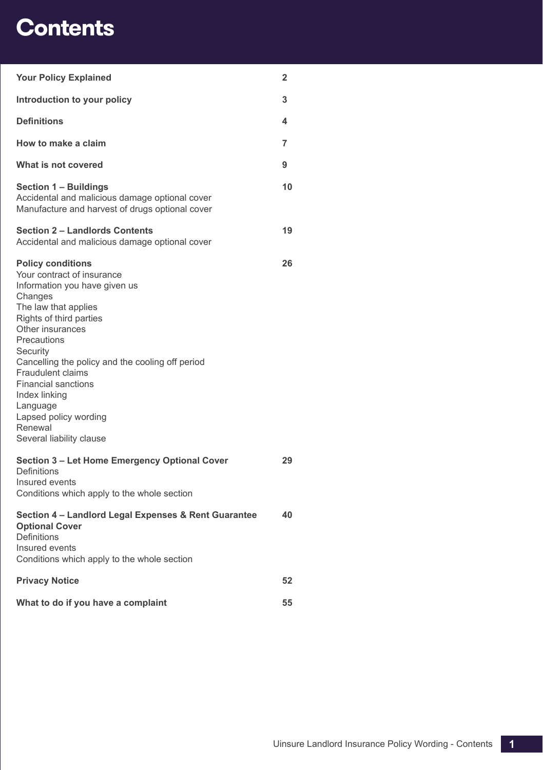# Contents

| | |
|---|---|
| **Your Policy Explained** | **2** |
| **Introduction to your policy** | **3** |
| **Definitions** | **4** |
| **How to make a claim** | **7** |
| **What is not covered** | **9** |
| **Section 1 – Buildings**<br>Accidental and malicious damage optional cover<br>Manufacture and harvest of drugs optional cover | **10** |
| **Section 2 – Landlords Contents**<br>Accidental and malicious damage optional cover | **19** |
| **Policy conditions**<br>Your contract of insurance<br>Information you have given us<br>Changes<br>The law that applies<br>Rights of third parties<br>Other insurances<br>Precautions<br>Security<br>Cancelling the policy and the cooling off period<br>Fraudulent claims<br>Financial sanctions<br>Index linking<br>Language<br>Lapsed policy wording<br>Renewal<br>Several liability clause | **26** |
| **Section 3 – Let Home Emergency Optional Cover**<br>Definitions<br>Insured events<br>Conditions which apply to the whole section | **29** |
| **Section 4 – Landlord Legal Expenses & Rent Guarantee Optional Cover**<br>Definitions<br>Insured events<br>Conditions which apply to the whole section | **40** |
| **Privacy Notice** | **52** |
| **What to do if you have a complaint** | **55** |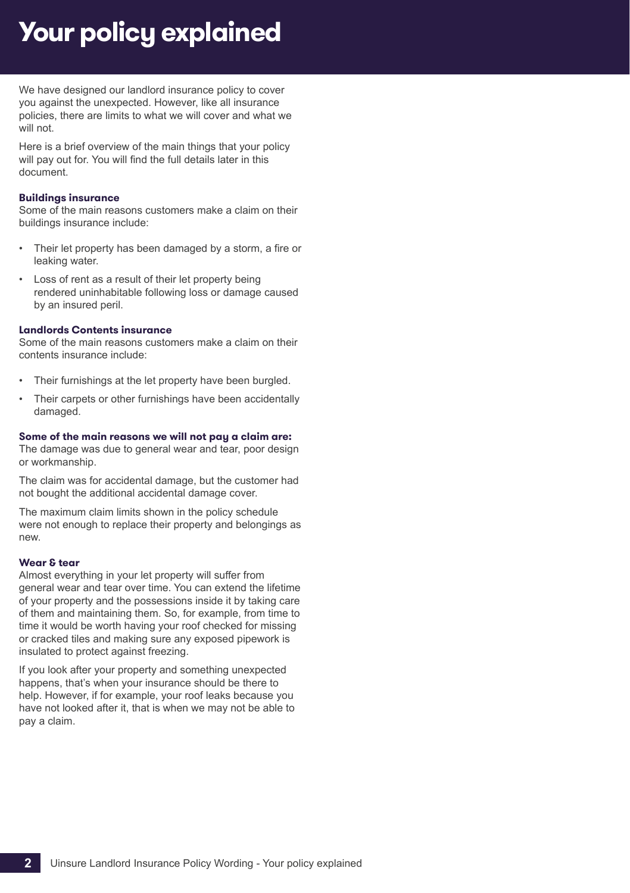# Your policy explained

We have designed our landlord insurance policy to cover you against the unexpected. However, like all insurance policies, there are limits to what we will cover and what we will not.

Here is a brief overview of the main things that your policy will pay out for. You will find the full details later in this document.

**Buildings insurance**
Some of the main reasons customers make a claim on their buildings insurance include:

- Their let property has been damaged by a storm, a fire or leaking water.
- Loss of rent as a result of their let property being rendered uninhabitable following loss or damage caused by an insured peril.

**Landlords Contents insurance**
Some of the main reasons customers make a claim on their contents insurance include:

- Their furnishings at the let property have been burgled.
- Their carpets or other furnishings have been accidentally damaged.

**Some of the main reasons we will not pay a claim are:**
The damage was due to general wear and tear, poor design or workmanship.

The claim was for accidental damage, but the customer had not bought the additional accidental damage cover.

The maximum claim limits shown in the policy schedule were not enough to replace their property and belongings as new.

**Wear & tear**
Almost everything in your let property will suffer from general wear and tear over time. You can extend the lifetime of your property and the possessions inside it by taking care of them and maintaining them. So, for example, from time to time it would be worth having your roof checked for missing or cracked tiles and making sure any exposed pipework is insulated to protect against freezing.

If you look after your property and something unexpected happens, that's when your insurance should be there to help. However, if for example, your roof leaks because you have not looked after it, that is when we may not be able to pay a claim.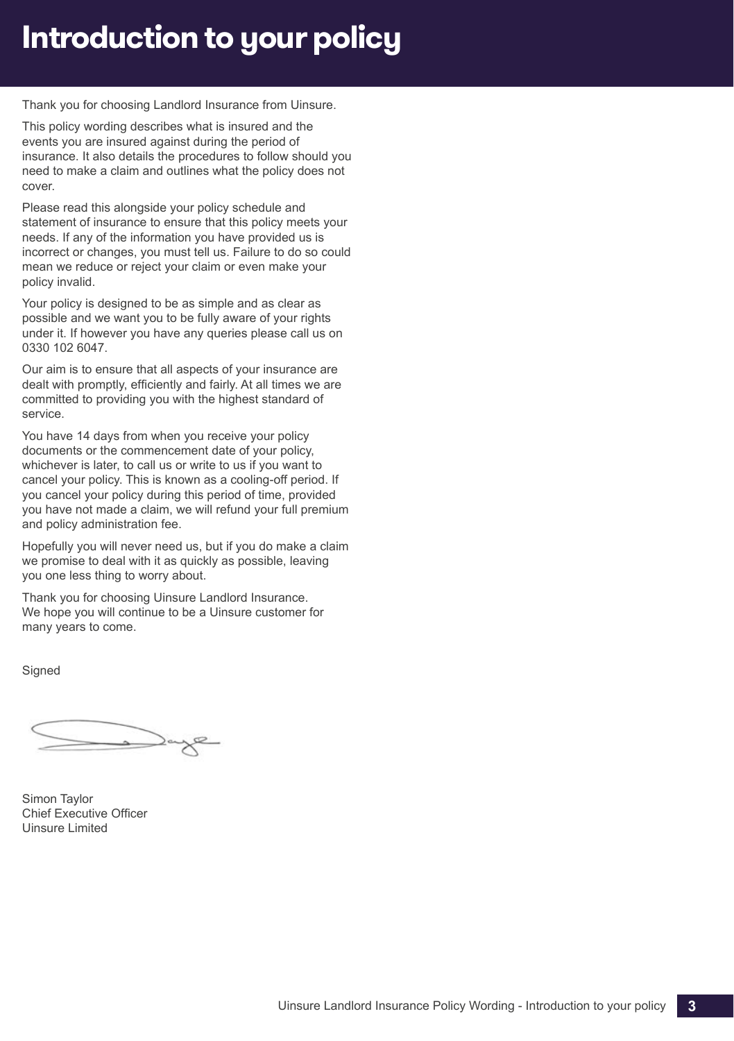# Introduction to your policy

Thank you for choosing Landlord Insurance from Uinsure.

This policy wording describes what is insured and the events you are insured against during the period of insurance. It also details the procedures to follow should you need to make a claim and outlines what the policy does not cover.

Please read this alongside your policy schedule and statement of insurance to ensure that this policy meets your needs. If any of the information you have provided us is incorrect or changes, you must tell us. Failure to do so could mean we reduce or reject your claim or even make your policy invalid.

Your policy is designed to be as simple and as clear as possible and we want you to be fully aware of your rights under it. If however you have any queries please call us on 0330 102 6047.

Our aim is to ensure that all aspects of your insurance are dealt with promptly, efficiently and fairly. At all times we are committed to providing you with the highest standard of service.

You have 14 days from when you receive your policy documents or the commencement date of your policy, whichever is later, to call us or write to us if you want to cancel your policy. This is known as a cooling-off period. If you cancel your policy during this period of time, provided you have not made a claim, we will refund your full premium and policy administration fee.

Hopefully you will never need us, but if you do make a claim we promise to deal with it as quickly as possible, leaving you one less thing to worry about.

Thank you for choosing Uinsure Landlord Insurance. We hope you will continue to be a Uinsure customer for many years to come.

Signed

Simon Taylor
Chief Executive Officer
Uinsure Limited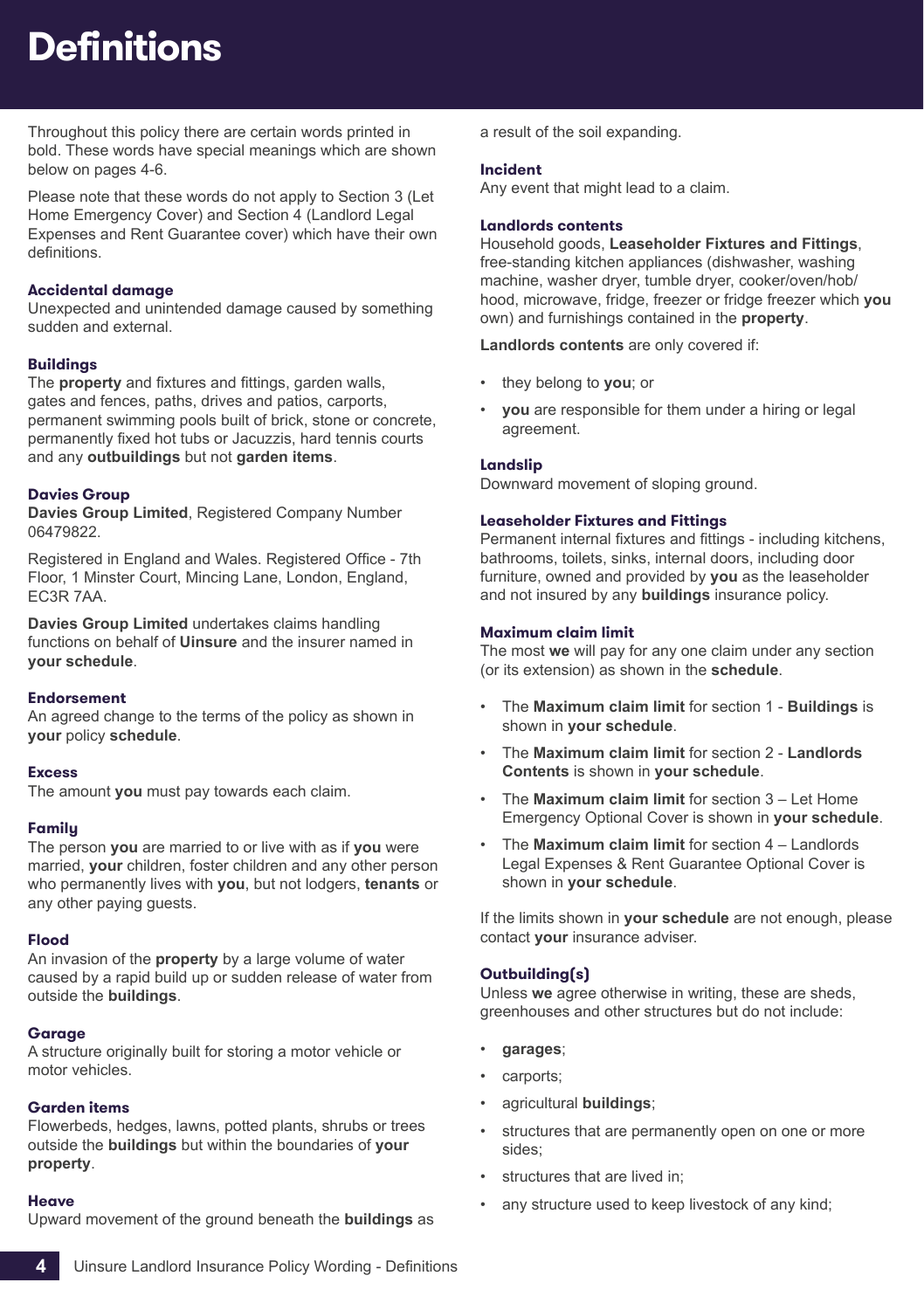# Definitions

Throughout this policy there are certain words printed in bold. These words have special meanings which are shown below on pages 4-6.

Please note that these words do not apply to Section 3 (Let Home Emergency Cover) and Section 4 (Landlord Legal Expenses and Rent Guarantee cover) which have their own definitions.

### Accidental damage

Unexpected and unintended damage caused by something sudden and external.

### Buildings

The **property** and fixtures and fittings, garden walls, gates and fences, paths, drives and patios, carports, permanent swimming pools built of brick, stone or concrete, permanently fixed hot tubs or Jacuzzis, hard tennis courts and any **outbuildings** but not **garden items**.

### Davies Group

**Davies Group Limited**, Registered Company Number 06479822.

Registered in England and Wales. Registered Office - 7th Floor, 1 Minster Court, Mincing Lane, London, England, EC3R 7AA.

**Davies Group Limited** undertakes claims handling functions on behalf of **Uinsure** and the insurer named in **your schedule**.

### Endorsement

An agreed change to the terms of the policy as shown in **your** policy **schedule**.

### Excess

The amount **you** must pay towards each claim.

### Family

The person **you** are married to or live with as if **you** were married, **your** children, foster children and any other person who permanently lives with **you**, but not lodgers, **tenants** or any other paying guests.

### Flood

An invasion of the **property** by a large volume of water caused by a rapid build up or sudden release of water from outside the **buildings**.

### Garage

A structure originally built for storing a motor vehicle or motor vehicles.

### Garden items

Flowerbeds, hedges, lawns, potted plants, shrubs or trees outside the **buildings** but within the boundaries of **your property**.

### Heave

Upward movement of the ground beneath the **buildings** as a result of the soil expanding.

### Incident

Any event that might lead to a claim.

### Landlords contents

Household goods, **Leaseholder Fixtures and Fittings**, free-standing kitchen appliances (dishwasher, washing machine, washer dryer, tumble dryer, cooker/oven/hob/hood, microwave, fridge, freezer or fridge freezer which **you** own) and furnishings contained in the **property**.

**Landlords contents** are only covered if:

- they belong to **you**; or
- **you** are responsible for them under a hiring or legal agreement.

### Landslip

Downward movement of sloping ground.

### Leaseholder Fixtures and Fittings

Permanent internal fixtures and fittings - including kitchens, bathrooms, toilets, sinks, internal doors, including door furniture, owned and provided by **you** as the leaseholder and not insured by any **buildings** insurance policy.

### Maximum claim limit

The most **we** will pay for any one claim under any section (or its extension) as shown in the **schedule**.

- The **Maximum claim limit** for section 1 - **Buildings** is shown in **your schedule**.
- The **Maximum claim limit** for section 2 - **Landlords Contents** is shown in **your schedule**.
- The **Maximum claim limit** for section 3 – Let Home Emergency Optional Cover is shown in **your schedule**.
- The **Maximum claim limit** for section 4 – Landlords Legal Expenses & Rent Guarantee Optional Cover is shown in **your schedule**.

If the limits shown in **your schedule** are not enough, please contact **your** insurance adviser.

### Outbuilding(s)

Unless **we** agree otherwise in writing, these are sheds, greenhouses and other structures but do not include:

- **garages**;
- carports;
- agricultural **buildings**;
- structures that are permanently open on one or more sides;
- structures that are lived in;
- any structure used to keep livestock of any kind;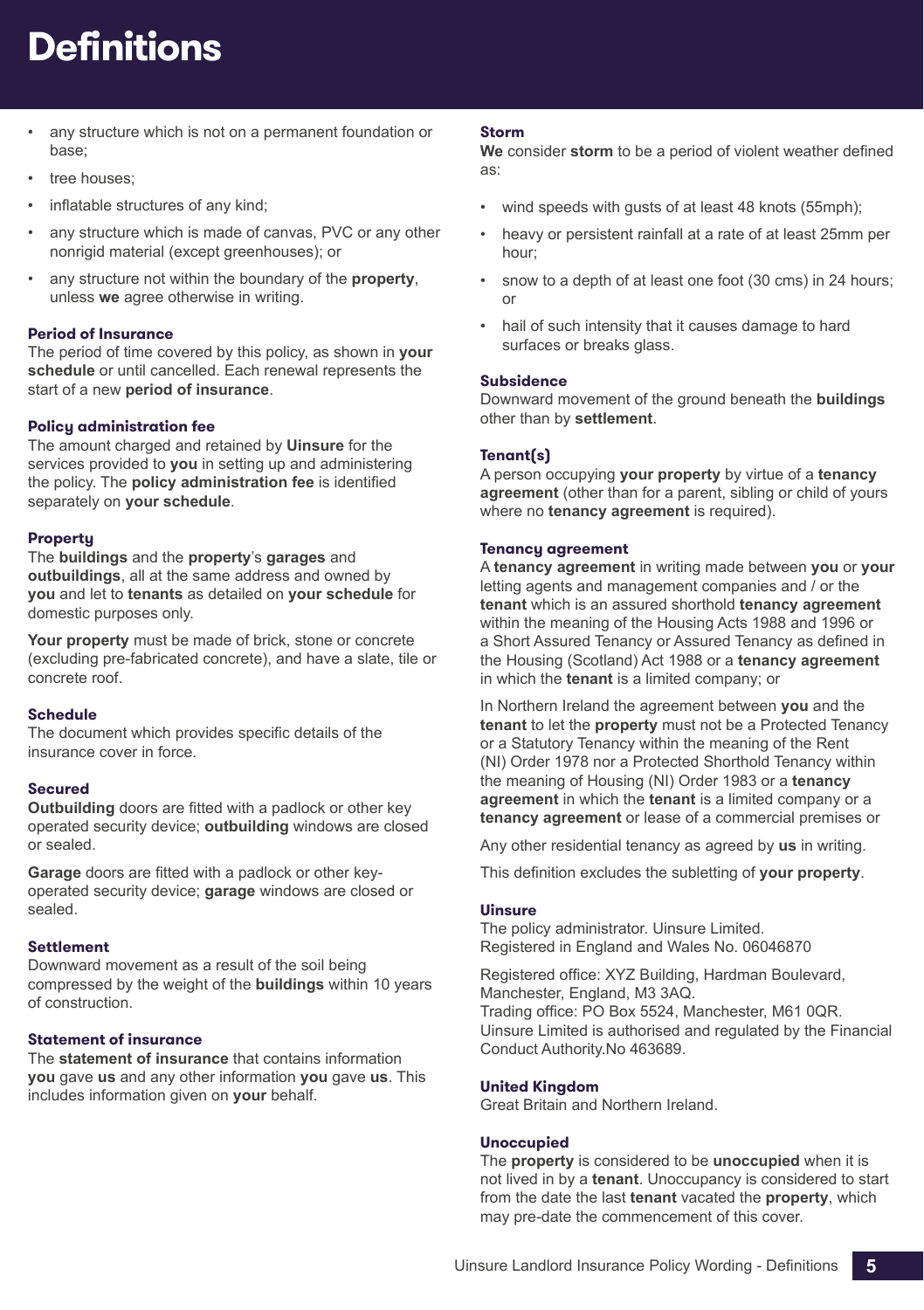# Definitions

- any structure which is not on a permanent foundation or base;
- tree houses;
- inflatable structures of any kind;
- any structure which is made of canvas, PVC or any other nonrigid material (except greenhouses); or
- any structure not within the boundary of the **property**, unless **we** agree otherwise in writing.

### Period of Insurance

The period of time covered by this policy, as shown in **your schedule** or until cancelled. Each renewal represents the start of a new **period of insurance**.

### Policy administration fee

The amount charged and retained by **Uinsure** for the services provided to **you** in setting up and administering the policy. The **policy administration fee** is identified separately on **your schedule**.

### Property

The **buildings** and the **property**'s **garages** and **outbuildings**, all at the same address and owned by **you** and let to **tenants** as detailed on **your schedule** for domestic purposes only.

**Your property** must be made of brick, stone or concrete (excluding pre-fabricated concrete), and have a slate, tile or concrete roof.

### Schedule

The document which provides specific details of the insurance cover in force.

### Secured

**Outbuilding** doors are fitted with a padlock or other key operated security device; **outbuilding** windows are closed or sealed.

**Garage** doors are fitted with a padlock or other key-operated security device; **garage** windows are closed or sealed.

### Settlement

Downward movement as a result of the soil being compressed by the weight of the **buildings** within 10 years of construction.

### Statement of insurance

The **statement of insurance** that contains information **you** gave **us** and any other information **you** gave **us**. This includes information given on **your** behalf.

### Storm

**We** consider **storm** to be a period of violent weather defined as:

- wind speeds with gusts of at least 48 knots (55mph);
- heavy or persistent rainfall at a rate of at least 25mm per hour;
- snow to a depth of at least one foot (30 cms) in 24 hours; or
- hail of such intensity that it causes damage to hard surfaces or breaks glass.

### Subsidence

Downward movement of the ground beneath the **buildings** other than by **settlement**.

### Tenant(s)

A person occupying **your property** by virtue of a **tenancy agreement** (other than for a parent, sibling or child of yours where no **tenancy agreement** is required).

### Tenancy agreement

A **tenancy agreement** in writing made between **you** or **your** letting agents and management companies and / or the **tenant** which is an assured shorthold **tenancy agreement** within the meaning of the Housing Acts 1988 and 1996 or a Short Assured Tenancy or Assured Tenancy as defined in the Housing (Scotland) Act 1988 or a **tenancy agreement** in which the **tenant** is a limited company; or

In Northern Ireland the agreement between **you** and the **tenant** to let the **property** must not be a Protected Tenancy or a Statutory Tenancy within the meaning of the Rent (NI) Order 1978 nor a Protected Shorthold Tenancy within the meaning of Housing (NI) Order 1983 or a **tenancy agreement** in which the **tenant** is a limited company or a **tenancy agreement** or lease of a commercial premises or

Any other residential tenancy as agreed by **us** in writing.

This definition excludes the subletting of **your property**.

### Uinsure

The policy administrator. Uinsure Limited.
Registered in England and Wales No. 06046870

Registered office: XYZ Building, Hardman Boulevard, Manchester, England, M3 3AQ.
Trading office: PO Box 5524, Manchester, M61 0QR.
Uinsure Limited is authorised and regulated by the Financial Conduct Authority.No 463689.

### United Kingdom

Great Britain and Northern Ireland.

### Unoccupied

The **property** is considered to be **unoccupied** when it is not lived in by a **tenant**. Unoccupancy is considered to start from the date the last **tenant** vacated the **property**, which may pre-date the commencement of this cover.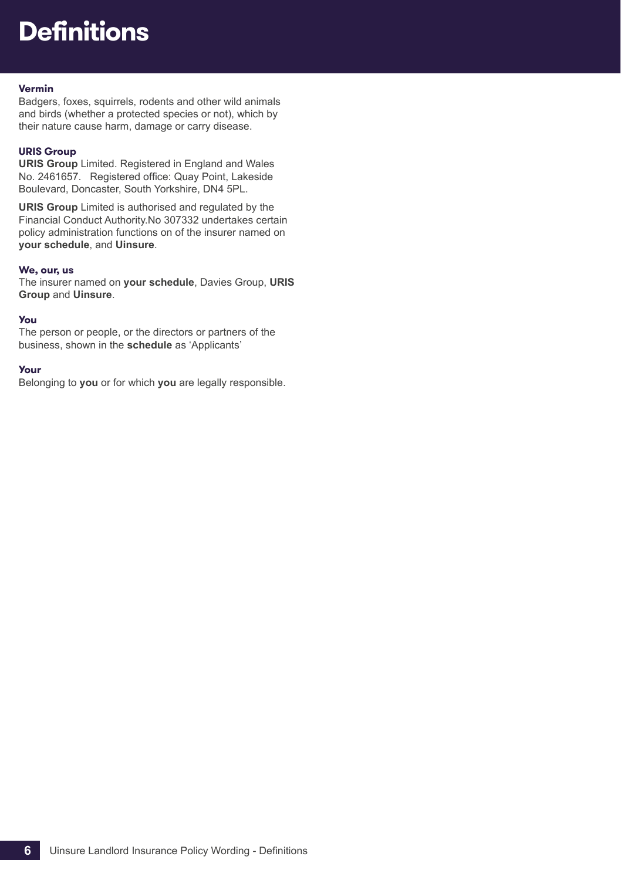# Definitions

### Vermin

Badgers, foxes, squirrels, rodents and other wild animals and birds (whether a protected species or not), which by their nature cause harm, damage or carry disease.

### URIS Group

**URIS Group** Limited. Registered in England and Wales No. 2461657. Registered office: Quay Point, Lakeside Boulevard, Doncaster, South Yorkshire, DN4 5PL.

**URIS Group** Limited is authorised and regulated by the Financial Conduct Authority.No 307332 undertakes certain policy administration functions on of the insurer named on **your schedule**, and **Uinsure**.

### We, our, us

The insurer named on **your schedule**, Davies Group, **URIS Group** and **Uinsure**.

### You

The person or people, or the directors or partners of the business, shown in the **schedule** as 'Applicants'

### Your

Belonging to **you** or for which **you** are legally responsible.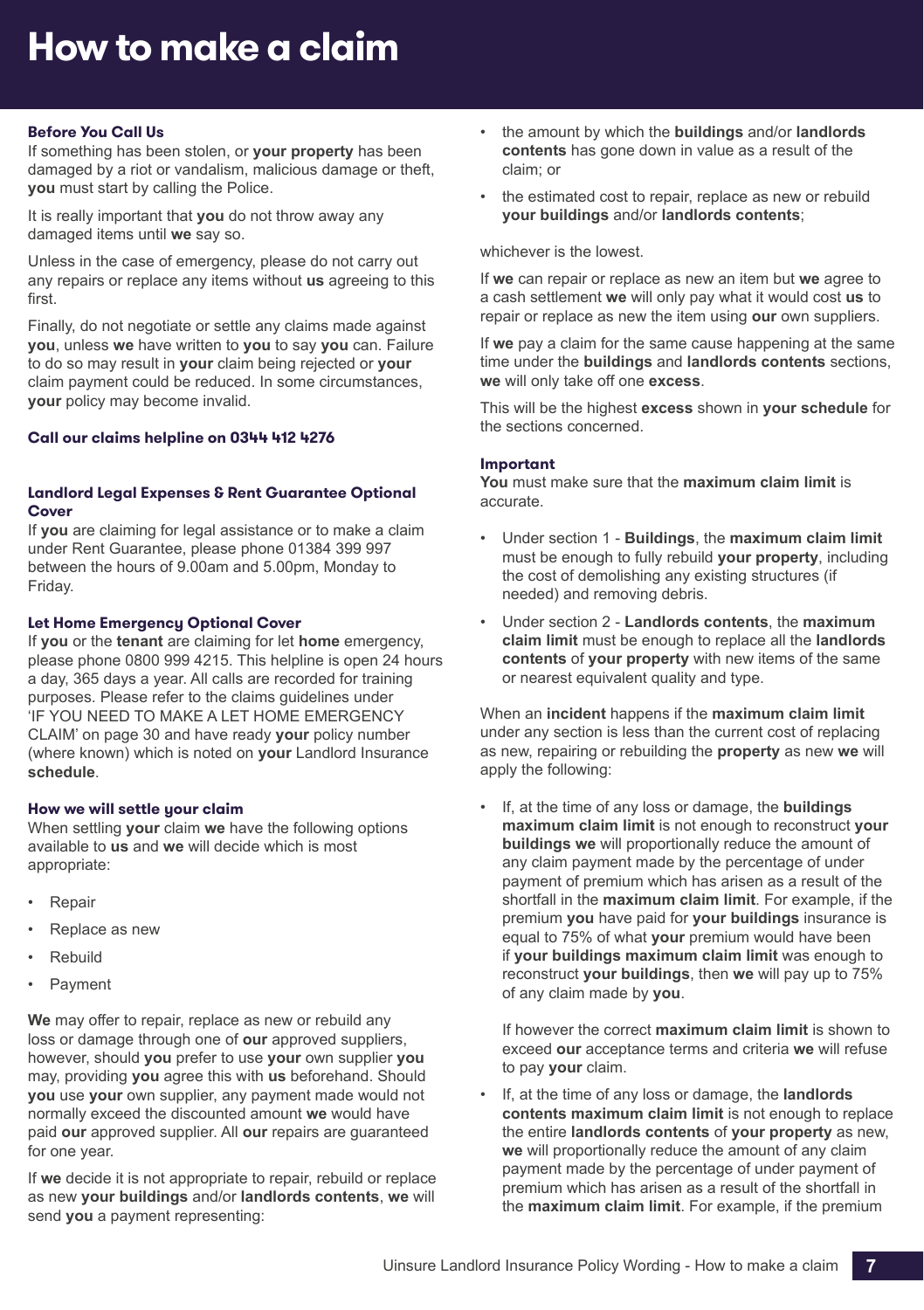# How to make a claim

### Before You Call Us

If something has been stolen, or **your property** has been damaged by a riot or vandalism, malicious damage or theft, **you** must start by calling the Police.

It is really important that **you** do not throw away any damaged items until **we** say so.

Unless in the case of emergency, please do not carry out any repairs or replace any items without **us** agreeing to this first.

Finally, do not negotiate or settle any claims made against **you**, unless **we** have written to **you** to say **you** can. Failure to do so may result in **your** claim being rejected or **your** claim payment could be reduced. In some circumstances, **your** policy may become invalid.

**Call our claims helpline on 0344 412 4276**

### Landlord Legal Expenses & Rent Guarantee Optional Cover

If **you** are claiming for legal assistance or to make a claim under Rent Guarantee, please phone 01384 399 997 between the hours of 9.00am and 5.00pm, Monday to Friday.

### Let Home Emergency Optional Cover

If **you** or the **tenant** are claiming for let **home** emergency, please phone 0800 999 4215. This helpline is open 24 hours a day, 365 days a year. All calls are recorded for training purposes. Please refer to the claims guidelines under 'IF YOU NEED TO MAKE A LET HOME EMERGENCY CLAIM' on page 30 and have ready **your** policy number (where known) which is noted on **your** Landlord Insurance **schedule**.

### How we will settle your claim

When settling **your** claim **we** have the following options available to **us** and **we** will decide which is most appropriate:

- Repair
- Replace as new
- Rebuild
- Payment

**We** may offer to repair, replace as new or rebuild any loss or damage through one of **our** approved suppliers, however, should **you** prefer to use **your** own supplier **you** may, providing **you** agree this with **us** beforehand. Should **you** use **your** own supplier, any payment made would not normally exceed the discounted amount **we** would have paid **our** approved supplier. All **our** repairs are guaranteed for one year.

If **we** decide it is not appropriate to repair, rebuild or replace as new **your buildings** and/or **landlords contents**, **we** will send **you** a payment representing:

- the amount by which the **buildings** and/or **landlords contents** has gone down in value as a result of the claim; or
- the estimated cost to repair, replace as new or rebuild **your buildings** and/or **landlords contents**;

whichever is the lowest.

If **we** can repair or replace as new an item but **we** agree to a cash settlement **we** will only pay what it would cost **us** to repair or replace as new the item using **our** own suppliers.

If **we** pay a claim for the same cause happening at the same time under the **buildings** and **landlords contents** sections, **we** will only take off one **excess**.

This will be the highest **excess** shown in **your schedule** for the sections concerned.

### Important

**You** must make sure that the **maximum claim limit** is accurate.

- Under section 1 - **Buildings**, the **maximum claim limit** must be enough to fully rebuild **your property**, including the cost of demolishing any existing structures (if needed) and removing debris.
- Under section 2 - **Landlords contents**, the **maximum claim limit** must be enough to replace all the **landlords contents** of **your property** with new items of the same or nearest equivalent quality and type.

When an **incident** happens if the **maximum claim limit** under any section is less than the current cost of replacing as new, repairing or rebuilding the **property** as new **we** will apply the following:

- If, at the time of any loss or damage, the **buildings maximum claim limit** is not enough to reconstruct **your buildings we** will proportionally reduce the amount of any claim payment made by the percentage of under payment of premium which has arisen as a result of the shortfall in the **maximum claim limit**. For example, if the premium **you** have paid for **your buildings** insurance is equal to 75% of what **your** premium would have been if **your buildings maximum claim limit** was enough to reconstruct **your buildings**, then **we** will pay up to 75% of any claim made by **you**.

  If however the correct **maximum claim limit** is shown to exceed **our** acceptance terms and criteria **we** will refuse to pay **your** claim.

- If, at the time of any loss or damage, the **landlords contents maximum claim limit** is not enough to replace the entire **landlords contents** of **your property** as new, **we** will proportionally reduce the amount of any claim payment made by the percentage of under payment of premium which has arisen as a result of the shortfall in the **maximum claim limit**. For example, if the premium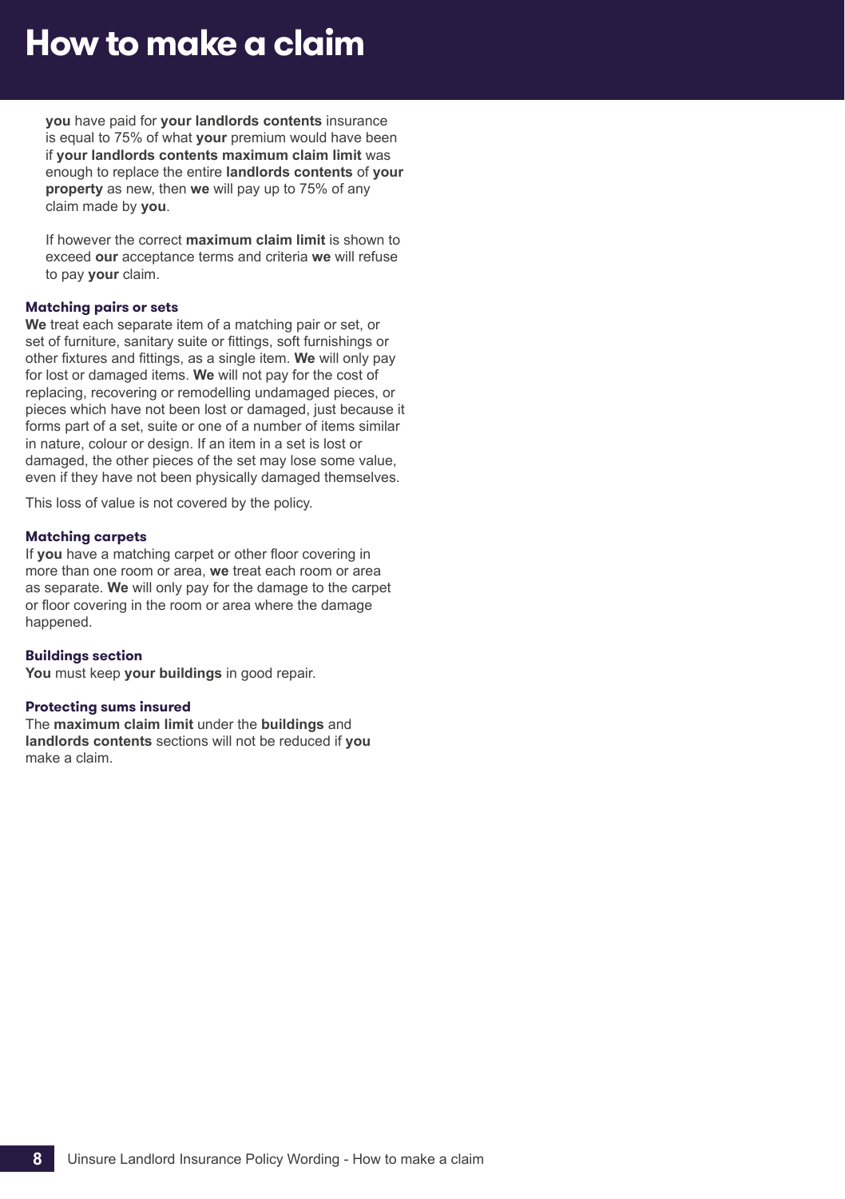# How to make a claim

**you** have paid for **your landlords contents** insurance is equal to 75% of what **your** premium would have been if **your landlords contents maximum claim limit** was enough to replace the entire **landlords contents** of **your property** as new, then **we** will pay up to 75% of any claim made by **you**.

If however the correct **maximum claim limit** is shown to exceed **our** acceptance terms and criteria **we** will refuse to pay **your** claim.

### Matching pairs or sets

**We** treat each separate item of a matching pair or set, or set of furniture, sanitary suite or fittings, soft furnishings or other fixtures and fittings, as a single item. **We** will only pay for lost or damaged items. **We** will not pay for the cost of replacing, recovering or remodelling undamaged pieces, or pieces which have not been lost or damaged, just because it forms part of a set, suite or one of a number of items similar in nature, colour or design. If an item in a set is lost or damaged, the other pieces of the set may lose some value, even if they have not been physically damaged themselves.

This loss of value is not covered by the policy.

### Matching carpets

If **you** have a matching carpet or other floor covering in more than one room or area, **we** treat each room or area as separate. **We** will only pay for the damage to the carpet or floor covering in the room or area where the damage happened.

### Buildings section

**You** must keep **your buildings** in good repair.

### Protecting sums insured

The **maximum claim limit** under the **buildings** and **landlords contents** sections will not be reduced if **you** make a claim.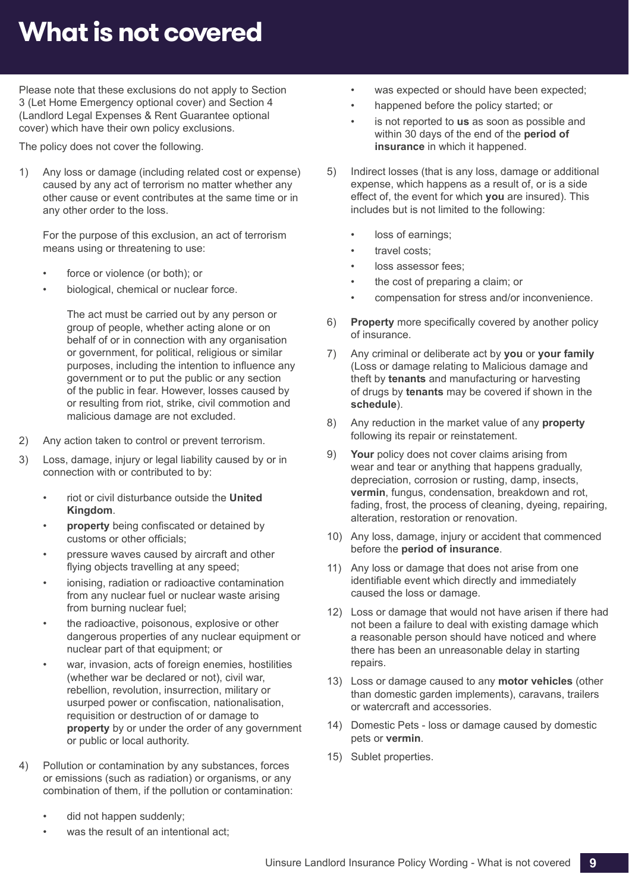# What is not covered

Please note that these exclusions do not apply to Section 3 (Let Home Emergency optional cover) and Section 4 (Landlord Legal Expenses & Rent Guarantee optional cover) which have their own policy exclusions.

The policy does not cover the following.

1) Any loss or damage (including related cost or expense) caused by any act of terrorism no matter whether any other cause or event contributes at the same time or in any other order to the loss.

   For the purpose of this exclusion, an act of terrorism means using or threatening to use:

   - force or violence (or both); or
   - biological, chemical or nuclear force.

     The act must be carried out by any person or group of people, whether acting alone or on behalf of or in connection with any organisation or government, for political, religious or similar purposes, including the intention to influence any government or to put the public or any section of the public in fear. However, losses caused by or resulting from riot, strike, civil commotion and malicious damage are not excluded.

2) Any action taken to control or prevent terrorism.

3) Loss, damage, injury or legal liability caused by or in connection with or contributed to by:

   - riot or civil disturbance outside the **United Kingdom**.
   - **property** being confiscated or detained by customs or other officials;
   - pressure waves caused by aircraft and other flying objects travelling at any speed;
   - ionising, radiation or radioactive contamination from any nuclear fuel or nuclear waste arising from burning nuclear fuel;
   - the radioactive, poisonous, explosive or other dangerous properties of any nuclear equipment or nuclear part of that equipment; or
   - war, invasion, acts of foreign enemies, hostilities (whether war be declared or not), civil war, rebellion, revolution, insurrection, military or usurped power or confiscation, nationalisation, requisition or destruction of or damage to **property** by or under the order of any government or public or local authority.

4) Pollution or contamination by any substances, forces or emissions (such as radiation) or organisms, or any combination of them, if the pollution or contamination:

   - did not happen suddenly;
   - was the result of an intentional act;
   - was expected or should have been expected;
   - happened before the policy started; or
   - is not reported to **us** as soon as possible and within 30 days of the end of the **period of insurance** in which it happened.

5) Indirect losses (that is any loss, damage or additional expense, which happens as a result of, or is a side effect of, the event for which **you** are insured). This includes but is not limited to the following:

   - loss of earnings;
   - travel costs;
   - loss assessor fees;
   - the cost of preparing a claim; or
   - compensation for stress and/or inconvenience.

6) **Property** more specifically covered by another policy of insurance.

7) Any criminal or deliberate act by **you** or **your family** (Loss or damage relating to Malicious damage and theft by **tenants** and manufacturing or harvesting of drugs by **tenants** may be covered if shown in the **schedule**).

8) Any reduction in the market value of any **property** following its repair or reinstatement.

9) **Your** policy does not cover claims arising from wear and tear or anything that happens gradually, depreciation, corrosion or rusting, damp, insects, **vermin**, fungus, condensation, breakdown and rot, fading, frost, the process of cleaning, dyeing, repairing, alteration, restoration or renovation.

10) Any loss, damage, injury or accident that commenced before the **period of insurance**.

11) Any loss or damage that does not arise from one identifiable event which directly and immediately caused the loss or damage.

12) Loss or damage that would not have arisen if there had not been a failure to deal with existing damage which a reasonable person should have noticed and where there has been an unreasonable delay in starting repairs.

13) Loss or damage caused to any **motor vehicles** (other than domestic garden implements), caravans, trailers or watercraft and accessories.

14) Domestic Pets - loss or damage caused by domestic pets or **vermin**.

15) Sublet properties.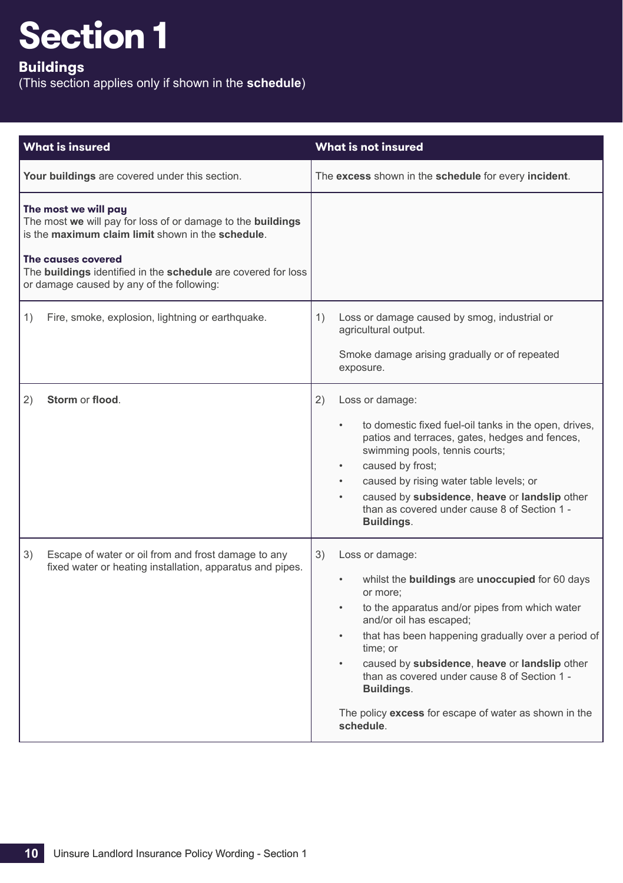# Section 1

## Buildings

(This section applies only if shown in the **schedule**)

| What is insured | What is not insured |
| --- | --- |
| **Your buildings** are covered under this section. | The **excess** shown in the **schedule** for every **incident**. |
| **The most we will pay**<br>The most **we** will pay for loss of or damage to the **buildings** is the **maximum claim limit** shown in the **schedule**.<br><br>**The causes covered**<br>The **buildings** identified in the **schedule** are covered for loss or damage caused by any of the following: | |
| 1) Fire, smoke, explosion, lightning or earthquake. | 1) Loss or damage caused by smog, industrial or agricultural output.<br><br>Smoke damage arising gradually or of repeated exposure. |
| 2) **Storm** or **flood**. | 2) Loss or damage:<br>• to domestic fixed fuel-oil tanks in the open, drives, patios and terraces, gates, hedges and fences, swimming pools, tennis courts;<br>• caused by frost;<br>• caused by rising water table levels; or<br>• caused by **subsidence**, **heave** or **landslip** other than as covered under cause 8 of Section 1 - **Buildings**. |
| 3) Escape of water or oil from and frost damage to any fixed water or heating installation, apparatus and pipes. | 3) Loss or damage:<br>• whilst the **buildings** are **unoccupied** for 60 days or more;<br>• to the apparatus and/or pipes from which water and/or oil has escaped;<br>• that has been happening gradually over a period of time; or<br>• caused by **subsidence**, **heave** or **landslip** other than as covered under cause 8 of Section 1 - **Buildings**.<br><br>The policy **excess** for escape of water as shown in the **schedule**. |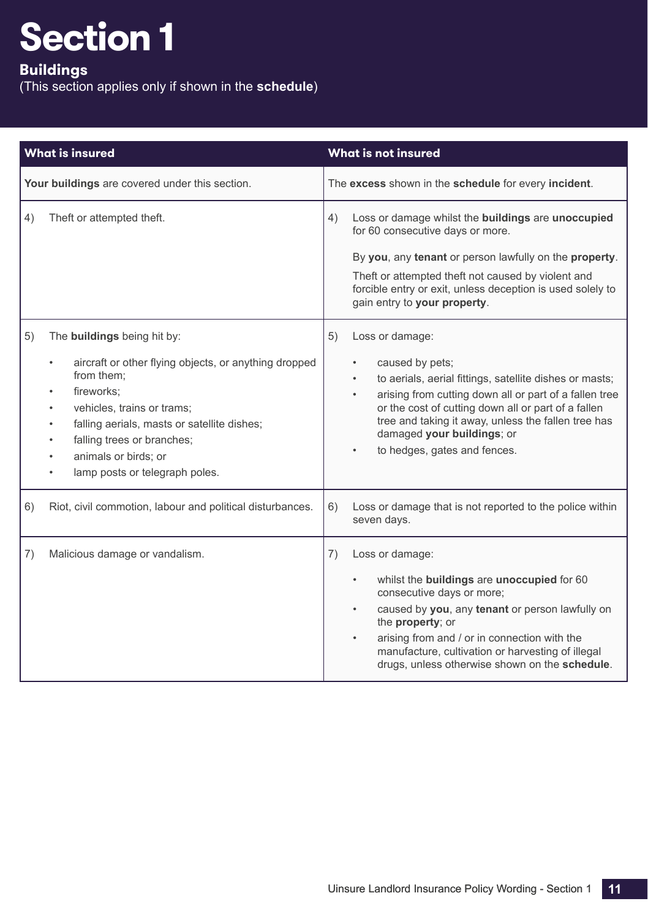# Section 1

## Buildings

(This section applies only if shown in the **schedule**)

| What is insured | What is not insured |
|---|---|
| **Your buildings** are covered under this section. | The **excess** shown in the **schedule** for every **incident**. |
| 4) Theft or attempted theft. | 4) Loss or damage whilst the **buildings** are **unoccupied** for 60 consecutive days or more.<br><br>By **you**, any **tenant** or person lawfully on the **property**.<br><br>Theft or attempted theft not caused by violent and forcible entry or exit, unless deception is used solely to gain entry to **your property**. |
| 5) The **buildings** being hit by:<br>• aircraft or other flying objects, or anything dropped from them;<br>• fireworks;<br>• vehicles, trains or trams;<br>• falling aerials, masts or satellite dishes;<br>• falling trees or branches;<br>• animals or birds; or<br>• lamp posts or telegraph poles. | 5) Loss or damage:<br>• caused by pets;<br>• to aerials, aerial fittings, satellite dishes or masts;<br>• arising from cutting down all or part of a fallen tree or the cost of cutting down all or part of a fallen tree and taking it away, unless the fallen tree has damaged **your buildings**; or<br>• to hedges, gates and fences. |
| 6) Riot, civil commotion, labour and political disturbances. | 6) Loss or damage that is not reported to the police within seven days. |
| 7) Malicious damage or vandalism. | 7) Loss or damage:<br>• whilst the **buildings** are **unoccupied** for 60 consecutive days or more;<br>• caused by **you**, any **tenant** or person lawfully on the **property**; or<br>• arising from and / or in connection with the manufacture, cultivation or harvesting of illegal drugs, unless otherwise shown on the **schedule**. |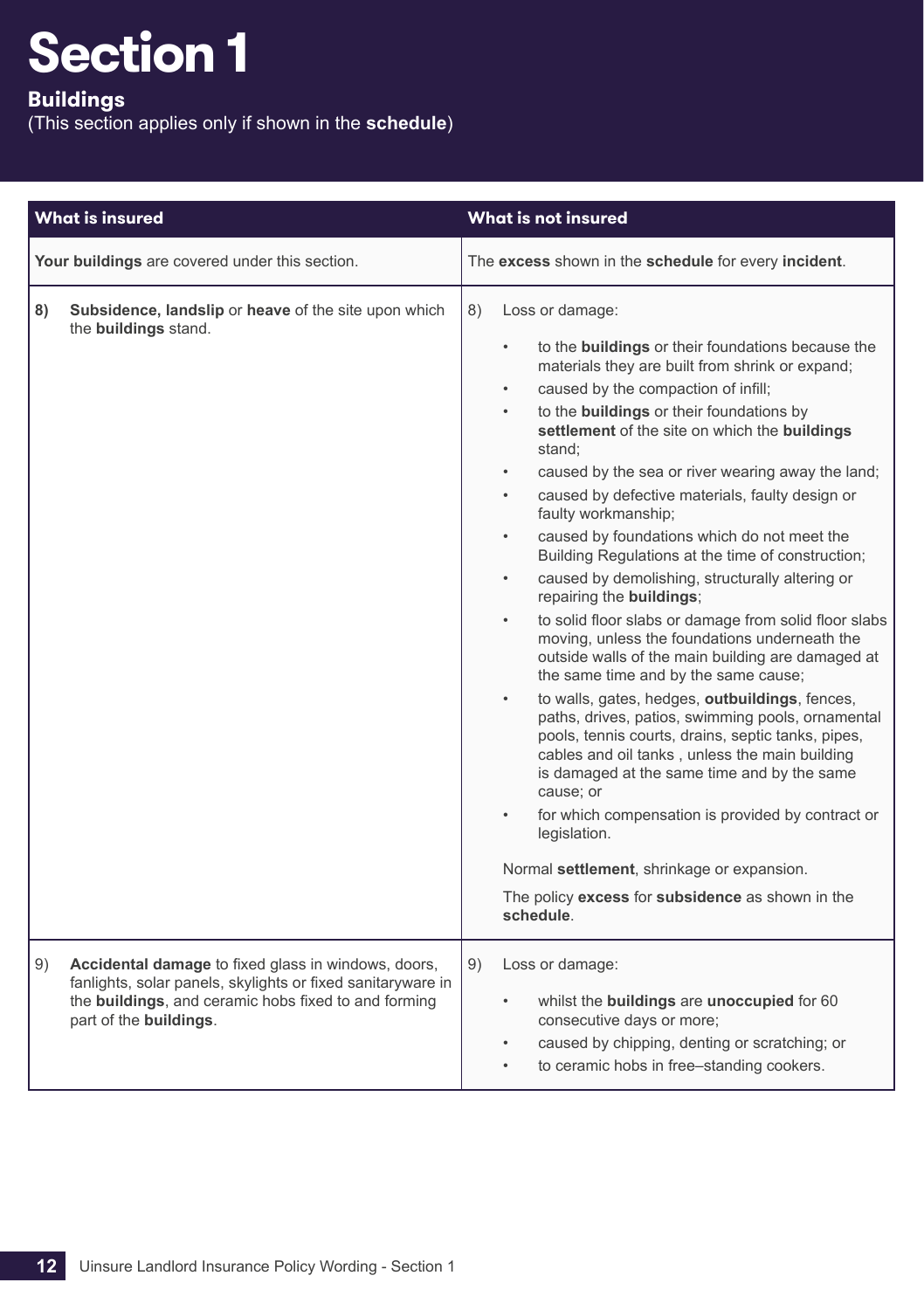# Section 1

## Buildings

(This section applies only if shown in the **schedule**)

| What is insured | What is not insured |
| --- | --- |
| **Your buildings** are covered under this section. | The **excess** shown in the **schedule** for every **incident**. |
| **8)** **Subsidence, landslip** or **heave** of the site upon which the **buildings** stand. | 8) Loss or damage:<br>• to the **buildings** or their foundations because the materials they are built from shrink or expand;<br>• caused by the compaction of infill;<br>• to the **buildings** or their foundations by **settlement** of the site on which the **buildings** stand;<br>• caused by the sea or river wearing away the land;<br>• caused by defective materials, faulty design or faulty workmanship;<br>• caused by foundations which do not meet the Building Regulations at the time of construction;<br>• caused by demolishing, structurally altering or repairing the **buildings**;<br>• to solid floor slabs or damage from solid floor slabs moving, unless the foundations underneath the outside walls of the main building are damaged at the same time and by the same cause;<br>• to walls, gates, hedges, **outbuildings**, fences, paths, drives, patios, swimming pools, ornamental pools, tennis courts, drains, septic tanks, pipes, cables and oil tanks , unless the main building is damaged at the same time and by the same cause; or<br>• for which compensation is provided by contract or legislation.<br><br>Normal **settlement**, shrinkage or expansion.<br><br>The policy **excess** for **subsidence** as shown in the **schedule**. |
| 9) **Accidental damage** to fixed glass in windows, doors, fanlights, solar panels, skylights or fixed sanitaryware in the **buildings**, and ceramic hobs fixed to and forming part of the **buildings**. | 9) Loss or damage:<br>• whilst the **buildings** are **unoccupied** for 60 consecutive days or more;<br>• caused by chipping, denting or scratching; or<br>• to ceramic hobs in free–standing cookers. |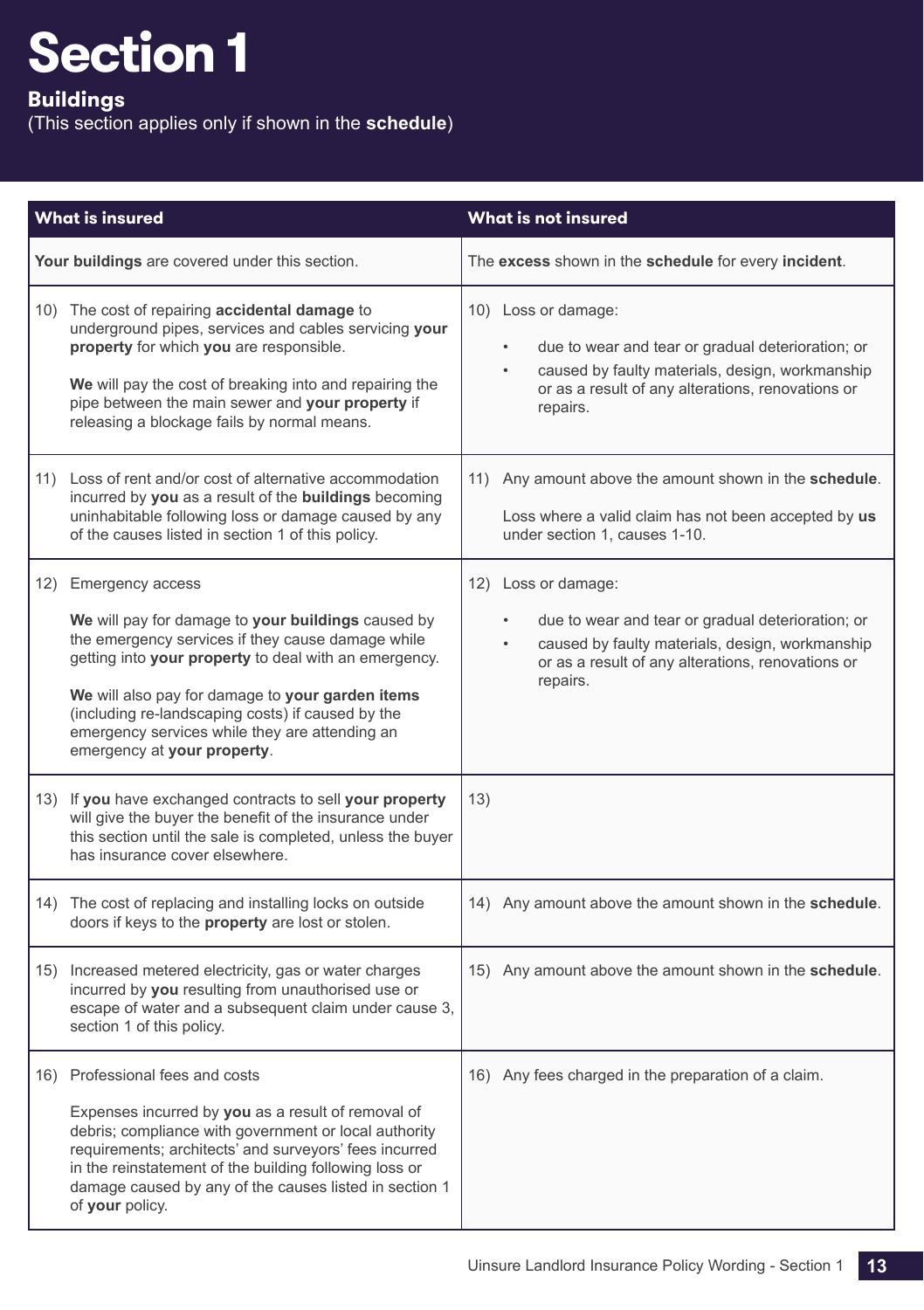# Section 1

## Buildings

(This section applies only if shown in the **schedule**)

| What is insured | What is not insured |
|---|---|
| **Your buildings** are covered under this section. | The **excess** shown in the **schedule** for every **incident**. |
| 10) The cost of repairing **accidental damage** to underground pipes, services and cables servicing **your property** for which **you** are responsible.<br><br>**We** will pay the cost of breaking into and repairing the pipe between the main sewer and **your property** if releasing a blockage fails by normal means. | 10) Loss or damage:<br>• due to wear and tear or gradual deterioration; or<br>• caused by faulty materials, design, workmanship or as a result of any alterations, renovations or repairs. |
| 11) Loss of rent and/or cost of alternative accommodation incurred by **you** as a result of the **buildings** becoming uninhabitable following loss or damage caused by any of the causes listed in section 1 of this policy. | 11) Any amount above the amount shown in the **schedule**.<br><br>Loss where a valid claim has not been accepted by **us** under section 1, causes 1-10. |
| 12) Emergency access<br><br>**We** will pay for damage to **your buildings** caused by the emergency services if they cause damage while getting into **your property** to deal with an emergency.<br><br>**We** will also pay for damage to **your garden items** (including re-landscaping costs) if caused by the emergency services while they are attending an emergency at **your property**. | 12) Loss or damage:<br>• due to wear and tear or gradual deterioration; or<br>• caused by faulty materials, design, workmanship or as a result of any alterations, renovations or repairs. |
| 13) If **you** have exchanged contracts to sell **your property** will give the buyer the benefit of the insurance under this section until the sale is completed, unless the buyer has insurance cover elsewhere. | 13) |
| 14) The cost of replacing and installing locks on outside doors if keys to the **property** are lost or stolen. | 14) Any amount above the amount shown in the **schedule**. |
| 15) Increased metered electricity, gas or water charges incurred by **you** resulting from unauthorised use or escape of water and a subsequent claim under cause 3, section 1 of this policy. | 15) Any amount above the amount shown in the **schedule**. |
| 16) Professional fees and costs<br><br>Expenses incurred by **you** as a result of removal of debris; compliance with government or local authority requirements; architects' and surveyors' fees incurred in the reinstatement of the building following loss or damage caused by any of the causes listed in section 1 of **your** policy. | 16) Any fees charged in the preparation of a claim. |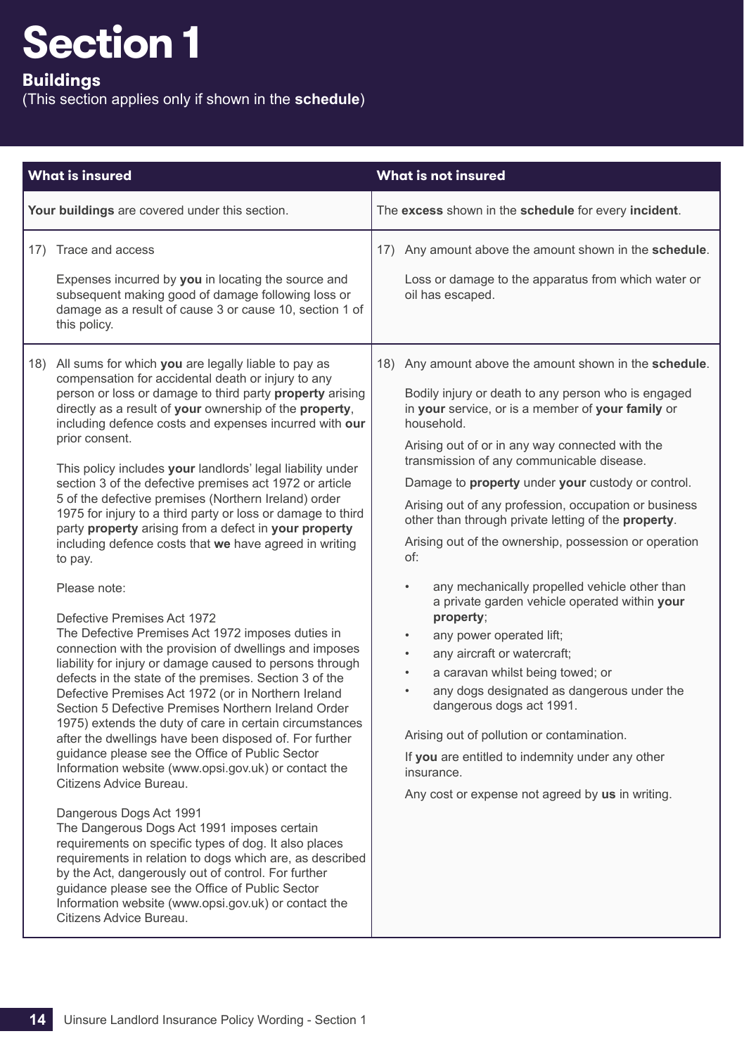# Section 1

## Buildings

(This section applies only if shown in the **schedule**)

| What is insured | What is not insured |
|---|---|
| **Your buildings** are covered under this section. | The **excess** shown in the **schedule** for every **incident**. |
| 17) Trace and access<br><br>Expenses incurred by **you** in locating the source and subsequent making good of damage following loss or damage as a result of cause 3 or cause 10, section 1 of this policy. | 17) Any amount above the amount shown in the **schedule**.<br><br>Loss or damage to the apparatus from which water or oil has escaped. |
| 18) All sums for which **you** are legally liable to pay as compensation for accidental death or injury to any person or loss or damage to third party **property** arising directly as a result of **your** ownership of the **property**, including defence costs and expenses incurred with **our** prior consent.<br><br>This policy includes **your** landlords' legal liability under section 3 of the defective premises act 1972 or article 5 of the defective premises (Northern Ireland) order 1975 for injury to a third party or loss or damage to third party **property** arising from a defect in **your property** including defence costs that **we** have agreed in writing to pay.<br><br>Please note:<br><br>Defective Premises Act 1972<br>The Defective Premises Act 1972 imposes duties in connection with the provision of dwellings and imposes liability for injury or damage caused to persons through defects in the state of the premises. Section 3 of the Defective Premises Act 1972 (or in Northern Ireland Section 5 Defective Premises Northern Ireland Order 1975) extends the duty of care in certain circumstances after the dwellings have been disposed of. For further guidance please see the Office of Public Sector Information website (www.opsi.gov.uk) or contact the Citizens Advice Bureau.<br><br>Dangerous Dogs Act 1991<br>The Dangerous Dogs Act 1991 imposes certain requirements on specific types of dog. It also places requirements in relation to dogs which are, as described by the Act, dangerously out of control. For further guidance please see the Office of Public Sector Information website (www.opsi.gov.uk) or contact the Citizens Advice Bureau. | 18) Any amount above the amount shown in the **schedule**.<br><br>Bodily injury or death to any person who is engaged in **your** service, or is a member of **your family** or household.<br><br>Arising out of or in any way connected with the transmission of any communicable disease.<br><br>Damage to **property** under **your** custody or control.<br><br>Arising out of any profession, occupation or business other than through private letting of the **property**.<br><br>Arising out of the ownership, possession or operation of:<br><br>• any mechanically propelled vehicle other than a private garden vehicle operated within **your property**;<br>• any power operated lift;<br>• any aircraft or watercraft;<br>• a caravan whilst being towed; or<br>• any dogs designated as dangerous under the dangerous dogs act 1991.<br><br>Arising out of pollution or contamination.<br><br>If **you** are entitled to indemnity under any other insurance.<br><br>Any cost or expense not agreed by **us** in writing. |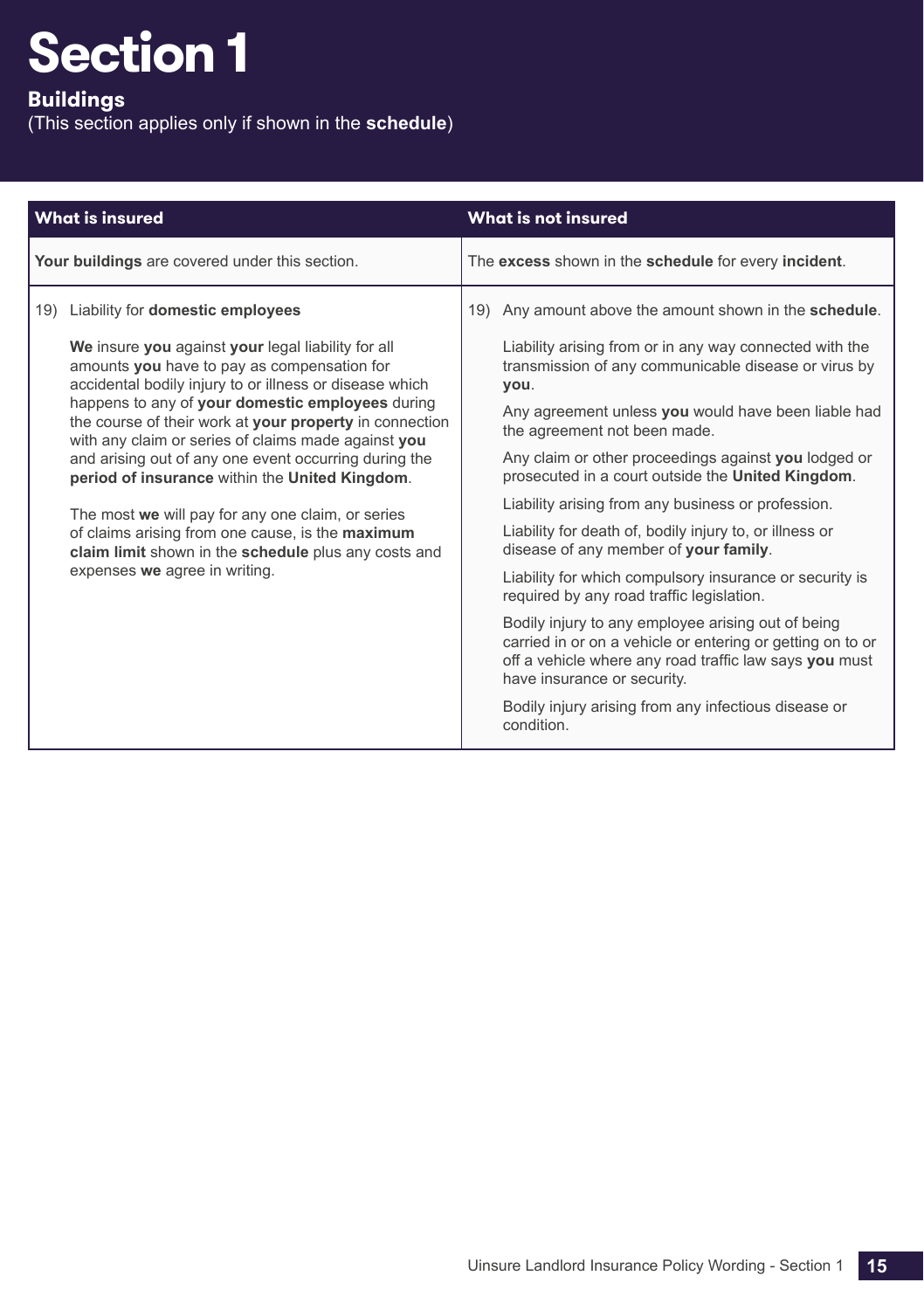# Section 1

## Buildings

(This section applies only if shown in the **schedule**)

| What is insured | What is not insured |
|---|---|
| **Your buildings** are covered under this section. | The **excess** shown in the **schedule** for every **incident**. |
| 19) Liability for **domestic employees**<br><br>**We** insure **you** against **your** legal liability for all amounts **you** have to pay as compensation for accidental bodily injury to or illness or disease which happens to any of **your domestic employees** during the course of their work at **your property** in connection with any claim or series of claims made against **you** and arising out of any one event occurring during the **period of insurance** within the **United Kingdom**.<br><br>The most **we** will pay for any one claim, or series of claims arising from one cause, is the **maximum claim limit** shown in the **schedule** plus any costs and expenses **we** agree in writing. | 19) Any amount above the amount shown in the **schedule**.<br><br>Liability arising from or in any way connected with the transmission of any communicable disease or virus by **you**.<br><br>Any agreement unless **you** would have been liable had the agreement not been made.<br><br>Any claim or other proceedings against **you** lodged or prosecuted in a court outside the **United Kingdom**.<br><br>Liability arising from any business or profession.<br><br>Liability for death of, bodily injury to, or illness or disease of any member of **your family**.<br><br>Liability for which compulsory insurance or security is required by any road traffic legislation.<br><br>Bodily injury to any employee arising out of being carried in or on a vehicle or entering or getting on to or off a vehicle where any road traffic law says **you** must have insurance or security.<br><br>Bodily injury arising from any infectious disease or condition. |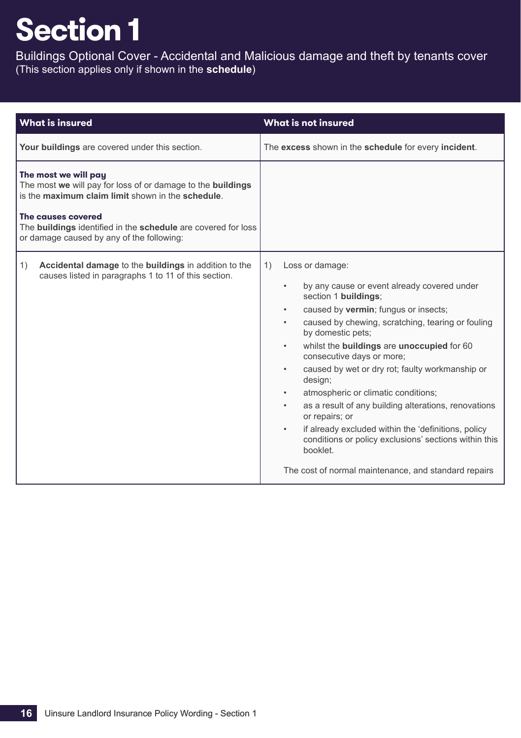# Section 1

Buildings Optional Cover - Accidental and Malicious damage and theft by tenants cover
(This section applies only if shown in the **schedule**)

| What is insured | What is not insured |
|---|---|
| **Your buildings** are covered under this section. | The **excess** shown in the **schedule** for every **incident**. |
| **The most we will pay**<br>The most **we** will pay for loss of or damage to the **buildings** is the **maximum claim limit** shown in the **schedule**.<br><br>**The causes covered**<br>The **buildings** identified in the **schedule** are covered for loss or damage caused by any of the following: | |
| 1) **Accidental damage** to the **buildings** in addition to the causes listed in paragraphs 1 to 11 of this section. | 1) Loss or damage:<br>• by any cause or event already covered under section 1 **buildings**;<br>• caused by **vermin**; fungus or insects;<br>• caused by chewing, scratching, tearing or fouling by domestic pets;<br>• whilst the **buildings** are **unoccupied** for 60 consecutive days or more;<br>• caused by wet or dry rot; faulty workmanship or design;<br>• atmospheric or climatic conditions;<br>• as a result of any building alterations, renovations or repairs; or<br>• if already excluded within the 'definitions, policy conditions or policy exclusions' sections within this booklet.<br><br>The cost of normal maintenance, and standard repairs |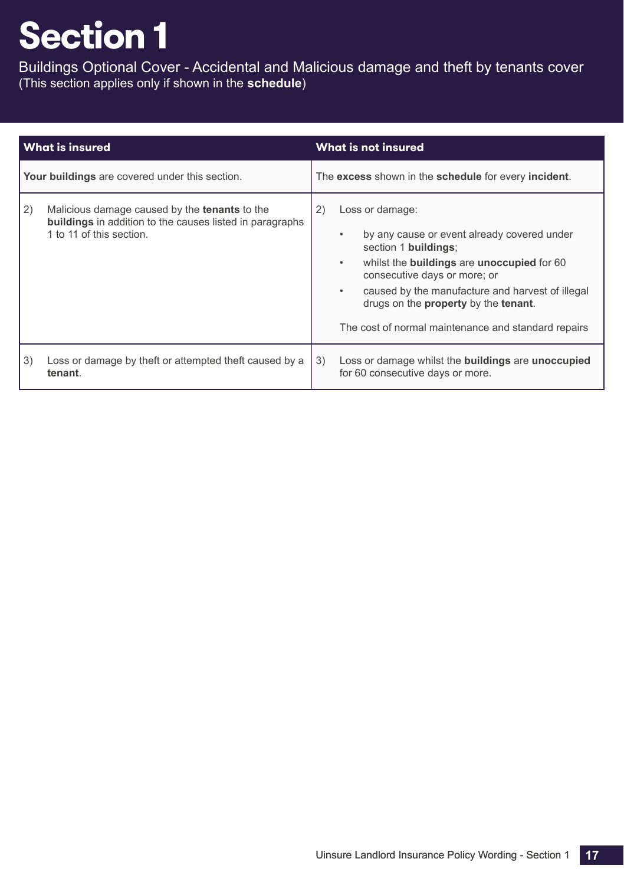# Section 1

Buildings Optional Cover - Accidental and Malicious damage and theft by tenants cover
(This section applies only if shown in the **schedule**)

| What is insured | What is not insured |
|---|---|
| **Your buildings** are covered under this section. | The **excess** shown in the **schedule** for every **incident**. |
| 2) Malicious damage caused by the **tenants** to the **buildings** in addition to the causes listed in paragraphs 1 to 11 of this section. | 2) Loss or damage: <br> • by any cause or event already covered under section 1 **buildings**; <br> • whilst the **buildings** are **unoccupied** for 60 consecutive days or more; or <br> • caused by the manufacture and harvest of illegal drugs on the **property** by the **tenant**. <br><br> The cost of normal maintenance and standard repairs |
| 3) Loss or damage by theft or attempted theft caused by a **tenant**. | 3) Loss or damage whilst the **buildings** are **unoccupied** for 60 consecutive days or more. |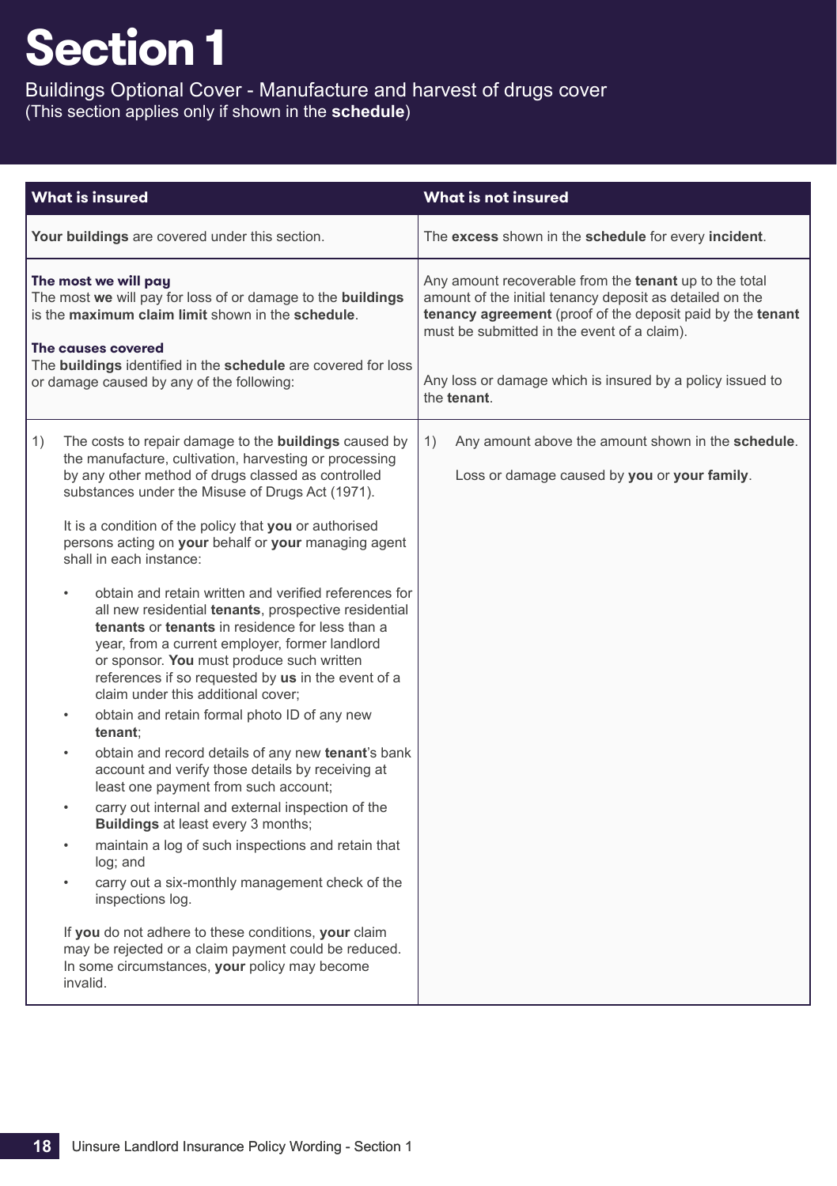# Section 1

Buildings Optional Cover - Manufacture and harvest of drugs cover
(This section applies only if shown in the **schedule**)

| What is insured | What is not insured |
| --- | --- |
| **Your buildings** are covered under this section. | The **excess** shown in the **schedule** for every **incident**. |
| **The most we will pay**<br>The most **we** will pay for loss of or damage to the **buildings** is the **maximum claim limit** shown in the **schedule**.<br><br>**The causes covered**<br>The **buildings** identified in the **schedule** are covered for loss or damage caused by any of the following: | Any amount recoverable from the **tenant** up to the total amount of the initial tenancy deposit as detailed on the **tenancy agreement** (proof of the deposit paid by the **tenant** must be submitted in the event of a claim).<br><br>Any loss or damage which is insured by a policy issued to the **tenant**. |
| 1) The costs to repair damage to the **buildings** caused by the manufacture, cultivation, harvesting or processing by any other method of drugs classed as controlled substances under the Misuse of Drugs Act (1971).<br><br>It is a condition of the policy that **you** or authorised persons acting on **your** behalf or **your** managing agent shall in each instance:<br><br>• obtain and retain written and verified references for all new residential **tenants**, prospective residential **tenants** or **tenants** in residence for less than a year, from a current employer, former landlord or sponsor. **You** must produce such written references if so requested by **us** in the event of a claim under this additional cover;<br>• obtain and retain formal photo ID of any new **tenant**;<br>• obtain and record details of any new **tenant**'s bank account and verify those details by receiving at least one payment from such account;<br>• carry out internal and external inspection of the **Buildings** at least every 3 months;<br>• maintain a log of such inspections and retain that log; and<br>• carry out a six-monthly management check of the inspections log.<br><br>If **you** do not adhere to these conditions, **your** claim may be rejected or a claim payment could be reduced. In some circumstances, **your** policy may become invalid. | 1) Any amount above the amount shown in the **schedule**.<br><br>Loss or damage caused by **you** or **your family**. |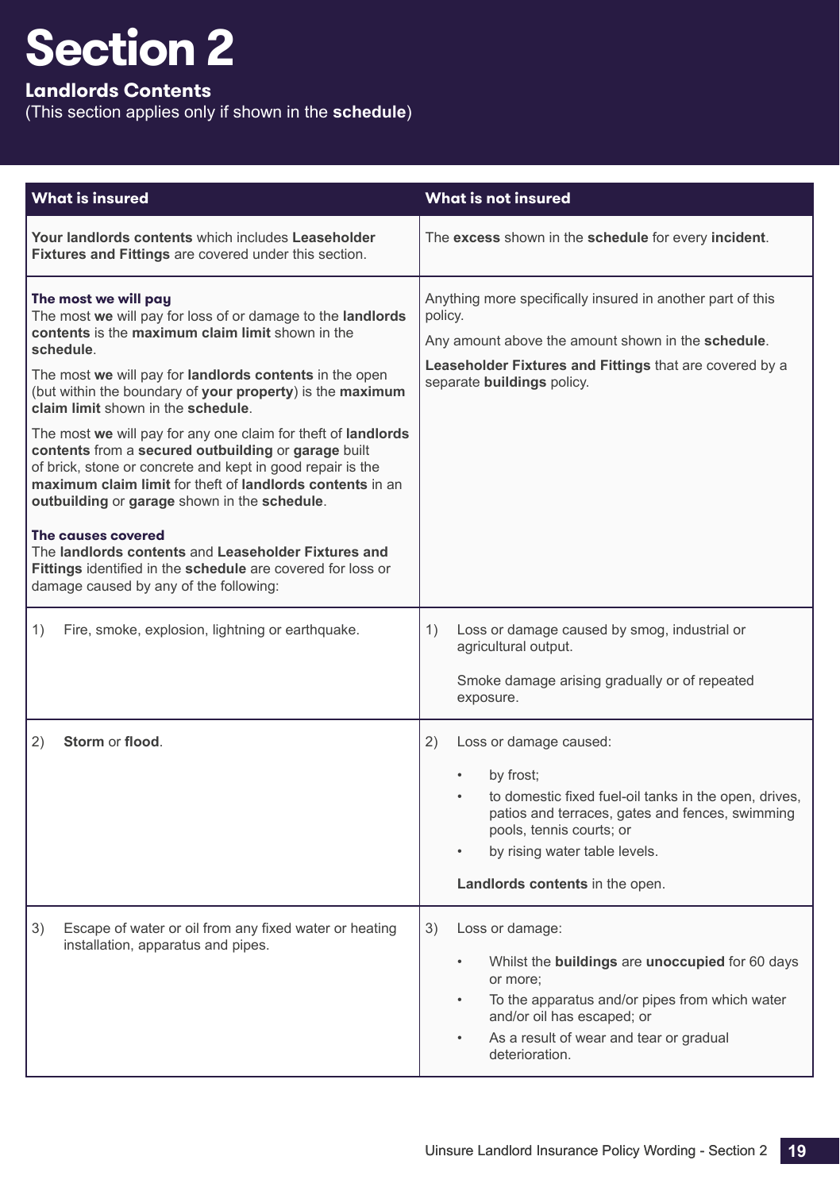# Section 2

## Landlords Contents

(This section applies only if shown in the **schedule**)

| What is insured | What is not insured |
|---|---|
| **Your landlords contents** which includes **Leaseholder Fixtures and Fittings** are covered under this section. | The **excess** shown in the **schedule** for every **incident**. |
| **The most we will pay**<br>The most **we** will pay for loss of or damage to the **landlords contents** is the **maximum claim limit** shown in the **schedule**.<br><br>The most **we** will pay for **landlords contents** in the open (but within the boundary of **your property**) is the **maximum claim limit** shown in the **schedule**.<br><br>The most **we** will pay for any one claim for theft of **landlords contents** from a **secured outbuilding** or **garage** built of brick, stone or concrete and kept in good repair is the **maximum claim limit** for theft of **landlords contents** in an **outbuilding** or **garage** shown in the **schedule**.<br><br>**The causes covered**<br>The **landlords contents** and **Leaseholder Fixtures and Fittings** identified in the **schedule** are covered for loss or damage caused by any of the following: | Anything more specifically insured in another part of this policy.<br><br>Any amount above the amount shown in the **schedule**.<br><br>**Leaseholder Fixtures and Fittings** that are covered by a separate **buildings** policy. |
| 1) Fire, smoke, explosion, lightning or earthquake. | 1) Loss or damage caused by smog, industrial or agricultural output.<br><br>Smoke damage arising gradually or of repeated exposure. |
| 2) **Storm** or **flood**. | 2) Loss or damage caused:<br>• by frost;<br>• to domestic fixed fuel-oil tanks in the open, drives, patios and terraces, gates and fences, swimming pools, tennis courts; or<br>• by rising water table levels.<br><br>**Landlords contents** in the open. |
| 3) Escape of water or oil from any fixed water or heating installation, apparatus and pipes. | 3) Loss or damage:<br>• Whilst the **buildings** are **unoccupied** for 60 days or more;<br>• To the apparatus and/or pipes from which water and/or oil has escaped; or<br>• As a result of wear and tear or gradual deterioration. |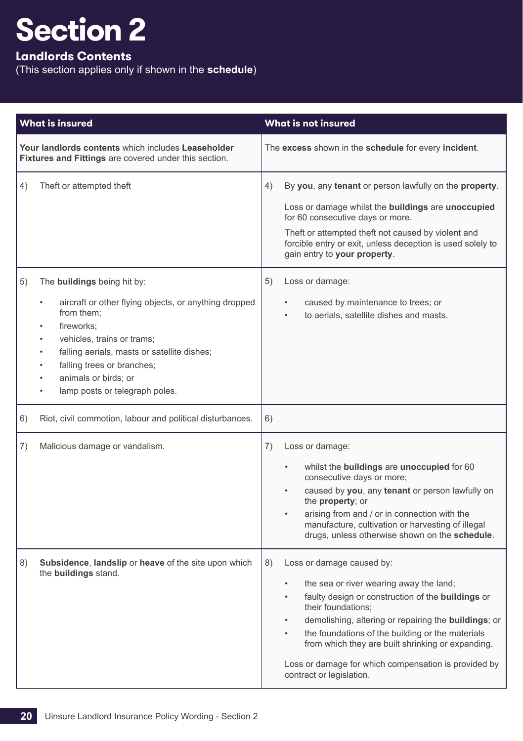# Section 2

## Landlords Contents

(This section applies only if shown in the **schedule**)

| What is insured | What is not insured |
|---|---|
| **Your landlords contents** which includes **Leaseholder Fixtures and Fittings** are covered under this section. | The **excess** shown in the **schedule** for every **incident**. |
| 4) Theft or attempted theft | 4) By **you**, any **tenant** or person lawfully on the **property**.<br><br>Loss or damage whilst the **buildings** are **unoccupied** for 60 consecutive days or more.<br><br>Theft or attempted theft not caused by violent and forcible entry or exit, unless deception is used solely to gain entry to **your property**. |
| 5) The **buildings** being hit by:<br>• aircraft or other flying objects, or anything dropped from them;<br>• fireworks;<br>• vehicles, trains or trams;<br>• falling aerials, masts or satellite dishes;<br>• falling trees or branches;<br>• animals or birds; or<br>• lamp posts or telegraph poles. | 5) Loss or damage:<br>• caused by maintenance to trees; or<br>• to aerials, satellite dishes and masts. |
| 6) Riot, civil commotion, labour and political disturbances. | 6) |
| 7) Malicious damage or vandalism. | 7) Loss or damage:<br>• whilst the **buildings** are **unoccupied** for 60 consecutive days or more;<br>• caused by **you**, any **tenant** or person lawfully on the **property**; or<br>• arising from and / or in connection with the manufacture, cultivation or harvesting of illegal drugs, unless otherwise shown on the **schedule**. |
| 8) **Subsidence**, **landslip** or **heave** of the site upon which the **buildings** stand. | 8) Loss or damage caused by:<br>• the sea or river wearing away the land;<br>• faulty design or construction of the **buildings** or their foundations;<br>• demolishing, altering or repairing the **buildings**; or<br>• the foundations of the building or the materials from which they are built shrinking or expanding.<br><br>Loss or damage for which compensation is provided by contract or legislation. |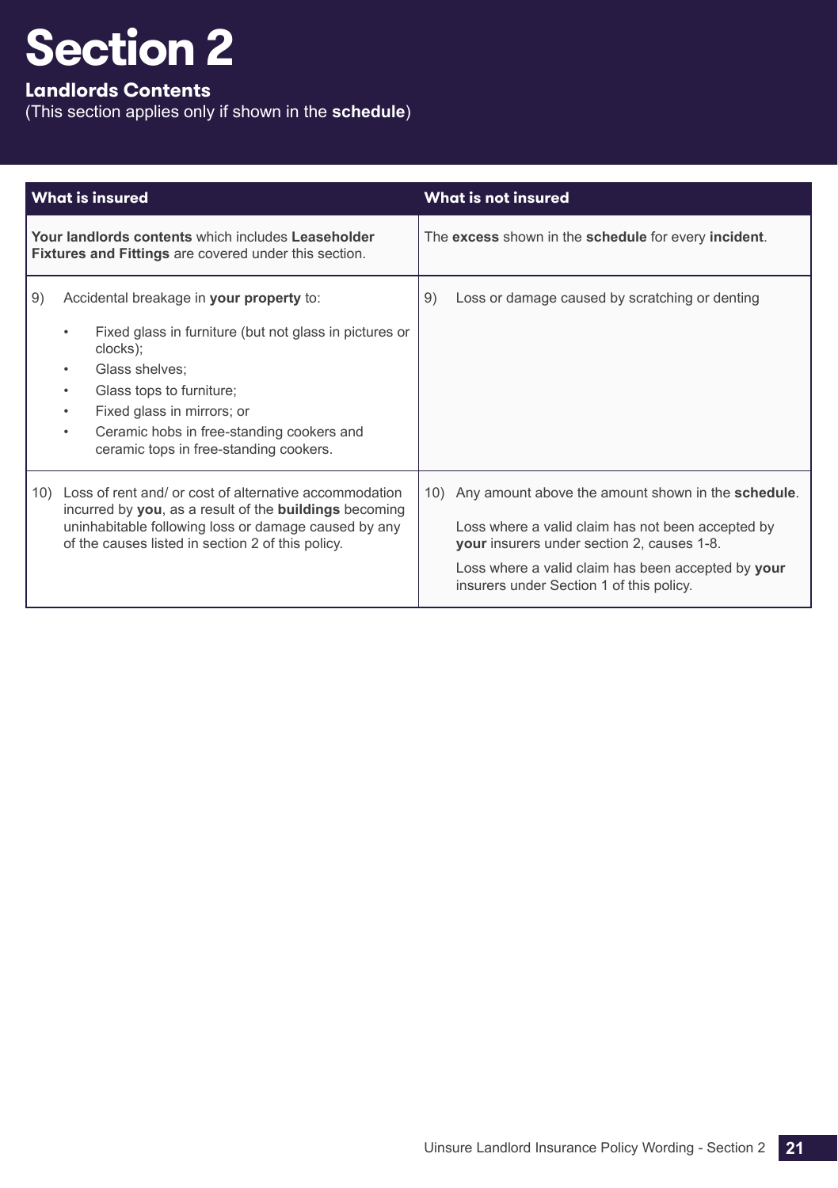# Section 2

## Landlords Contents

(This section applies only if shown in the **schedule**)

| What is insured | What is not insured |
|---|---|
| **Your landlords contents** which includes **Leaseholder Fixtures and Fittings** are covered under this section. | The **excess** shown in the **schedule** for every **incident**. |
| 9) Accidental breakage in **your property** to:<br>• Fixed glass in furniture (but not glass in pictures or clocks);<br>• Glass shelves;<br>• Glass tops to furniture;<br>• Fixed glass in mirrors; or<br>• Ceramic hobs in free-standing cookers and ceramic tops in free-standing cookers. | 9) Loss or damage caused by scratching or denting |
| 10) Loss of rent and/ or cost of alternative accommodation incurred by **you**, as a result of the **buildings** becoming uninhabitable following loss or damage caused by any of the causes listed in section 2 of this policy. | 10) Any amount above the amount shown in the **schedule**.<br>Loss where a valid claim has not been accepted by **your** insurers under section 2, causes 1-8.<br>Loss where a valid claim has been accepted by **your** insurers under Section 1 of this policy. |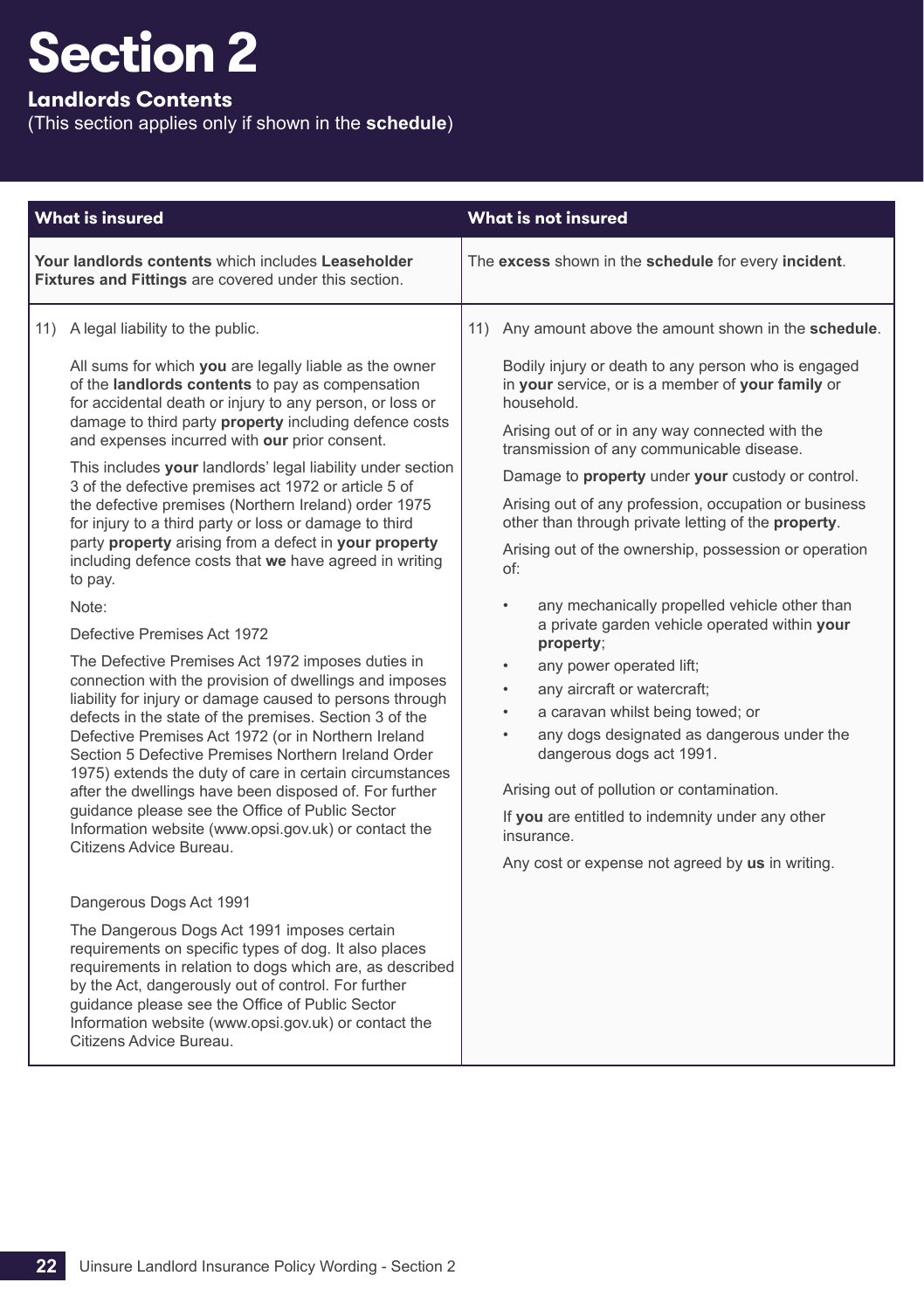# Section 2

## Landlords Contents

(This section applies only if shown in the **schedule**)

| What is insured | What is not insured |
|---|---|
| **Your landlords contents** which includes **Leaseholder Fixtures and Fittings** are covered under this section. | The **excess** shown in the **schedule** for every **incident**. |
| 11) A legal liability to the public.<br><br>All sums for which **you** are legally liable as the owner of the **landlords contents** to pay as compensation for accidental death or injury to any person, or loss or damage to third party **property** including defence costs and expenses incurred with **our** prior consent.<br><br>This includes **your** landlords' legal liability under section 3 of the defective premises act 1972 or article 5 of the defective premises (Northern Ireland) order 1975 for injury to a third party or loss or damage to third party **property** arising from a defect in **your property** including defence costs that **we** have agreed in writing to pay.<br><br>Note:<br><br>Defective Premises Act 1972<br><br>The Defective Premises Act 1972 imposes duties in connection with the provision of dwellings and imposes liability for injury or damage caused to persons through defects in the state of the premises. Section 3 of the Defective Premises Act 1972 (or in Northern Ireland Section 5 Defective Premises Northern Ireland Order 1975) extends the duty of care in certain circumstances after the dwellings have been disposed of. For further guidance please see the Office of Public Sector Information website (www.opsi.gov.uk) or contact the Citizens Advice Bureau.<br><br>Dangerous Dogs Act 1991<br><br>The Dangerous Dogs Act 1991 imposes certain requirements on specific types of dog. It also places requirements in relation to dogs which are, as described by the Act, dangerously out of control. For further guidance please see the Office of Public Sector Information website (www.opsi.gov.uk) or contact the Citizens Advice Bureau. | 11) Any amount above the amount shown in the **schedule**.<br><br>Bodily injury or death to any person who is engaged in **your** service, or is a member of **your family** or household.<br><br>Arising out of or in any way connected with the transmission of any communicable disease.<br><br>Damage to **property** under **your** custody or control.<br><br>Arising out of any profession, occupation or business other than through private letting of the **property**.<br><br>Arising out of the ownership, possession or operation of:<br><br>• any mechanically propelled vehicle other than a private garden vehicle operated within **your property**;<br>• any power operated lift;<br>• any aircraft or watercraft;<br>• a caravan whilst being towed; or<br>• any dogs designated as dangerous under the dangerous dogs act 1991.<br><br>Arising out of pollution or contamination.<br><br>If **you** are entitled to indemnity under any other insurance.<br><br>Any cost or expense not agreed by **us** in writing. |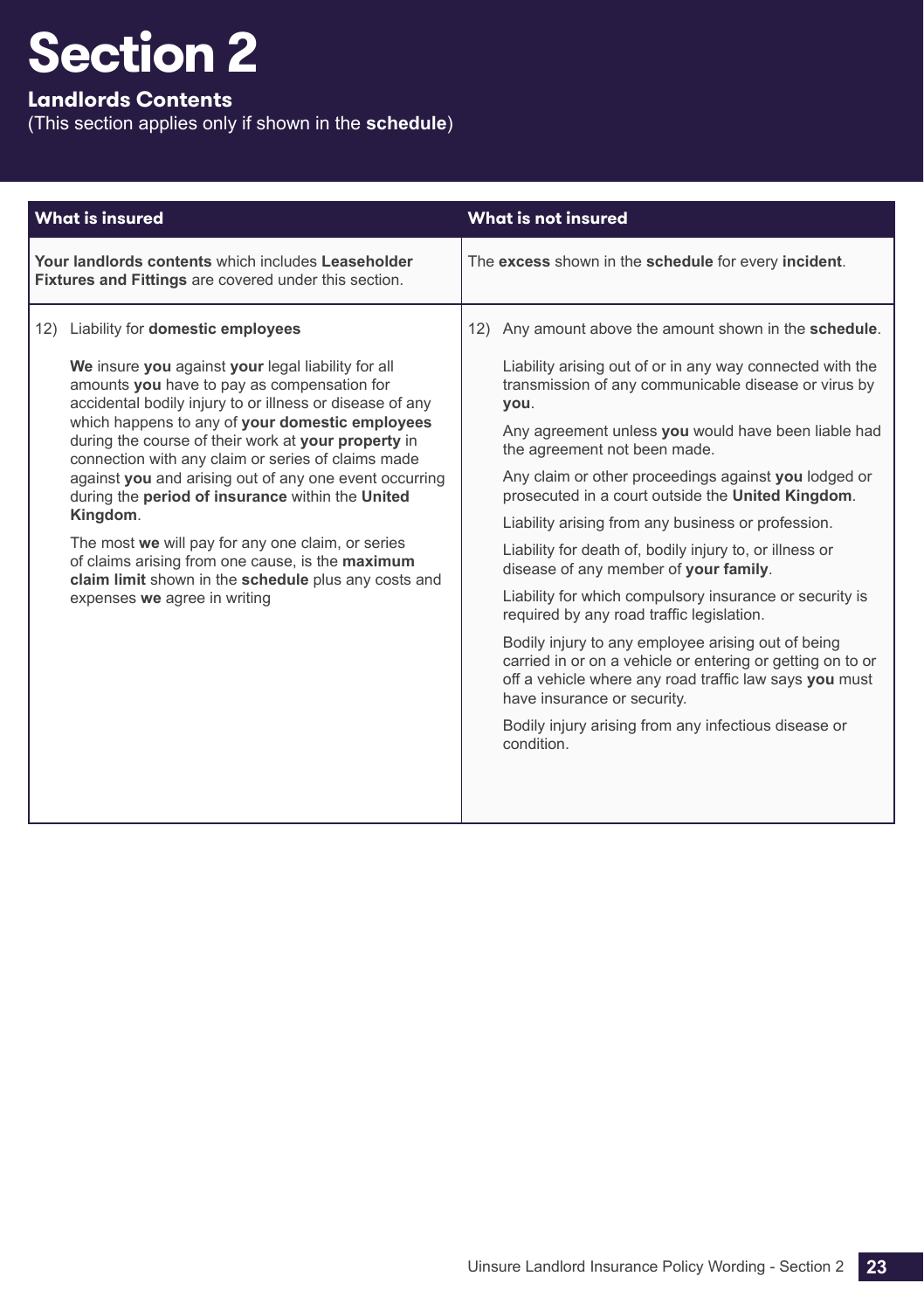# Section 2

## Landlords Contents

(This section applies only if shown in the **schedule**)

| What is insured | What is not insured |
|---|---|
| **Your landlords contents** which includes **Leaseholder Fixtures and Fittings** are covered under this section. | The **excess** shown in the **schedule** for every **incident**. |
| 12) Liability for **domestic employees**<br><br>**We** insure **you** against **your** legal liability for all amounts **you** have to pay as compensation for accidental bodily injury to or illness or disease of any which happens to any of **your domestic employees** during the course of their work at **your property** in connection with any claim or series of claims made against **you** and arising out of any one event occurring during the **period of insurance** within the **United Kingdom**.<br><br>The most **we** will pay for any one claim, or series of claims arising from one cause, is the **maximum claim limit** shown in the **schedule** plus any costs and expenses **we** agree in writing | 12) Any amount above the amount shown in the **schedule**.<br><br>Liability arising out of or in any way connected with the transmission of any communicable disease or virus by **you**.<br><br>Any agreement unless **you** would have been liable had the agreement not been made.<br><br>Any claim or other proceedings against **you** lodged or prosecuted in a court outside the **United Kingdom**.<br><br>Liability arising from any business or profession.<br><br>Liability for death of, bodily injury to, or illness or disease of any member of **your family**.<br><br>Liability for which compulsory insurance or security is required by any road traffic legislation.<br><br>Bodily injury to any employee arising out of being carried in or on a vehicle or entering or getting on to or off a vehicle where any road traffic law says **you** must have insurance or security.<br><br>Bodily injury arising from any infectious disease or condition. |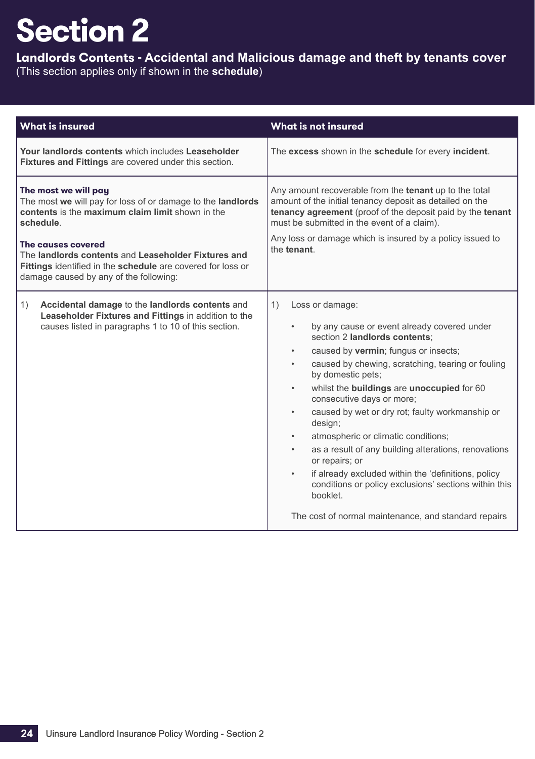# Section 2

**Landlords Contents - Accidental and Malicious damage and theft by tenants cover**
(This section applies only if shown in the **schedule**)

| What is insured | What is not insured |
| --- | --- |
| **Your landlords contents** which includes **Leaseholder Fixtures and Fittings** are covered under this section. | The **excess** shown in the **schedule** for every **incident**. |
| **The most we will pay**<br>The most **we** will pay for loss of or damage to the **landlords contents** is the **maximum claim limit** shown in the **schedule**.<br><br>**The causes covered**<br>The **landlords contents** and **Leaseholder Fixtures and Fittings** identified in the **schedule** are covered for loss or damage caused by any of the following: | Any amount recoverable from the **tenant** up to the total amount of the initial tenancy deposit as detailed on the **tenancy agreement** (proof of the deposit paid by the **tenant** must be submitted in the event of a claim).<br><br>Any loss or damage which is insured by a policy issued to the **tenant**. |
| 1) **Accidental damage** to the **landlords contents** and **Leaseholder Fixtures and Fittings** in addition to the causes listed in paragraphs 1 to 10 of this section. | 1) Loss or damage:<br>• by any cause or event already covered under section 2 **landlords contents**;<br>• caused by **vermin**; fungus or insects;<br>• caused by chewing, scratching, tearing or fouling by domestic pets;<br>• whilst the **buildings** are **unoccupied** for 60 consecutive days or more;<br>• caused by wet or dry rot; faulty workmanship or design;<br>• atmospheric or climatic conditions;<br>• as a result of any building alterations, renovations or repairs; or<br>• if already excluded within the 'definitions, policy conditions or policy exclusions' sections within this booklet.<br><br>The cost of normal maintenance, and standard repairs |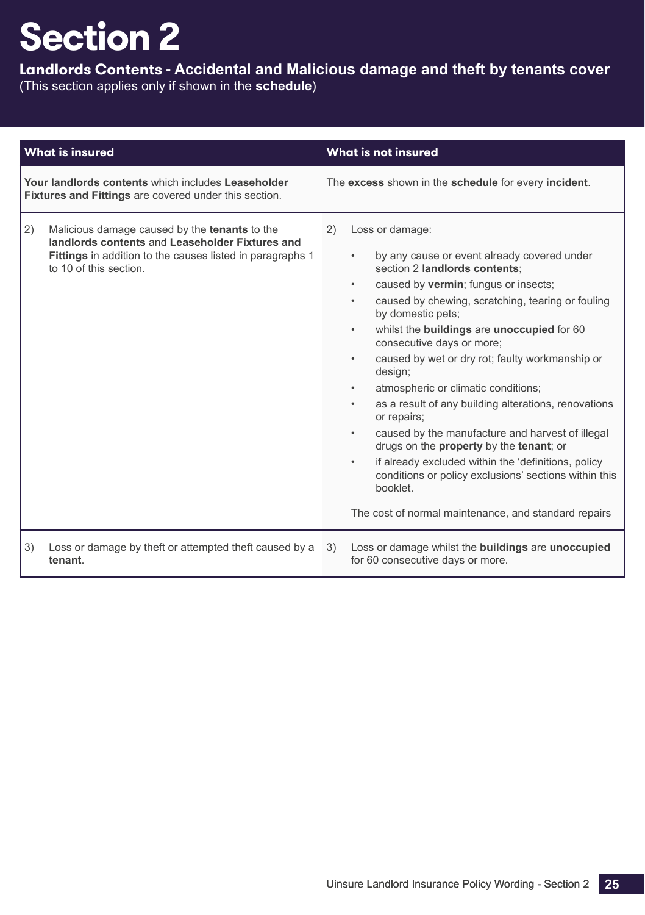# Section 2

**Landlords Contents - Accidental and Malicious damage and theft by tenants cover**

(This section applies only if shown in the **schedule**)

| What is insured | What is not insured |
| --- | --- |
| **Your landlords contents** which includes **Leaseholder Fixtures and Fittings** are covered under this section. | The **excess** shown in the **schedule** for every **incident**. |
| 2) Malicious damage caused by the **tenants** to the **landlords contents** and **Leaseholder Fixtures and Fittings** in addition to the causes listed in paragraphs 1 to 10 of this section. | 2) Loss or damage:<br>• by any cause or event already covered under section 2 **landlords contents**;<br>• caused by **vermin**; fungus or insects;<br>• caused by chewing, scratching, tearing or fouling by domestic pets;<br>• whilst the **buildings** are **unoccupied** for 60 consecutive days or more;<br>• caused by wet or dry rot; faulty workmanship or design;<br>• atmospheric or climatic conditions;<br>• as a result of any building alterations, renovations or repairs;<br>• caused by the manufacture and harvest of illegal drugs on the **property** by the **tenant**; or<br>• if already excluded within the 'definitions, policy conditions or policy exclusions' sections within this booklet.<br><br>The cost of normal maintenance, and standard repairs |
| 3) Loss or damage by theft or attempted theft caused by a **tenant**. | 3) Loss or damage whilst the **buildings** are **unoccupied** for 60 consecutive days or more. |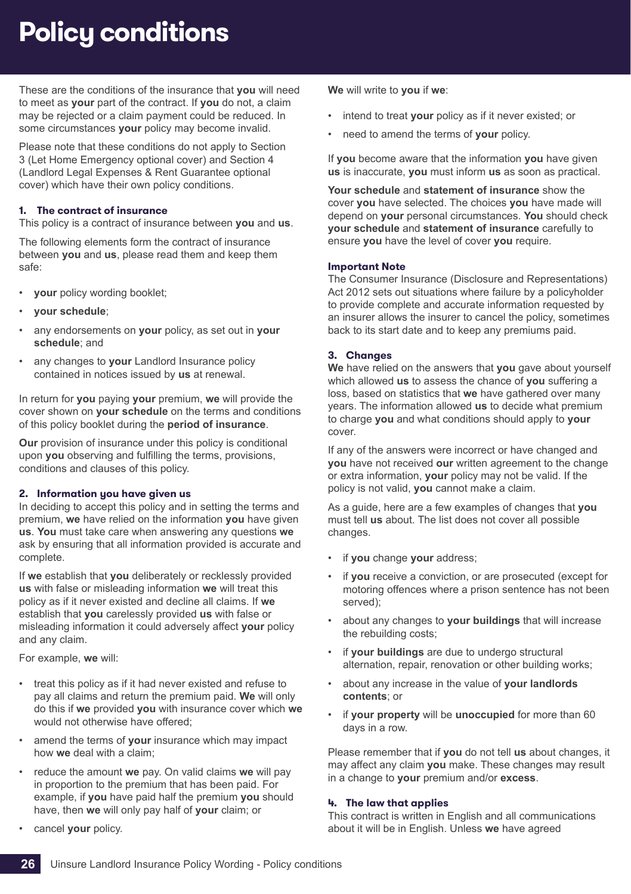# Policy conditions

These are the conditions of the insurance that **you** will need to meet as **your** part of the contract. If **you** do not, a claim may be rejected or a claim payment could be reduced. In some circumstances **your** policy may become invalid.

Please note that these conditions do not apply to Section 3 (Let Home Emergency optional cover) and Section 4 (Landlord Legal Expenses & Rent Guarantee optional cover) which have their own policy conditions.

### 1. The contract of insurance

This policy is a contract of insurance between **you** and **us**.

The following elements form the contract of insurance between **you** and **us**, please read them and keep them safe:

- **your** policy wording booklet;
- **your schedule**;
- any endorsements on **your** policy, as set out in **your schedule**; and
- any changes to **your** Landlord Insurance policy contained in notices issued by **us** at renewal.

In return for **you** paying **your** premium, **we** will provide the cover shown on **your schedule** on the terms and conditions of this policy booklet during the **period of insurance**.

**Our** provision of insurance under this policy is conditional upon **you** observing and fulfilling the terms, provisions, conditions and clauses of this policy.

### 2. Information you have given us

In deciding to accept this policy and in setting the terms and premium, **we** have relied on the information **you** have given **us**. **You** must take care when answering any questions **we** ask by ensuring that all information provided is accurate and complete.

If **we** establish that **you** deliberately or recklessly provided **us** with false or misleading information **we** will treat this policy as if it never existed and decline all claims. If **we** establish that **you** carelessly provided **us** with false or misleading information it could adversely affect **your** policy and any claim.

For example, **we** will:

- treat this policy as if it had never existed and refuse to pay all claims and return the premium paid. **We** will only do this if **we** provided **you** with insurance cover which **we** would not otherwise have offered;
- amend the terms of **your** insurance which may impact how **we** deal with a claim;
- reduce the amount **we** pay. On valid claims **we** will pay in proportion to the premium that has been paid. For example, if **you** have paid half the premium **you** should have, then **we** will only pay half of **your** claim; or
- cancel **your** policy.

**We** will write to **you** if **we**:

- intend to treat **your** policy as if it never existed; or
- need to amend the terms of **your** policy.

If **you** become aware that the information **you** have given **us** is inaccurate, **you** must inform **us** as soon as practical.

**Your schedule** and **statement of insurance** show the cover **you** have selected. The choices **you** have made will depend on **your** personal circumstances. **You** should check **your schedule** and **statement of insurance** carefully to ensure **you** have the level of cover **you** require.

#### Important Note

The Consumer Insurance (Disclosure and Representations) Act 2012 sets out situations where failure by a policyholder to provide complete and accurate information requested by an insurer allows the insurer to cancel the policy, sometimes back to its start date and to keep any premiums paid.

### 3. Changes

**We** have relied on the answers that **you** gave about yourself which allowed **us** to assess the chance of **you** suffering a loss, based on statistics that **we** have gathered over many years. The information allowed **us** to decide what premium to charge **you** and what conditions should apply to **your** cover.

If any of the answers were incorrect or have changed and **you** have not received **our** written agreement to the change or extra information, **your** policy may not be valid. If the policy is not valid, **you** cannot make a claim.

As a guide, here are a few examples of changes that **you** must tell **us** about. The list does not cover all possible changes.

- if **you** change **your** address;
- if **you** receive a conviction, or are prosecuted (except for motoring offences where a prison sentence has not been served);
- about any changes to **your buildings** that will increase the rebuilding costs;
- if **your buildings** are due to undergo structural alternation, repair, renovation or other building works;
- about any increase in the value of **your landlords contents**; or
- if **your property** will be **unoccupied** for more than 60 days in a row.

Please remember that if **you** do not tell **us** about changes, it may affect any claim **you** make. These changes may result in a change to **your** premium and/or **excess**.

### 4. The law that applies

This contract is written in English and all communications about it will be in English. Unless **we** have agreed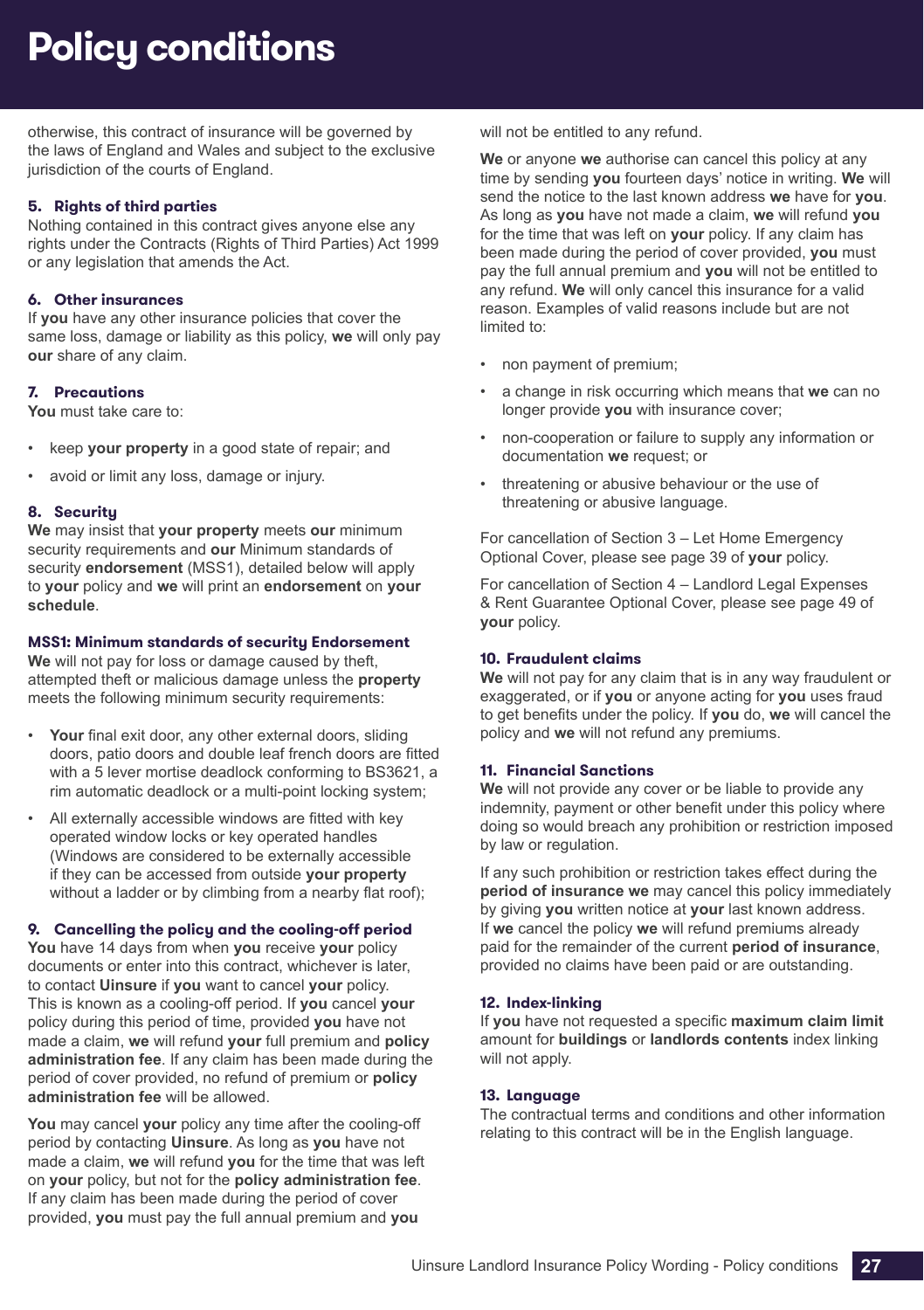# Policy conditions

otherwise, this contract of insurance will be governed by the laws of England and Wales and subject to the exclusive jurisdiction of the courts of England.

### 5. Rights of third parties

Nothing contained in this contract gives anyone else any rights under the Contracts (Rights of Third Parties) Act 1999 or any legislation that amends the Act.

### 6. Other insurances

If **you** have any other insurance policies that cover the same loss, damage or liability as this policy, **we** will only pay **our** share of any claim.

### 7. Precautions

**You** must take care to:

- keep **your property** in a good state of repair; and
- avoid or limit any loss, damage or injury.

### 8. Security

**We** may insist that **your property** meets **our** minimum security requirements and **our** Minimum standards of security **endorsement** (MSS1), detailed below will apply to **your** policy and **we** will print an **endorsement** on **your schedule**.

### MSS1: Minimum standards of security Endorsement

**We** will not pay for loss or damage caused by theft, attempted theft or malicious damage unless the **property** meets the following minimum security requirements:

- **Your** final exit door, any other external doors, sliding doors, patio doors and double leaf french doors are fitted with a 5 lever mortise deadlock conforming to BS3621, a rim automatic deadlock or a multi-point locking system;
- All externally accessible windows are fitted with key operated window locks or key operated handles (Windows are considered to be externally accessible if they can be accessed from outside **your property** without a ladder or by climbing from a nearby flat roof);

### 9. Cancelling the policy and the cooling-off period

**You** have 14 days from when **you** receive **your** policy documents or enter into this contract, whichever is later, to contact **Uinsure** if **you** want to cancel **your** policy. This is known as a cooling-off period. If **you** cancel **your** policy during this period of time, provided **you** have not made a claim, **we** will refund **your** full premium and **policy administration fee**. If any claim has been made during the period of cover provided, no refund of premium or **policy administration fee** will be allowed.

**You** may cancel **your** policy any time after the cooling-off period by contacting **Uinsure**. As long as **you** have not made a claim, **we** will refund **you** for the time that was left on **your** policy, but not for the **policy administration fee**. If any claim has been made during the period of cover provided, **you** must pay the full annual premium and **you** will not be entitled to any refund.

**We** or anyone **we** authorise can cancel this policy at any time by sending **you** fourteen days' notice in writing. **We** will send the notice to the last known address **we** have for **you**. As long as **you** have not made a claim, **we** will refund **you** for the time that was left on **your** policy. If any claim has been made during the period of cover provided, **you** must pay the full annual premium and **you** will not be entitled to any refund. **We** will only cancel this insurance for a valid reason. Examples of valid reasons include but are not limited to:

- non payment of premium;
- a change in risk occurring which means that **we** can no longer provide **you** with insurance cover;
- non-cooperation or failure to supply any information or documentation **we** request; or
- threatening or abusive behaviour or the use of threatening or abusive language.

For cancellation of Section 3 – Let Home Emergency Optional Cover, please see page 39 of **your** policy.

For cancellation of Section 4 – Landlord Legal Expenses & Rent Guarantee Optional Cover, please see page 49 of **your** policy.

### 10. Fraudulent claims

**We** will not pay for any claim that is in any way fraudulent or exaggerated, or if **you** or anyone acting for **you** uses fraud to get benefits under the policy. If **you** do, **we** will cancel the policy and **we** will not refund any premiums.

### 11. Financial Sanctions

**We** will not provide any cover or be liable to provide any indemnity, payment or other benefit under this policy where doing so would breach any prohibition or restriction imposed by law or regulation.

If any such prohibition or restriction takes effect during the **period of insurance we** may cancel this policy immediately by giving **you** written notice at **your** last known address. If **we** cancel the policy **we** will refund premiums already paid for the remainder of the current **period of insurance**, provided no claims have been paid or are outstanding.

### 12. Index-linking

If **you** have not requested a specific **maximum claim limit** amount for **buildings** or **landlords contents** index linking will not apply.

### 13. Language

The contractual terms and conditions and other information relating to this contract will be in the English language.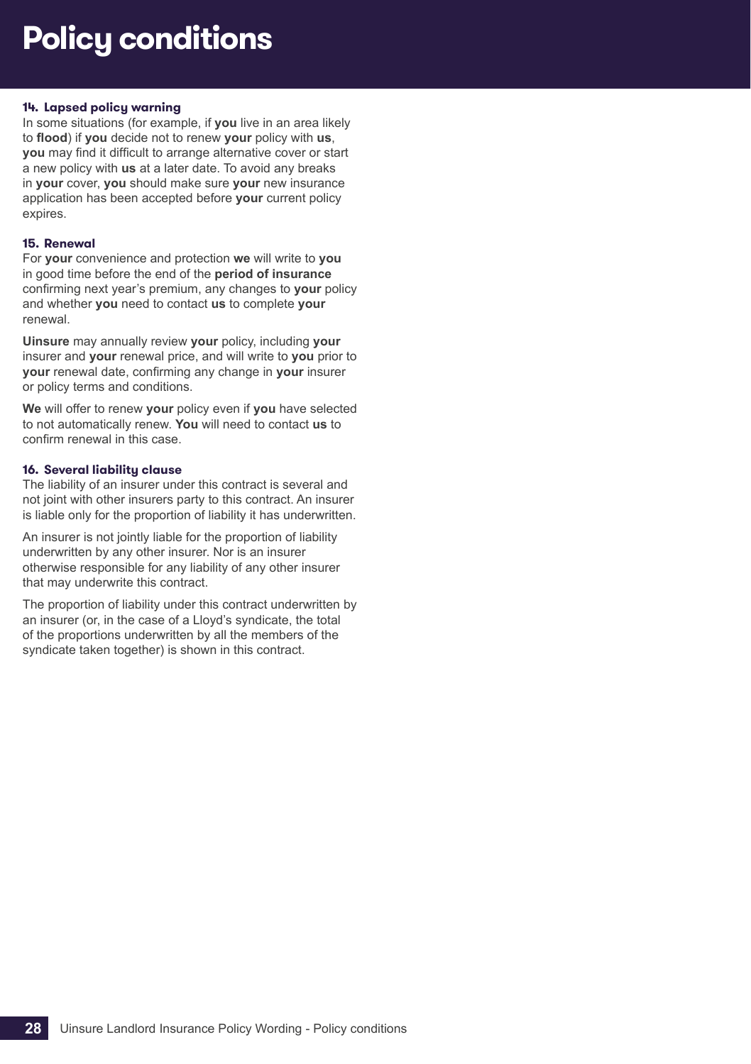# Policy conditions

### 14. Lapsed policy warning

In some situations (for example, if **you** live in an area likely to **flood**) if **you** decide not to renew **your** policy with **us**, **you** may find it difficult to arrange alternative cover or start a new policy with **us** at a later date. To avoid any breaks in **your** cover, **you** should make sure **your** new insurance application has been accepted before **your** current policy expires.

### 15. Renewal

For **your** convenience and protection **we** will write to **you** in good time before the end of the **period of insurance** confirming next year's premium, any changes to **your** policy and whether **you** need to contact **us** to complete **your** renewal.

**Uinsure** may annually review **your** policy, including **your** insurer and **your** renewal price, and will write to **you** prior to **your** renewal date, confirming any change in **your** insurer or policy terms and conditions.

**We** will offer to renew **your** policy even if **you** have selected to not automatically renew. **You** will need to contact **us** to confirm renewal in this case.

### 16. Several liability clause

The liability of an insurer under this contract is several and not joint with other insurers party to this contract. An insurer is liable only for the proportion of liability it has underwritten.

An insurer is not jointly liable for the proportion of liability underwritten by any other insurer. Nor is an insurer otherwise responsible for any liability of any other insurer that may underwrite this contract.

The proportion of liability under this contract underwritten by an insurer (or, in the case of a Lloyd's syndicate, the total of the proportions underwritten by all the members of the syndicate taken together) is shown in this contract.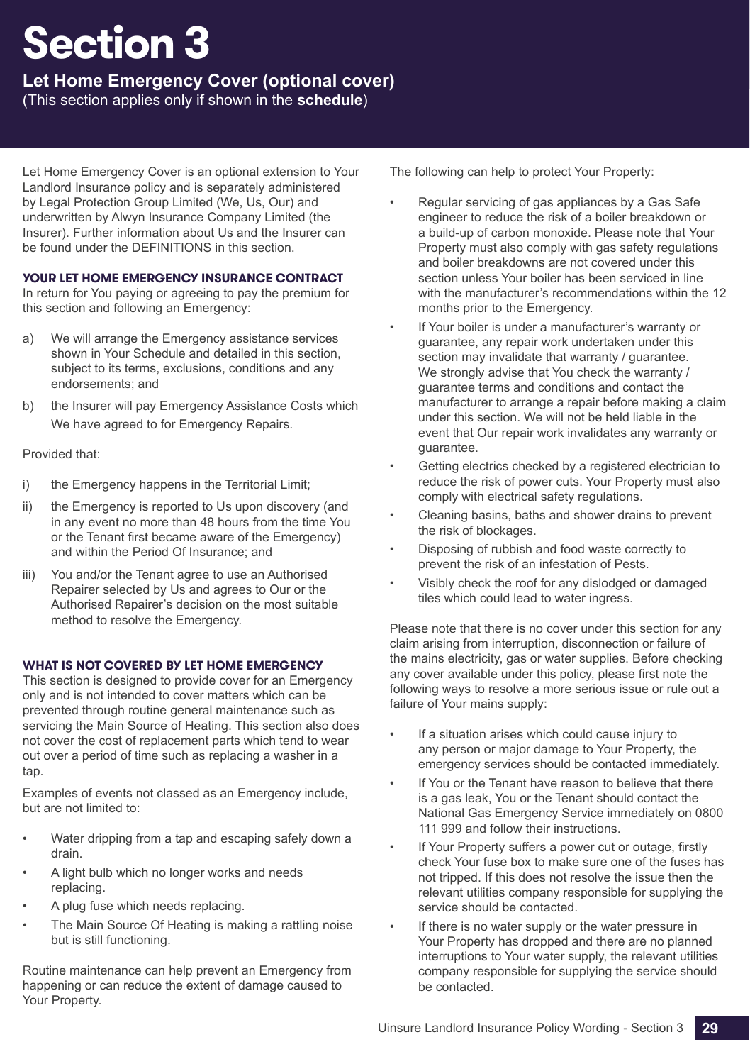# Section 3

## Let Home Emergency Cover (optional cover)

(This section applies only if shown in the **schedule**)

Let Home Emergency Cover is an optional extension to Your Landlord Insurance policy and is separately administered by Legal Protection Group Limited (We, Us, Our) and underwritten by Alwyn Insurance Company Limited (the Insurer). Further information about Us and the Insurer can be found under the DEFINITIONS in this section.

### YOUR LET HOME EMERGENCY INSURANCE CONTRACT

In return for You paying or agreeing to pay the premium for this section and following an Emergency:

a) We will arrange the Emergency assistance services shown in Your Schedule and detailed in this section, subject to its terms, exclusions, conditions and any endorsements; and

b) the Insurer will pay Emergency Assistance Costs which We have agreed to for Emergency Repairs.

Provided that:

i) the Emergency happens in the Territorial Limit;

ii) the Emergency is reported to Us upon discovery (and in any event no more than 48 hours from the time You or the Tenant first became aware of the Emergency) and within the Period Of Insurance; and

iii) You and/or the Tenant agree to use an Authorised Repairer selected by Us and agrees to Our or the Authorised Repairer's decision on the most suitable method to resolve the Emergency.

### WHAT IS NOT COVERED BY LET HOME EMERGENCY

This section is designed to provide cover for an Emergency only and is not intended to cover matters which can be prevented through routine general maintenance such as servicing the Main Source of Heating. This section also does not cover the cost of replacement parts which tend to wear out over a period of time such as replacing a washer in a tap.

Examples of events not classed as an Emergency include, but are not limited to:

- Water dripping from a tap and escaping safely down a drain.
- A light bulb which no longer works and needs replacing.
- A plug fuse which needs replacing.
- The Main Source Of Heating is making a rattling noise but is still functioning.

Routine maintenance can help prevent an Emergency from happening or can reduce the extent of damage caused to Your Property.

The following can help to protect Your Property:

- Regular servicing of gas appliances by a Gas Safe engineer to reduce the risk of a boiler breakdown or a build-up of carbon monoxide. Please note that Your Property must also comply with gas safety regulations and boiler breakdowns are not covered under this section unless Your boiler has been serviced in line with the manufacturer's recommendations within the 12 months prior to the Emergency.
- If Your boiler is under a manufacturer's warranty or guarantee, any repair work undertaken under this section may invalidate that warranty / guarantee. We strongly advise that You check the warranty / guarantee terms and conditions and contact the manufacturer to arrange a repair before making a claim under this section. We will not be held liable in the event that Our repair work invalidates any warranty or guarantee.
- Getting electrics checked by a registered electrician to reduce the risk of power cuts. Your Property must also comply with electrical safety regulations.
- Cleaning basins, baths and shower drains to prevent the risk of blockages.
- Disposing of rubbish and food waste correctly to prevent the risk of an infestation of Pests.
- Visibly check the roof for any dislodged or damaged tiles which could lead to water ingress.

Please note that there is no cover under this section for any claim arising from interruption, disconnection or failure of the mains electricity, gas or water supplies. Before checking any cover available under this policy, please first note the following ways to resolve a more serious issue or rule out a failure of Your mains supply:

- If a situation arises which could cause injury to any person or major damage to Your Property, the emergency services should be contacted immediately.
- If You or the Tenant have reason to believe that there is a gas leak, You or the Tenant should contact the National Gas Emergency Service immediately on 0800 111 999 and follow their instructions.
- If Your Property suffers a power cut or outage, firstly check Your fuse box to make sure one of the fuses has not tripped. If this does not resolve the issue then the relevant utilities company responsible for supplying the service should be contacted.
- If there is no water supply or the water pressure in Your Property has dropped and there are no planned interruptions to Your water supply, the relevant utilities company responsible for supplying the service should be contacted.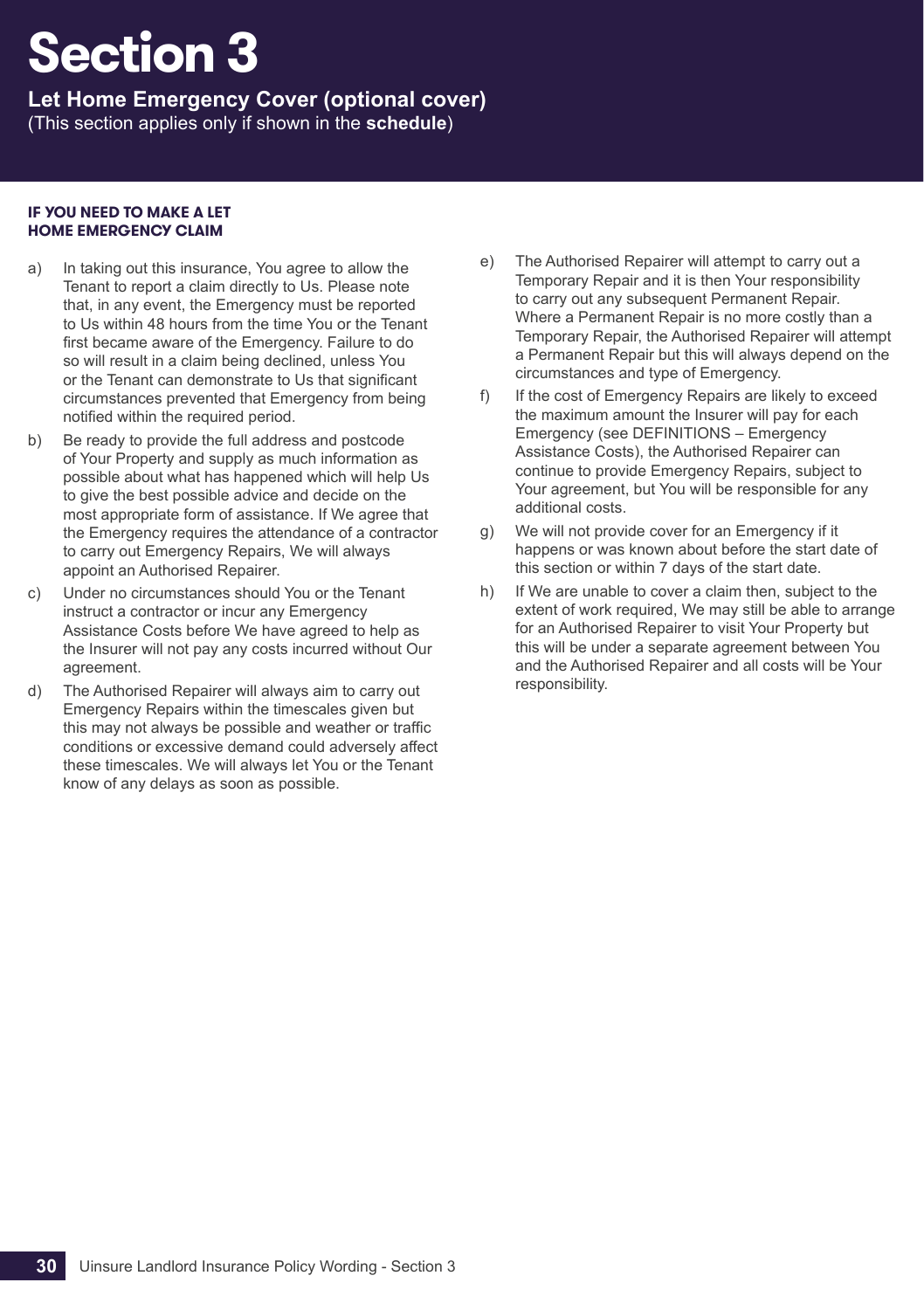# Section 3

**Let Home Emergency Cover (optional cover)**
(This section applies only if shown in the **schedule**)

### IF YOU NEED TO MAKE A LET HOME EMERGENCY CLAIM

a) In taking out this insurance, You agree to allow the Tenant to report a claim directly to Us. Please note that, in any event, the Emergency must be reported to Us within 48 hours from the time You or the Tenant first became aware of the Emergency. Failure to do so will result in a claim being declined, unless You or the Tenant can demonstrate to Us that significant circumstances prevented that Emergency from being notified within the required period.

b) Be ready to provide the full address and postcode of Your Property and supply as much information as possible about what has happened which will help Us to give the best possible advice and decide on the most appropriate form of assistance. If We agree that the Emergency requires the attendance of a contractor to carry out Emergency Repairs, We will always appoint an Authorised Repairer.

c) Under no circumstances should You or the Tenant instruct a contractor or incur any Emergency Assistance Costs before We have agreed to help as the Insurer will not pay any costs incurred without Our agreement.

d) The Authorised Repairer will always aim to carry out Emergency Repairs within the timescales given but this may not always be possible and weather or traffic conditions or excessive demand could adversely affect these timescales. We will always let You or the Tenant know of any delays as soon as possible.

e) The Authorised Repairer will attempt to carry out a Temporary Repair and it is then Your responsibility to carry out any subsequent Permanent Repair. Where a Permanent Repair is no more costly than a Temporary Repair, the Authorised Repairer will attempt a Permanent Repair but this will always depend on the circumstances and type of Emergency.

f) If the cost of Emergency Repairs are likely to exceed the maximum amount the Insurer will pay for each Emergency (see DEFINITIONS – Emergency Assistance Costs), the Authorised Repairer can continue to provide Emergency Repairs, subject to Your agreement, but You will be responsible for any additional costs.

g) We will not provide cover for an Emergency if it happens or was known about before the start date of this section or within 7 days of the start date.

h) If We are unable to cover a claim then, subject to the extent of work required, We may still be able to arrange for an Authorised Repairer to visit Your Property but this will be under a separate agreement between You and the Authorised Repairer and all costs will be Your responsibility.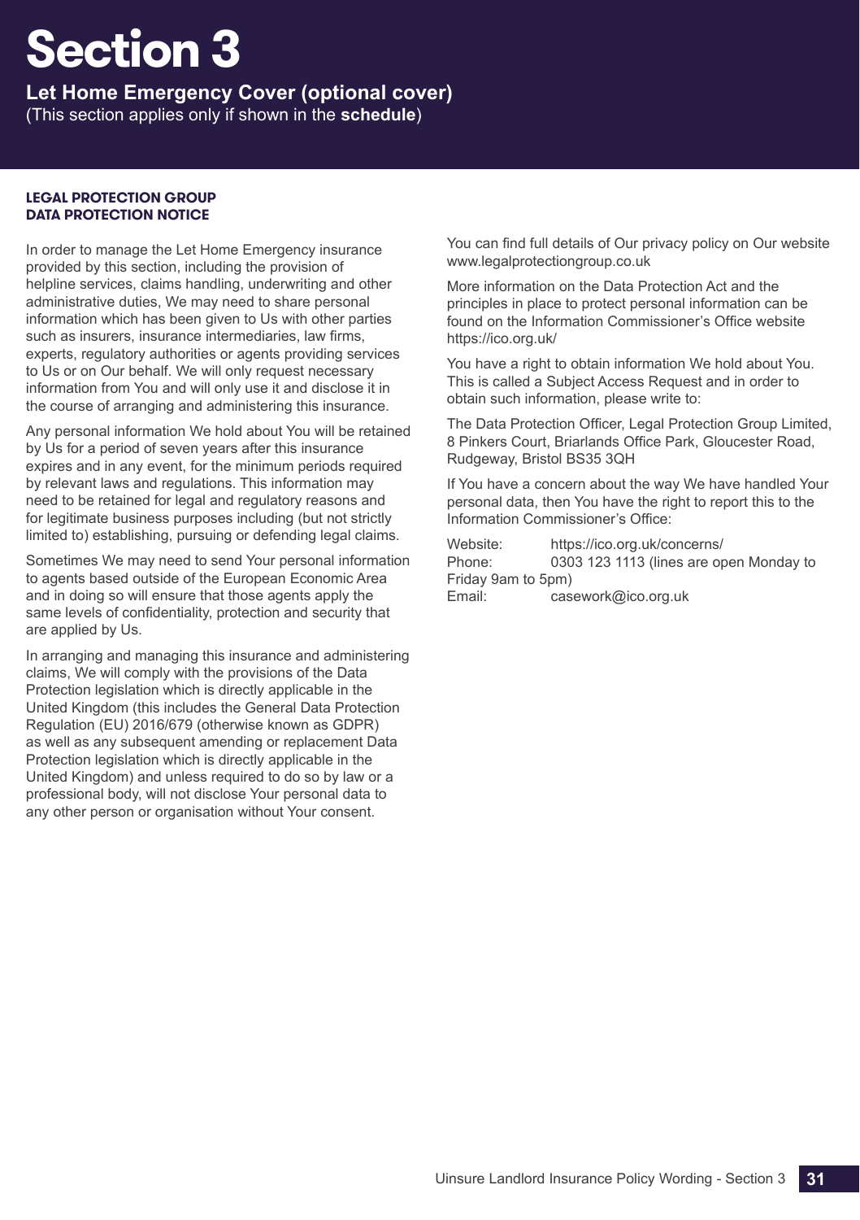# Section 3

**Let Home Emergency Cover (optional cover)**

(This section applies only if shown in the **schedule**)

## LEGAL PROTECTION GROUP DATA PROTECTION NOTICE

In order to manage the Let Home Emergency insurance provided by this section, including the provision of helpline services, claims handling, underwriting and other administrative duties, We may need to share personal information which has been given to Us with other parties such as insurers, insurance intermediaries, law firms, experts, regulatory authorities or agents providing services to Us or on Our behalf. We will only request necessary information from You and will only use it and disclose it in the course of arranging and administering this insurance.

Any personal information We hold about You will be retained by Us for a period of seven years after this insurance expires and in any event, for the minimum periods required by relevant laws and regulations. This information may need to be retained for legal and regulatory reasons and for legitimate business purposes including (but not strictly limited to) establishing, pursuing or defending legal claims.

Sometimes We may need to send Your personal information to agents based outside of the European Economic Area and in doing so will ensure that those agents apply the same levels of confidentiality, protection and security that are applied by Us.

In arranging and managing this insurance and administering claims, We will comply with the provisions of the Data Protection legislation which is directly applicable in the United Kingdom (this includes the General Data Protection Regulation (EU) 2016/679 (otherwise known as GDPR) as well as any subsequent amending or replacement Data Protection legislation which is directly applicable in the United Kingdom) and unless required to do so by law or a professional body, will not disclose Your personal data to any other person or organisation without Your consent.

You can find full details of Our privacy policy on Our website www.legalprotectiongroup.co.uk

More information on the Data Protection Act and the principles in place to protect personal information can be found on the Information Commissioner's Office website https://ico.org.uk/

You have a right to obtain information We hold about You. This is called a Subject Access Request and in order to obtain such information, please write to:

The Data Protection Officer, Legal Protection Group Limited, 8 Pinkers Court, Briarlands Office Park, Gloucester Road, Rudgeway, Bristol BS35 3QH

If You have a concern about the way We have handled Your personal data, then You have the right to report this to the Information Commissioner's Office:

Website: https://ico.org.uk/concerns/
Phone: 0303 123 1113 (lines are open Monday to Friday 9am to 5pm)
Email: casework@ico.org.uk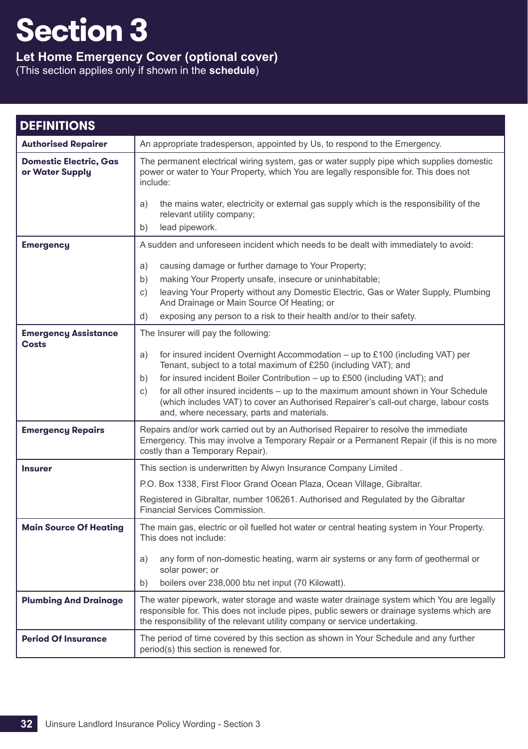# Section 3

**Let Home Emergency Cover (optional cover)**

(This section applies only if shown in the **schedule**)

| DEFINITIONS | |
|---|---|
| **Authorised Repairer** | An appropriate tradesperson, appointed by Us, to respond to the Emergency. |
| **Domestic Electric, Gas or Water Supply** | The permanent electrical wiring system, gas or water supply pipe which supplies domestic power or water to Your Property, which You are legally responsible for. This does not include:<br><br>a) the mains water, electricity or external gas supply which is the responsibility of the relevant utility company;<br>b) lead pipework. |
| **Emergency** | A sudden and unforeseen incident which needs to be dealt with immediately to avoid:<br><br>a) causing damage or further damage to Your Property;<br>b) making Your Property unsafe, insecure or uninhabitable;<br>c) leaving Your Property without any Domestic Electric, Gas or Water Supply, Plumbing And Drainage or Main Source Of Heating; or<br>d) exposing any person to a risk to their health and/or to their safety. |
| **Emergency Assistance Costs** | The Insurer will pay the following:<br><br>a) for insured incident Overnight Accommodation – up to £100 (including VAT) per Tenant, subject to a total maximum of £250 (including VAT); and<br>b) for insured incident Boiler Contribution – up to £500 (including VAT); and<br>c) for all other insured incidents – up to the maximum amount shown in Your Schedule (which includes VAT) to cover an Authorised Repairer's call-out charge, labour costs and, where necessary, parts and materials. |
| **Emergency Repairs** | Repairs and/or work carried out by an Authorised Repairer to resolve the immediate Emergency. This may involve a Temporary Repair or a Permanent Repair (if this is no more costly than a Temporary Repair). |
| **Insurer** | This section is underwritten by Alwyn Insurance Company Limited .<br><br>P.O. Box 1338, First Floor Grand Ocean Plaza, Ocean Village, Gibraltar.<br><br>Registered in Gibraltar, number 106261. Authorised and Regulated by the Gibraltar Financial Services Commission. |
| **Main Source Of Heating** | The main gas, electric or oil fuelled hot water or central heating system in Your Property. This does not include:<br><br>a) any form of non-domestic heating, warm air systems or any form of geothermal or solar power; or<br>b) boilers over 238,000 btu net input (70 Kilowatt). |
| **Plumbing And Drainage** | The water pipework, water storage and waste water drainage system which You are legally responsible for. This does not include pipes, public sewers or drainage systems which are the responsibility of the relevant utility company or service undertaking. |
| **Period Of Insurance** | The period of time covered by this section as shown in Your Schedule and any further period(s) this section is renewed for. |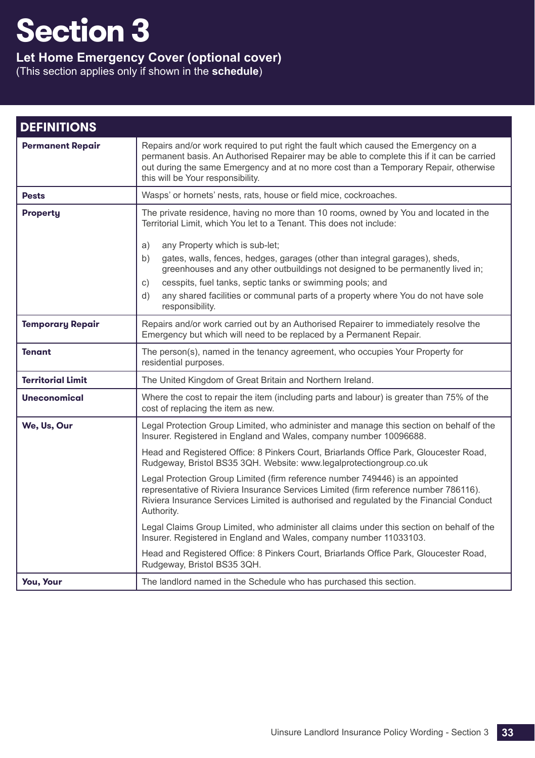# Section 3

**Let Home Emergency Cover (optional cover)**
(This section applies only if shown in the **schedule**)

| DEFINITIONS | |
|---|---|
| **Permanent Repair** | Repairs and/or work required to put right the fault which caused the Emergency on a permanent basis. An Authorised Repairer may be able to complete this if it can be carried out during the same Emergency and at no more cost than a Temporary Repair, otherwise this will be Your responsibility. |
| **Pests** | Wasps' or hornets' nests, rats, house or field mice, cockroaches. |
| **Property** | The private residence, having no more than 10 rooms, owned by You and located in the Territorial Limit, which You let to a Tenant. This does not include: a) any Property which is sub-let; b) gates, walls, fences, hedges, garages (other than integral garages), sheds, greenhouses and any other outbuildings not designed to be permanently lived in; c) cesspits, fuel tanks, septic tanks or swimming pools; and d) any shared facilities or communal parts of a property where You do not have sole responsibility. |
| **Temporary Repair** | Repairs and/or work carried out by an Authorised Repairer to immediately resolve the Emergency but which will need to be replaced by a Permanent Repair. |
| **Tenant** | The person(s), named in the tenancy agreement, who occupies Your Property for residential purposes. |
| **Territorial Limit** | The United Kingdom of Great Britain and Northern Ireland. |
| **Uneconomical** | Where the cost to repair the item (including parts and labour) is greater than 75% of the cost of replacing the item as new. |
| **We, Us, Our** | Legal Protection Group Limited, who administer and manage this section on behalf of the Insurer. Registered in England and Wales, company number 10096688. Head and Registered Office: 8 Pinkers Court, Briarlands Office Park, Gloucester Road, Rudgeway, Bristol BS35 3QH. Website: www.legalprotectiongroup.co.uk Legal Protection Group Limited (firm reference number 749446) is an appointed representative of Riviera Insurance Services Limited (firm reference number 786116). Riviera Insurance Services Limited is authorised and regulated by the Financial Conduct Authority. Legal Claims Group Limited, who administer all claims under this section on behalf of the Insurer. Registered in England and Wales, company number 11033103. Head and Registered Office: 8 Pinkers Court, Briarlands Office Park, Gloucester Road, Rudgeway, Bristol BS35 3QH. |
| **You, Your** | The landlord named in the Schedule who has purchased this section. |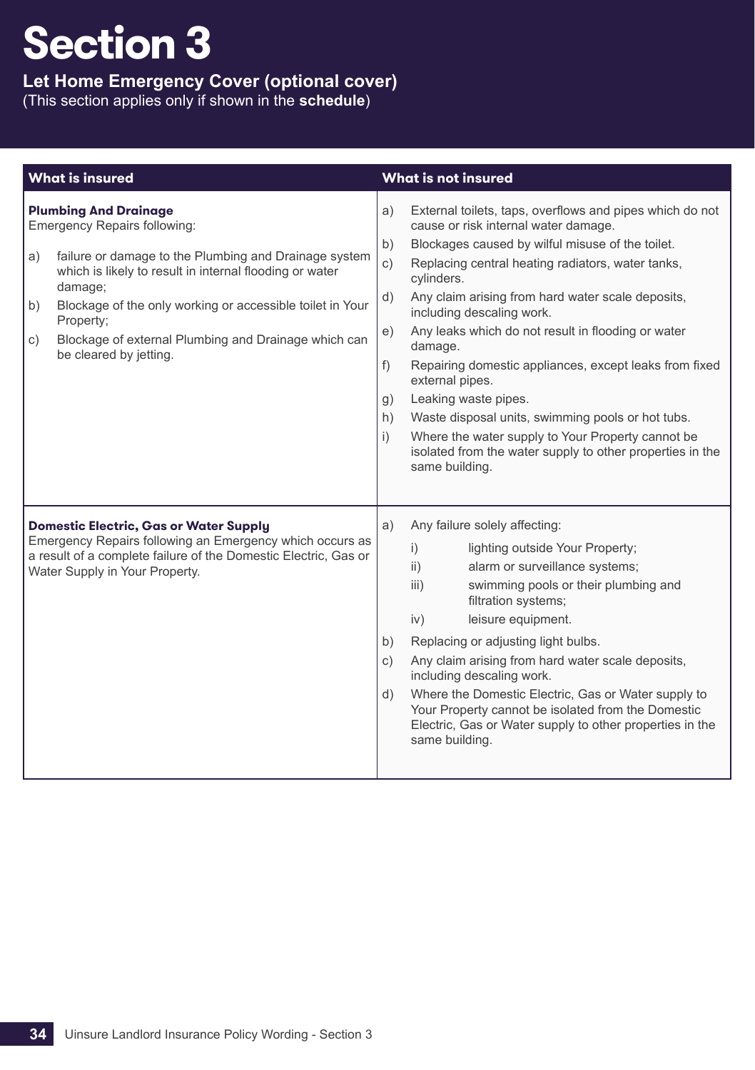# Section 3

**Let Home Emergency Cover (optional cover)**

(This section applies only if shown in the **schedule**)

| What is insured | What is not insured |
|---|---|
| **Plumbing And Drainage**<br>Emergency Repairs following:<br>a) failure or damage to the Plumbing and Drainage system which is likely to result in internal flooding or water damage;<br>b) Blockage of the only working or accessible toilet in Your Property;<br>c) Blockage of external Plumbing and Drainage which can be cleared by jetting. | a) External toilets, taps, overflows and pipes which do not cause or risk internal water damage.<br>b) Blockages caused by wilful misuse of the toilet.<br>c) Replacing central heating radiators, water tanks, cylinders.<br>d) Any claim arising from hard water scale deposits, including descaling work.<br>e) Any leaks which do not result in flooding or water damage.<br>f) Repairing domestic appliances, except leaks from fixed external pipes.<br>g) Leaking waste pipes.<br>h) Waste disposal units, swimming pools or hot tubs.<br>i) Where the water supply to Your Property cannot be isolated from the water supply to other properties in the same building. |
| **Domestic Electric, Gas or Water Supply**<br>Emergency Repairs following an Emergency which occurs as a result of a complete failure of the Domestic Electric, Gas or Water Supply in Your Property. | a) Any failure solely affecting:<br>i) lighting outside Your Property;<br>ii) alarm or surveillance systems;<br>iii) swimming pools or their plumbing and filtration systems;<br>iv) leisure equipment.<br>b) Replacing or adjusting light bulbs.<br>c) Any claim arising from hard water scale deposits, including descaling work.<br>d) Where the Domestic Electric, Gas or Water supply to Your Property cannot be isolated from the Domestic Electric, Gas or Water supply to other properties in the same building. |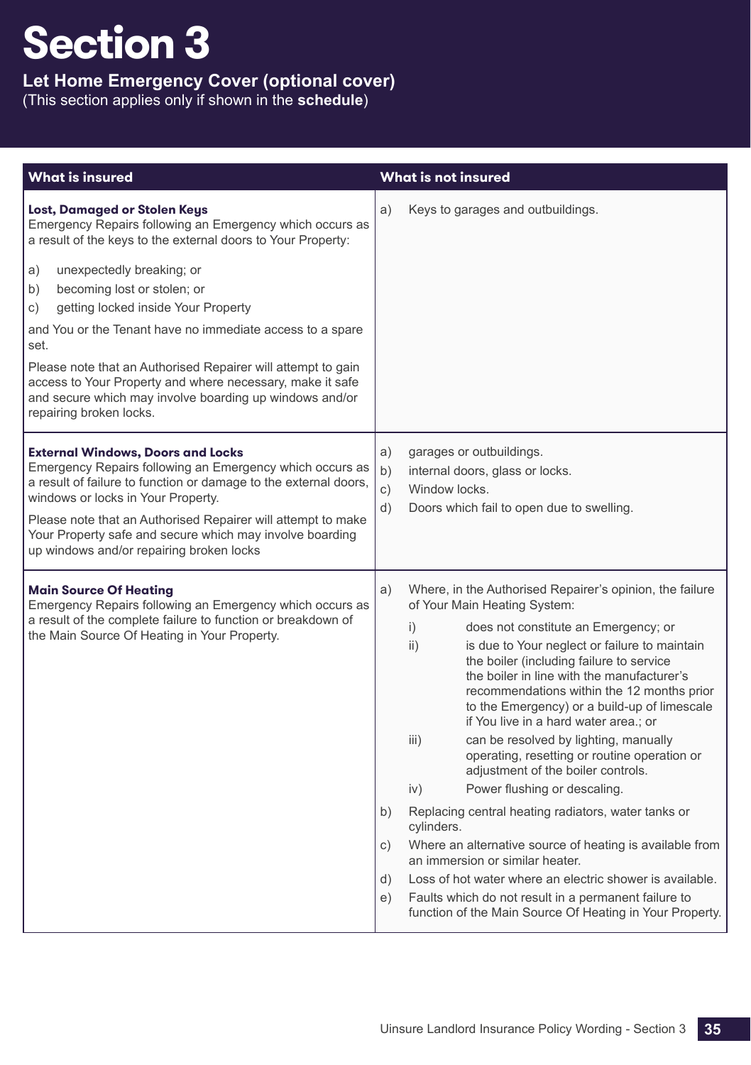# Section 3

**Let Home Emergency Cover (optional cover)**
(This section applies only if shown in the **schedule**)

| What is insured | What is not insured |
|---|---|
| **Lost, Damaged or Stolen Keys**<br>Emergency Repairs following an Emergency which occurs as a result of the keys to the external doors to Your Property:<br>a) unexpectedly breaking; or<br>b) becoming lost or stolen; or<br>c) getting locked inside Your Property<br>and You or the Tenant have no immediate access to a spare set.<br>Please note that an Authorised Repairer will attempt to gain access to Your Property and where necessary, make it safe and secure which may involve boarding up windows and/or repairing broken locks. | a) Keys to garages and outbuildings. |
| **External Windows, Doors and Locks**<br>Emergency Repairs following an Emergency which occurs as a result of failure to function or damage to the external doors, windows or locks in Your Property.<br>Please note that an Authorised Repairer will attempt to make Your Property safe and secure which may involve boarding up windows and/or repairing broken locks | a) garages or outbuildings.<br>b) internal doors, glass or locks.<br>c) Window locks.<br>d) Doors which fail to open due to swelling. |
| **Main Source Of Heating**<br>Emergency Repairs following an Emergency which occurs as a result of the complete failure to function or breakdown of the Main Source Of Heating in Your Property. | a) Where, in the Authorised Repairer's opinion, the failure of Your Main Heating System:<br>i) does not constitute an Emergency; or<br>ii) is due to Your neglect or failure to maintain the boiler (including failure to service the boiler in line with the manufacturer's recommendations within the 12 months prior to the Emergency) or a build-up of limescale if You live in a hard water area.; or<br>iii) can be resolved by lighting, manually operating, resetting or routine operation or adjustment of the boiler controls.<br>iv) Power flushing or descaling.<br>b) Replacing central heating radiators, water tanks or cylinders.<br>c) Where an alternative source of heating is available from an immersion or similar heater.<br>d) Loss of hot water where an electric shower is available.<br>e) Faults which do not result in a permanent failure to function of the Main Source Of Heating in Your Property. |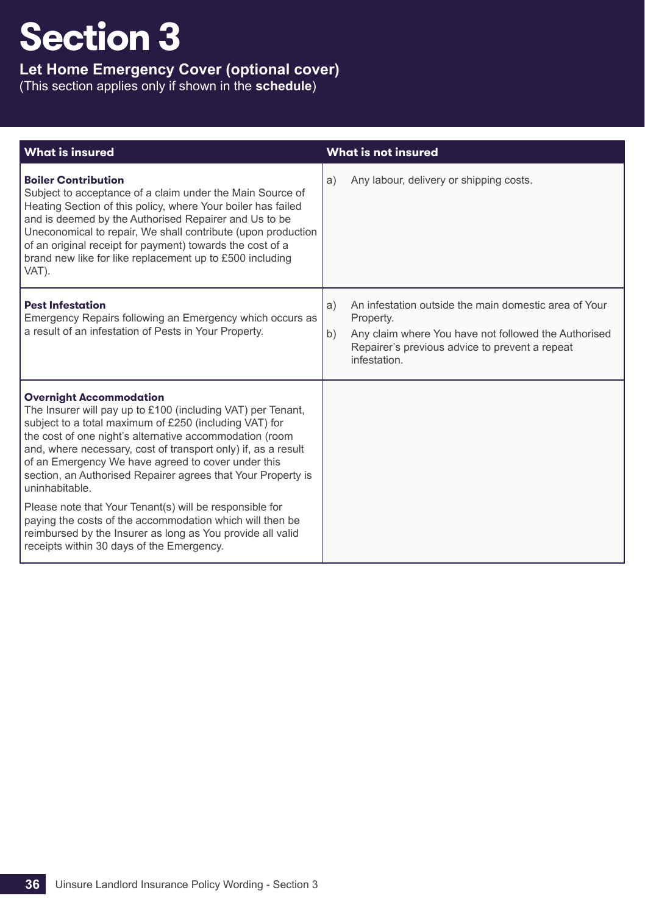# Section 3

**Let Home Emergency Cover (optional cover)**

(This section applies only if shown in the **schedule**)

| What is insured | What is not insured |
|---|---|
| **Boiler Contribution**<br>Subject to acceptance of a claim under the Main Source of Heating Section of this policy, where Your boiler has failed and is deemed by the Authorised Repairer and Us to be Uneconomical to repair, We shall contribute (upon production of an original receipt for payment) towards the cost of a brand new like for like replacement up to £500 including VAT). | a) Any labour, delivery or shipping costs. |
| **Pest Infestation**<br>Emergency Repairs following an Emergency which occurs as a result of an infestation of Pests in Your Property. | a) An infestation outside the main domestic area of Your Property.<br>b) Any claim where You have not followed the Authorised Repairer's previous advice to prevent a repeat infestation. |
| **Overnight Accommodation**<br>The Insurer will pay up to £100 (including VAT) per Tenant, subject to a total maximum of £250 (including VAT) for the cost of one night's alternative accommodation (room and, where necessary, cost of transport only) if, as a result of an Emergency We have agreed to cover under this section, an Authorised Repairer agrees that Your Property is uninhabitable.<br><br>Please note that Your Tenant(s) will be responsible for paying the costs of the accommodation which will then be reimbursed by the Insurer as long as You provide all valid receipts within 30 days of the Emergency. | |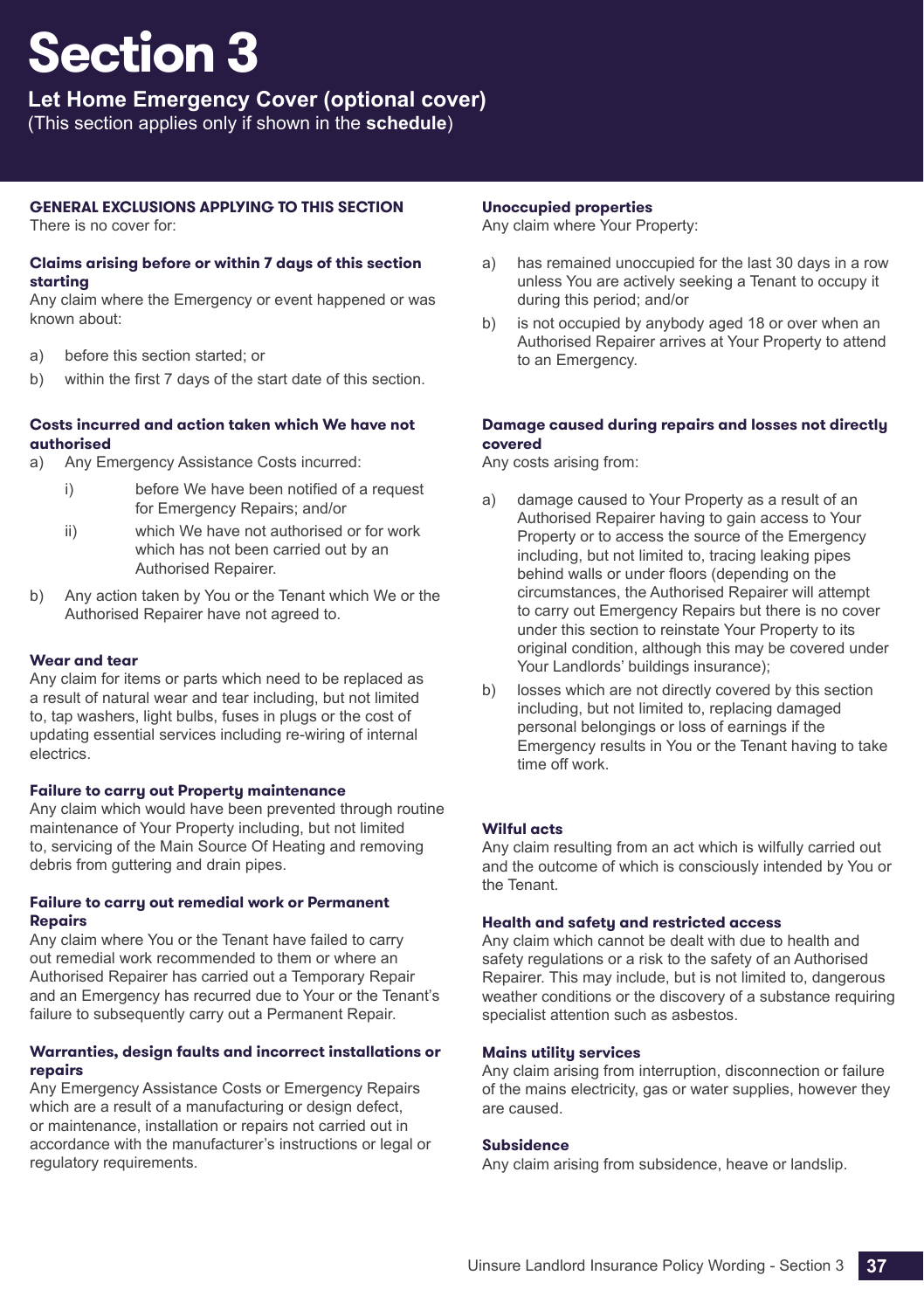# Section 3

## Let Home Emergency Cover (optional cover)

(This section applies only if shown in the **schedule**)

### GENERAL EXCLUSIONS APPLYING TO THIS SECTION

There is no cover for:

#### Claims arising before or within 7 days of this section starting

Any claim where the Emergency or event happened or was known about:

a) before this section started; or
b) within the first 7 days of the start date of this section.

#### Costs incurred and action taken which We have not authorised

a) Any Emergency Assistance Costs incurred:
   i) before We have been notified of a request for Emergency Repairs; and/or
   ii) which We have not authorised or for work which has not been carried out by an Authorised Repairer.
b) Any action taken by You or the Tenant which We or the Authorised Repairer have not agreed to.

#### Wear and tear

Any claim for items or parts which need to be replaced as a result of natural wear and tear including, but not limited to, tap washers, light bulbs, fuses in plugs or the cost of updating essential services including re-wiring of internal electrics.

#### Failure to carry out Property maintenance

Any claim which would have been prevented through routine maintenance of Your Property including, but not limited to, servicing of the Main Source Of Heating and removing debris from guttering and drain pipes.

#### Failure to carry out remedial work or Permanent Repairs

Any claim where You or the Tenant have failed to carry out remedial work recommended to them or where an Authorised Repairer has carried out a Temporary Repair and an Emergency has recurred due to Your or the Tenant's failure to subsequently carry out a Permanent Repair.

#### Warranties, design faults and incorrect installations or repairs

Any Emergency Assistance Costs or Emergency Repairs which are a result of a manufacturing or design defect, or maintenance, installation or repairs not carried out in accordance with the manufacturer's instructions or legal or regulatory requirements.

#### Unoccupied properties

Any claim where Your Property:

a) has remained unoccupied for the last 30 days in a row unless You are actively seeking a Tenant to occupy it during this period; and/or
b) is not occupied by anybody aged 18 or over when an Authorised Repairer arrives at Your Property to attend to an Emergency.

#### Damage caused during repairs and losses not directly covered

Any costs arising from:

a) damage caused to Your Property as a result of an Authorised Repairer having to gain access to Your Property or to access the source of the Emergency including, but not limited to, tracing leaking pipes behind walls or under floors (depending on the circumstances, the Authorised Repairer will attempt to carry out Emergency Repairs but there is no cover under this section to reinstate Your Property to its original condition, although this may be covered under Your Landlords' buildings insurance);
b) losses which are not directly covered by this section including, but not limited to, replacing damaged personal belongings or loss of earnings if the Emergency results in You or the Tenant having to take time off work.

#### Wilful acts

Any claim resulting from an act which is wilfully carried out and the outcome of which is consciously intended by You or the Tenant.

#### Health and safety and restricted access

Any claim which cannot be dealt with due to health and safety regulations or a risk to the safety of an Authorised Repairer. This may include, but is not limited to, dangerous weather conditions or the discovery of a substance requiring specialist attention such as asbestos.

#### Mains utility services

Any claim arising from interruption, disconnection or failure of the mains electricity, gas or water supplies, however they are caused.

#### Subsidence

Any claim arising from subsidence, heave or landslip.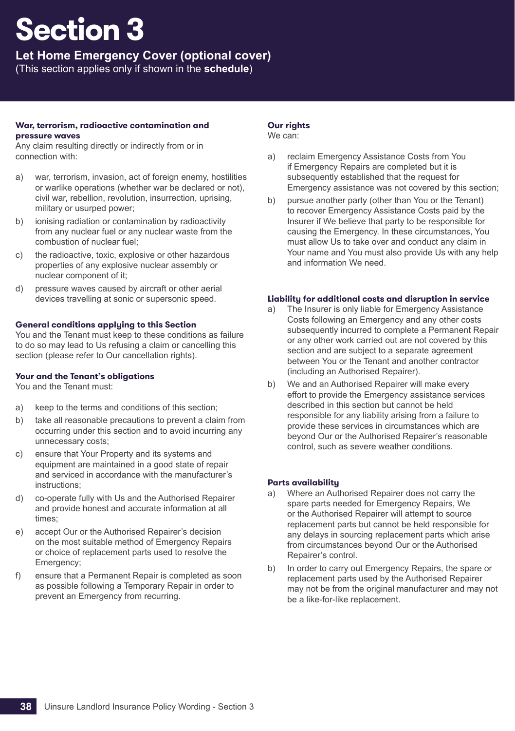# Section 3

## Let Home Emergency Cover (optional cover)

(This section applies only if shown in the **schedule**)

### War, terrorism, radioactive contamination and pressure waves

Any claim resulting directly or indirectly from or in connection with:

a) war, terrorism, invasion, act of foreign enemy, hostilities or warlike operations (whether war be declared or not), civil war, rebellion, revolution, insurrection, uprising, military or usurped power;

b) ionising radiation or contamination by radioactivity from any nuclear fuel or any nuclear waste from the combustion of nuclear fuel;

c) the radioactive, toxic, explosive or other hazardous properties of any explosive nuclear assembly or nuclear component of it;

d) pressure waves caused by aircraft or other aerial devices travelling at sonic or supersonic speed.

### General conditions applying to this Section

You and the Tenant must keep to these conditions as failure to do so may lead to Us refusing a claim or cancelling this section (please refer to Our cancellation rights).

### Your and the Tenant's obligations

You and the Tenant must:

a) keep to the terms and conditions of this section;

b) take all reasonable precautions to prevent a claim from occurring under this section and to avoid incurring any unnecessary costs;

c) ensure that Your Property and its systems and equipment are maintained in a good state of repair and serviced in accordance with the manufacturer's instructions;

d) co-operate fully with Us and the Authorised Repairer and provide honest and accurate information at all times;

e) accept Our or the Authorised Repairer's decision on the most suitable method of Emergency Repairs or choice of replacement parts used to resolve the Emergency;

f) ensure that a Permanent Repair is completed as soon as possible following a Temporary Repair in order to prevent an Emergency from recurring.

### Our rights

We can:

a) reclaim Emergency Assistance Costs from You if Emergency Repairs are completed but it is subsequently established that the request for Emergency assistance was not covered by this section;

b) pursue another party (other than You or the Tenant) to recover Emergency Assistance Costs paid by the Insurer if We believe that party to be responsible for causing the Emergency. In these circumstances, You must allow Us to take over and conduct any claim in Your name and You must also provide Us with any help and information We need.

### Liability for additional costs and disruption in service

a) The Insurer is only liable for Emergency Assistance Costs following an Emergency and any other costs subsequently incurred to complete a Permanent Repair or any other work carried out are not covered by this section and are subject to a separate agreement between You or the Tenant and another contractor (including an Authorised Repairer).

b) We and an Authorised Repairer will make every effort to provide the Emergency assistance services described in this section but cannot be held responsible for any liability arising from a failure to provide these services in circumstances which are beyond Our or the Authorised Repairer's reasonable control, such as severe weather conditions.

### Parts availability

a) Where an Authorised Repairer does not carry the spare parts needed for Emergency Repairs, We or the Authorised Repairer will attempt to source replacement parts but cannot be held responsible for any delays in sourcing replacement parts which arise from circumstances beyond Our or the Authorised Repairer's control.

b) In order to carry out Emergency Repairs, the spare or replacement parts used by the Authorised Repairer may not be from the original manufacturer and may not be a like-for-like replacement.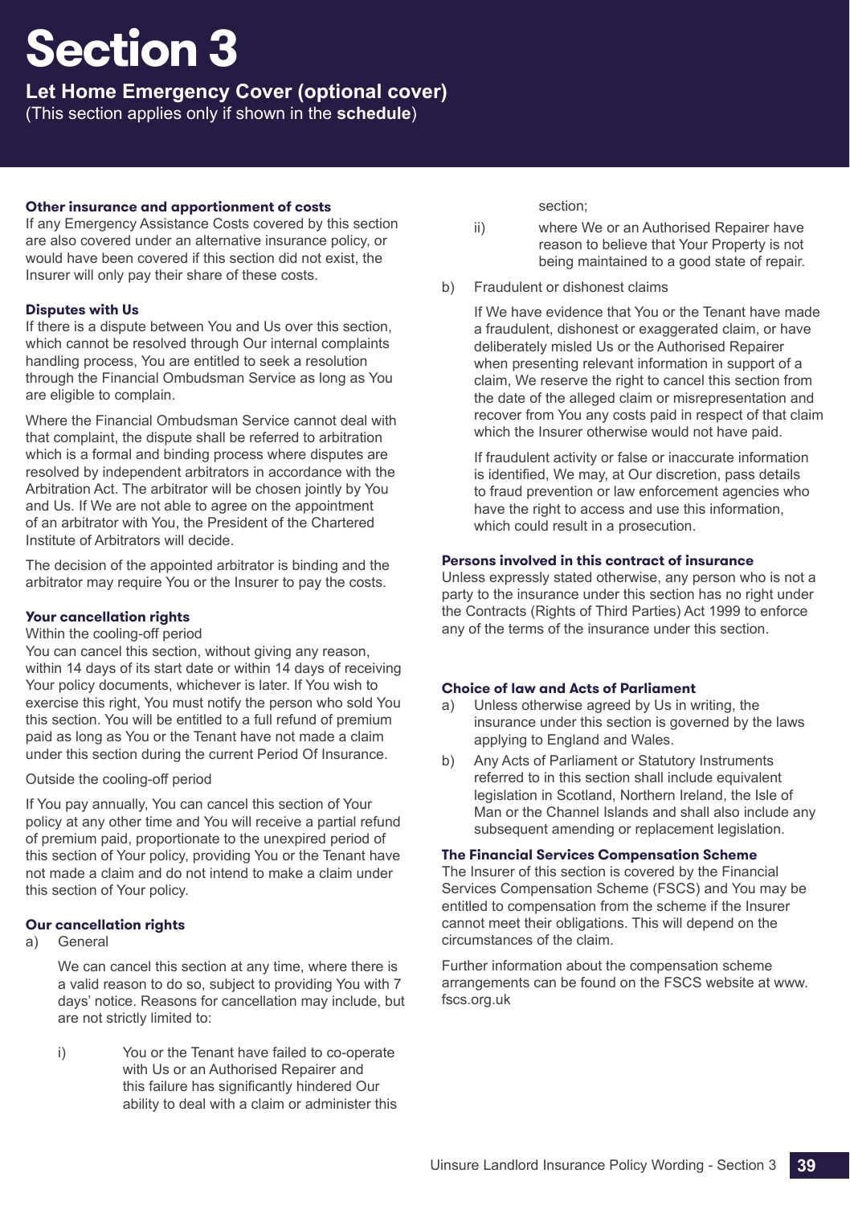# Section 3

## Let Home Emergency Cover (optional cover)

(This section applies only if shown in the **schedule**)

### Other insurance and apportionment of costs

If any Emergency Assistance Costs covered by this section are also covered under an alternative insurance policy, or would have been covered if this section did not exist, the Insurer will only pay their share of these costs.

### Disputes with Us

If there is a dispute between You and Us over this section, which cannot be resolved through Our internal complaints handling process, You are entitled to seek a resolution through the Financial Ombudsman Service as long as You are eligible to complain.

Where the Financial Ombudsman Service cannot deal with that complaint, the dispute shall be referred to arbitration which is a formal and binding process where disputes are resolved by independent arbitrators in accordance with the Arbitration Act. The arbitrator will be chosen jointly by You and Us. If We are not able to agree on the appointment of an arbitrator with You, the President of the Chartered Institute of Arbitrators will decide.

The decision of the appointed arbitrator is binding and the arbitrator may require You or the Insurer to pay the costs.

### Your cancellation rights

Within the cooling-off period

You can cancel this section, without giving any reason, within 14 days of its start date or within 14 days of receiving Your policy documents, whichever is later. If You wish to exercise this right, You must notify the person who sold You this section. You will be entitled to a full refund of premium paid as long as You or the Tenant have not made a claim under this section during the current Period Of Insurance.

Outside the cooling-off period

If You pay annually, You can cancel this section of Your policy at any other time and You will receive a partial refund of premium paid, proportionate to the unexpired period of this section of Your policy, providing You or the Tenant have not made a claim and do not intend to make a claim under this section of Your policy.

### Our cancellation rights

a) General

We can cancel this section at any time, where there is a valid reason to do so, subject to providing You with 7 days' notice. Reasons for cancellation may include, but are not strictly limited to:

i) You or the Tenant have failed to co-operate with Us or an Authorised Repairer and this failure has significantly hindered Our ability to deal with a claim or administer this section;

ii) where We or an Authorised Repairer have reason to believe that Your Property is not being maintained to a good state of repair.

b) Fraudulent or dishonest claims

If We have evidence that You or the Tenant have made a fraudulent, dishonest or exaggerated claim, or have deliberately misled Us or the Authorised Repairer when presenting relevant information in support of a claim, We reserve the right to cancel this section from the date of the alleged claim or misrepresentation and recover from You any costs paid in respect of that claim which the Insurer otherwise would not have paid.

If fraudulent activity or false or inaccurate information is identified, We may, at Our discretion, pass details to fraud prevention or law enforcement agencies who have the right to access and use this information, which could result in a prosecution.

### Persons involved in this contract of insurance

Unless expressly stated otherwise, any person who is not a party to the insurance under this section has no right under the Contracts (Rights of Third Parties) Act 1999 to enforce any of the terms of the insurance under this section.

### Choice of law and Acts of Parliament

a) Unless otherwise agreed by Us in writing, the insurance under this section is governed by the laws applying to England and Wales.

b) Any Acts of Parliament or Statutory Instruments referred to in this section shall include equivalent legislation in Scotland, Northern Ireland, the Isle of Man or the Channel Islands and shall also include any subsequent amending or replacement legislation.

### The Financial Services Compensation Scheme

The Insurer of this section is covered by the Financial Services Compensation Scheme (FSCS) and You may be entitled to compensation from the scheme if the Insurer cannot meet their obligations. This will depend on the circumstances of the claim.

Further information about the compensation scheme arrangements can be found on the FSCS website at www.fscs.org.uk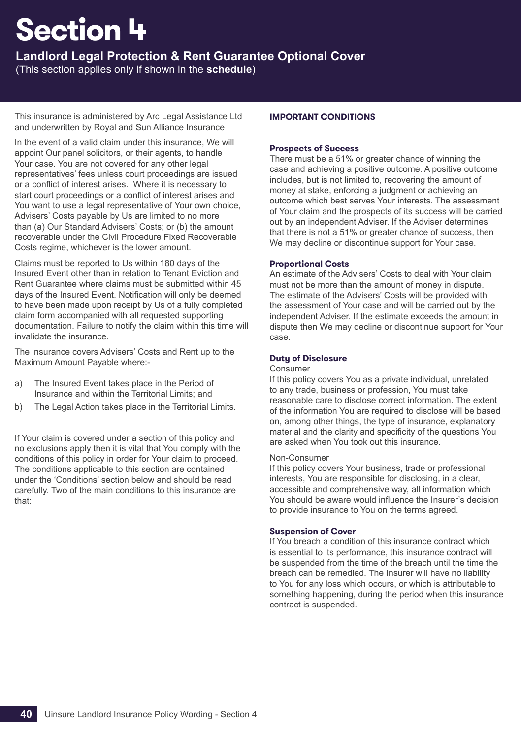# Section 4

## Landlord Legal Protection & Rent Guarantee Optional Cover

(This section applies only if shown in the **schedule**)

This insurance is administered by Arc Legal Assistance Ltd and underwritten by Royal and Sun Alliance Insurance

In the event of a valid claim under this insurance, We will appoint Our panel solicitors, or their agents, to handle Your case. You are not covered for any other legal representatives' fees unless court proceedings are issued or a conflict of interest arises. Where it is necessary to start court proceedings or a conflict of interest arises and You want to use a legal representative of Your own choice, Advisers' Costs payable by Us are limited to no more than (a) Our Standard Advisers' Costs; or (b) the amount recoverable under the Civil Procedure Fixed Recoverable Costs regime, whichever is the lower amount.

Claims must be reported to Us within 180 days of the Insured Event other than in relation to Tenant Eviction and Rent Guarantee where claims must be submitted within 45 days of the Insured Event. Notification will only be deemed to have been made upon receipt by Us of a fully completed claim form accompanied with all requested supporting documentation. Failure to notify the claim within this time will invalidate the insurance.

The insurance covers Advisers' Costs and Rent up to the Maximum Amount Payable where:-

a) The Insured Event takes place in the Period of Insurance and within the Territorial Limits; and
b) The Legal Action takes place in the Territorial Limits.

If Your claim is covered under a section of this policy and no exclusions apply then it is vital that You comply with the conditions of this policy in order for Your claim to proceed. The conditions applicable to this section are contained under the 'Conditions' section below and should be read carefully. Two of the main conditions to this insurance are that:

### IMPORTANT CONDITIONS

#### Prospects of Success

There must be a 51% or greater chance of winning the case and achieving a positive outcome. A positive outcome includes, but is not limited to, recovering the amount of money at stake, enforcing a judgment or achieving an outcome which best serves Your interests. The assessment of Your claim and the prospects of its success will be carried out by an independent Adviser. If the Adviser determines that there is not a 51% or greater chance of success, then We may decline or discontinue support for Your case.

#### Proportional Costs

An estimate of the Advisers' Costs to deal with Your claim must not be more than the amount of money in dispute. The estimate of the Advisers' Costs will be provided with the assessment of Your case and will be carried out by the independent Adviser. If the estimate exceeds the amount in dispute then We may decline or discontinue support for Your case.

#### Duty of Disclosure

Consumer

If this policy covers You as a private individual, unrelated to any trade, business or profession, You must take reasonable care to disclose correct information. The extent of the information You are required to disclose will be based on, among other things, the type of insurance, explanatory material and the clarity and specificity of the questions You are asked when You took out this insurance.

Non-Consumer

If this policy covers Your business, trade or professional interests, You are responsible for disclosing, in a clear, accessible and comprehensive way, all information which You should be aware would influence the Insurer's decision to provide insurance to You on the terms agreed.

#### Suspension of Cover

If You breach a condition of this insurance contract which is essential to its performance, this insurance contract will be suspended from the time of the breach until the time the breach can be remedied. The Insurer will have no liability to You for any loss which occurs, or which is attributable to something happening, during the period when this insurance contract is suspended.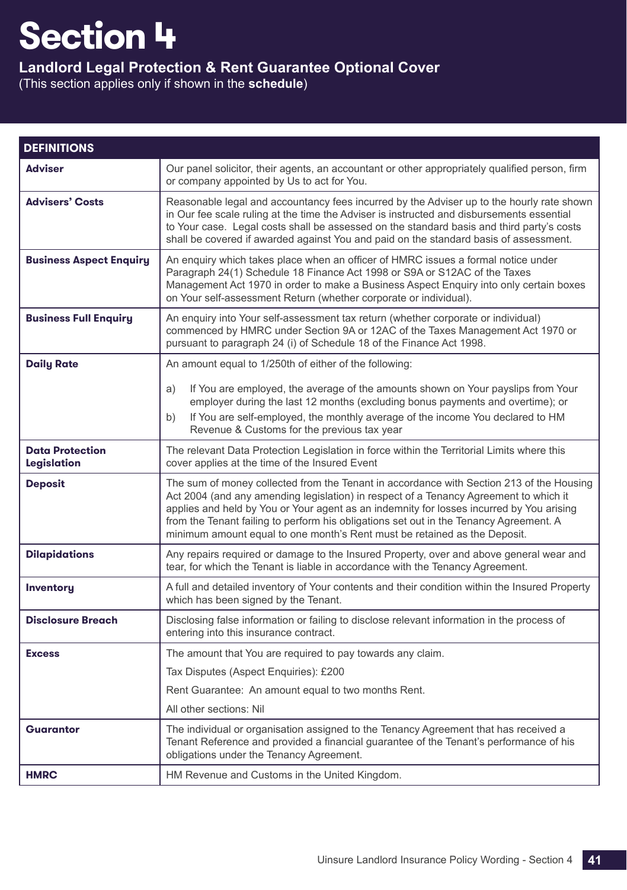# Section 4

## Landlord Legal Protection & Rent Guarantee Optional Cover

(This section applies only if shown in the **schedule**)

| DEFINITIONS | |
|---|---|
| **Adviser** | Our panel solicitor, their agents, an accountant or other appropriately qualified person, firm or company appointed by Us to act for You. |
| **Advisers' Costs** | Reasonable legal and accountancy fees incurred by the Adviser up to the hourly rate shown in Our fee scale ruling at the time the Adviser is instructed and disbursements essential to Your case. Legal costs shall be assessed on the standard basis and third party's costs shall be covered if awarded against You and paid on the standard basis of assessment. |
| **Business Aspect Enquiry** | An enquiry which takes place when an officer of HMRC issues a formal notice under Paragraph 24(1) Schedule 18 Finance Act 1998 or S9A or S12AC of the Taxes Management Act 1970 in order to make a Business Aspect Enquiry into only certain boxes on Your self-assessment Return (whether corporate or individual). |
| **Business Full Enquiry** | An enquiry into Your self-assessment tax return (whether corporate or individual) commenced by HMRC under Section 9A or 12AC of the Taxes Management Act 1970 or pursuant to paragraph 24 (i) of Schedule 18 of the Finance Act 1998. |
| **Daily Rate** | An amount equal to 1/250th of either of the following:<br><br>a) If You are employed, the average of the amounts shown on Your payslips from Your employer during the last 12 months (excluding bonus payments and overtime); or<br>b) If You are self-employed, the monthly average of the income You declared to HM Revenue & Customs for the previous tax year |
| **Data Protection Legislation** | The relevant Data Protection Legislation in force within the Territorial Limits where this cover applies at the time of the Insured Event |
| **Deposit** | The sum of money collected from the Tenant in accordance with Section 213 of the Housing Act 2004 (and any amending legislation) in respect of a Tenancy Agreement to which it applies and held by You or Your agent as an indemnity for losses incurred by You arising from the Tenant failing to perform his obligations set out in the Tenancy Agreement. A minimum amount equal to one month's Rent must be retained as the Deposit. |
| **Dilapidations** | Any repairs required or damage to the Insured Property, over and above general wear and tear, for which the Tenant is liable in accordance with the Tenancy Agreement. |
| **Inventory** | A full and detailed inventory of Your contents and their condition within the Insured Property which has been signed by the Tenant. |
| **Disclosure Breach** | Disclosing false information or failing to disclose relevant information in the process of entering into this insurance contract. |
| **Excess** | The amount that You are required to pay towards any claim.<br>Tax Disputes (Aspect Enquiries): £200<br>Rent Guarantee: An amount equal to two months Rent.<br>All other sections: Nil |
| **Guarantor** | The individual or organisation assigned to the Tenancy Agreement that has received a Tenant Reference and provided a financial guarantee of the Tenant's performance of his obligations under the Tenancy Agreement. |
| **HMRC** | HM Revenue and Customs in the United Kingdom. |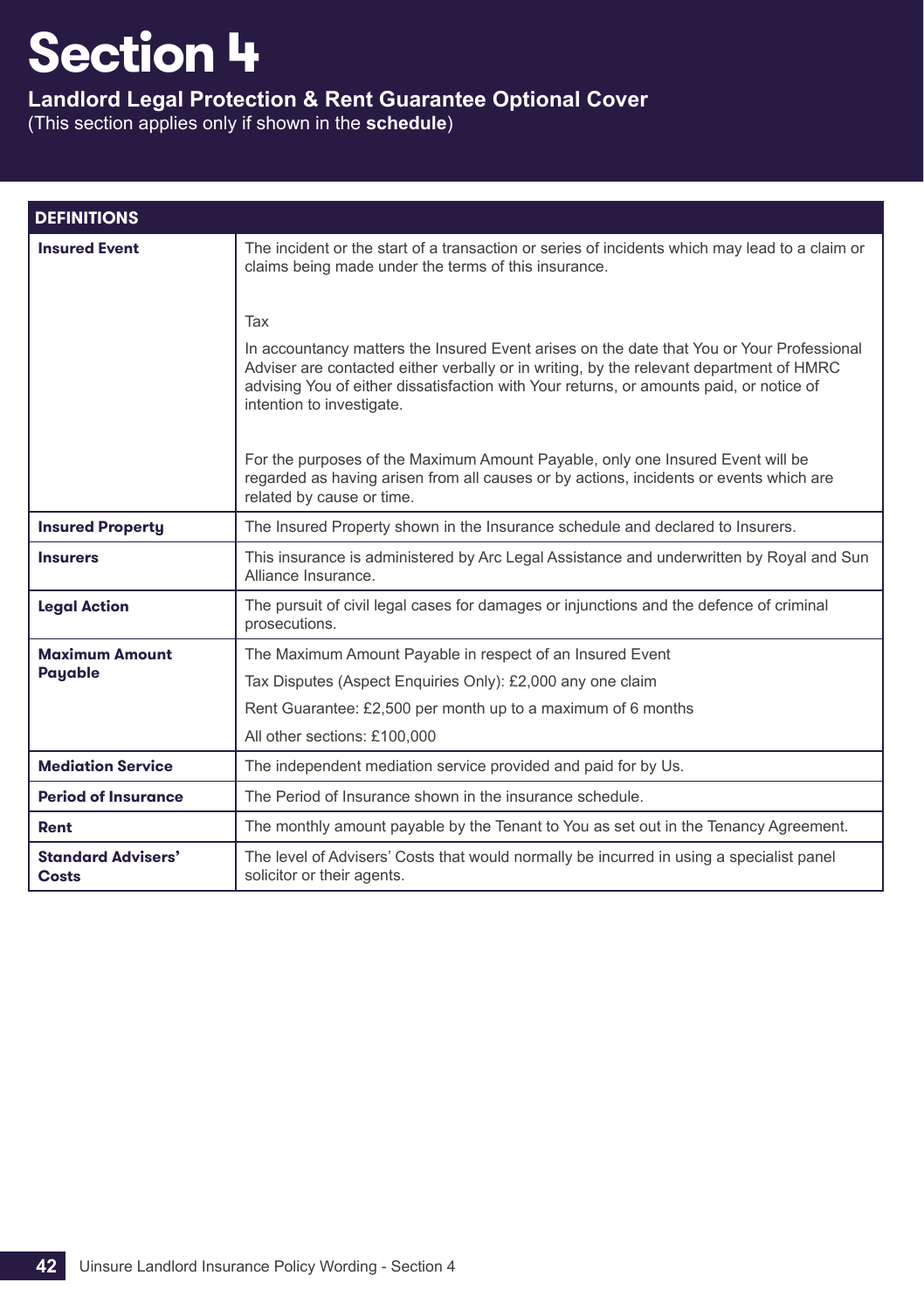# Section 4

## Landlord Legal Protection & Rent Guarantee Optional Cover

(This section applies only if shown in the **schedule**)

| DEFINITIONS | |
|---|---|
| **Insured Event** | The incident or the start of a transaction or series of incidents which may lead to a claim or claims being made under the terms of this insurance.<br><br>Tax<br><br>In accountancy matters the Insured Event arises on the date that You or Your Professional Adviser are contacted either verbally or in writing, by the relevant department of HMRC advising You of either dissatisfaction with Your returns, or amounts paid, or notice of intention to investigate.<br><br>For the purposes of the Maximum Amount Payable, only one Insured Event will be regarded as having arisen from all causes or by actions, incidents or events which are related by cause or time. |
| **Insured Property** | The Insured Property shown in the Insurance schedule and declared to Insurers. |
| **Insurers** | This insurance is administered by Arc Legal Assistance and underwritten by Royal and Sun Alliance Insurance. |
| **Legal Action** | The pursuit of civil legal cases for damages or injunctions and the defence of criminal prosecutions. |
| **Maximum Amount Payable** | The Maximum Amount Payable in respect of an Insured Event<br>Tax Disputes (Aspect Enquiries Only): £2,000 any one claim<br>Rent Guarantee: £2,500 per month up to a maximum of 6 months<br>All other sections: £100,000 |
| **Mediation Service** | The independent mediation service provided and paid for by Us. |
| **Period of Insurance** | The Period of Insurance shown in the insurance schedule. |
| **Rent** | The monthly amount payable by the Tenant to You as set out in the Tenancy Agreement. |
| **Standard Advisers' Costs** | The level of Advisers' Costs that would normally be incurred in using a specialist panel solicitor or their agents. |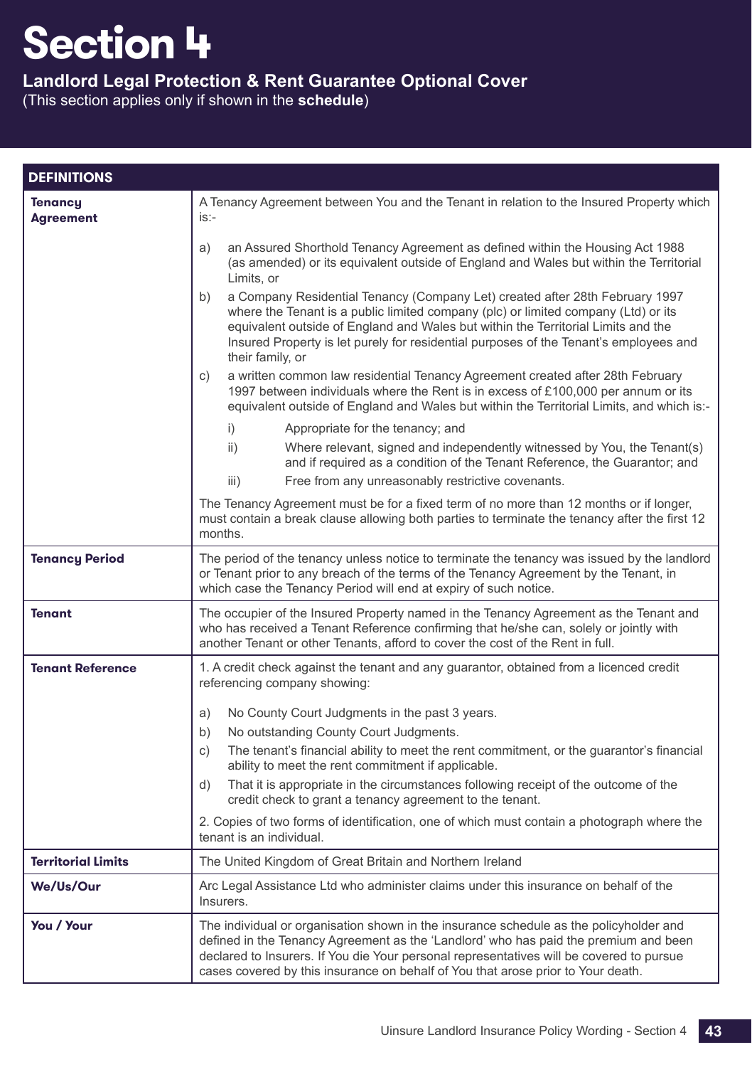# Section 4

**Landlord Legal Protection & Rent Guarantee Optional Cover**
(This section applies only if shown in the **schedule**)

| DEFINITIONS | |
|---|---|
| **Tenancy Agreement** | A Tenancy Agreement between You and the Tenant in relation to the Insured Property which is:-<br><br>a) an Assured Shorthold Tenancy Agreement as defined within the Housing Act 1988 (as amended) or its equivalent outside of England and Wales but within the Territorial Limits, or<br>b) a Company Residential Tenancy (Company Let) created after 28th February 1997 where the Tenant is a public limited company (plc) or limited company (Ltd) or its equivalent outside of England and Wales but within the Territorial Limits and the Insured Property is let purely for residential purposes of the Tenant's employees and their family, or<br>c) a written common law residential Tenancy Agreement created after 28th February 1997 between individuals where the Rent is in excess of £100,000 per annum or its equivalent outside of England and Wales but within the Territorial Limits, and which is:-<br>i) Appropriate for the tenancy; and<br>ii) Where relevant, signed and independently witnessed by You, the Tenant(s) and if required as a condition of the Tenant Reference, the Guarantor; and<br>iii) Free from any unreasonably restrictive covenants.<br><br>The Tenancy Agreement must be for a fixed term of no more than 12 months or if longer, must contain a break clause allowing both parties to terminate the tenancy after the first 12 months. |
| **Tenancy Period** | The period of the tenancy unless notice to terminate the tenancy was issued by the landlord or Tenant prior to any breach of the terms of the Tenancy Agreement by the Tenant, in which case the Tenancy Period will end at expiry of such notice. |
| **Tenant** | The occupier of the Insured Property named in the Tenancy Agreement as the Tenant and who has received a Tenant Reference confirming that he/she can, solely or jointly with another Tenant or other Tenants, afford to cover the cost of the Rent in full. |
| **Tenant Reference** | 1. A credit check against the tenant and any guarantor, obtained from a licenced credit referencing company showing:<br><br>a) No County Court Judgments in the past 3 years.<br>b) No outstanding County Court Judgments.<br>c) The tenant's financial ability to meet the rent commitment, or the guarantor's financial ability to meet the rent commitment if applicable.<br>d) That it is appropriate in the circumstances following receipt of the outcome of the credit check to grant a tenancy agreement to the tenant.<br><br>2. Copies of two forms of identification, one of which must contain a photograph where the tenant is an individual. |
| **Territorial Limits** | The United Kingdom of Great Britain and Northern Ireland |
| **We/Us/Our** | Arc Legal Assistance Ltd who administer claims under this insurance on behalf of the Insurers. |
| **You / Your** | The individual or organisation shown in the insurance schedule as the policyholder and defined in the Tenancy Agreement as the 'Landlord' who has paid the premium and been declared to Insurers. If You die Your personal representatives will be covered to pursue cases covered by this insurance on behalf of You that arose prior to Your death. |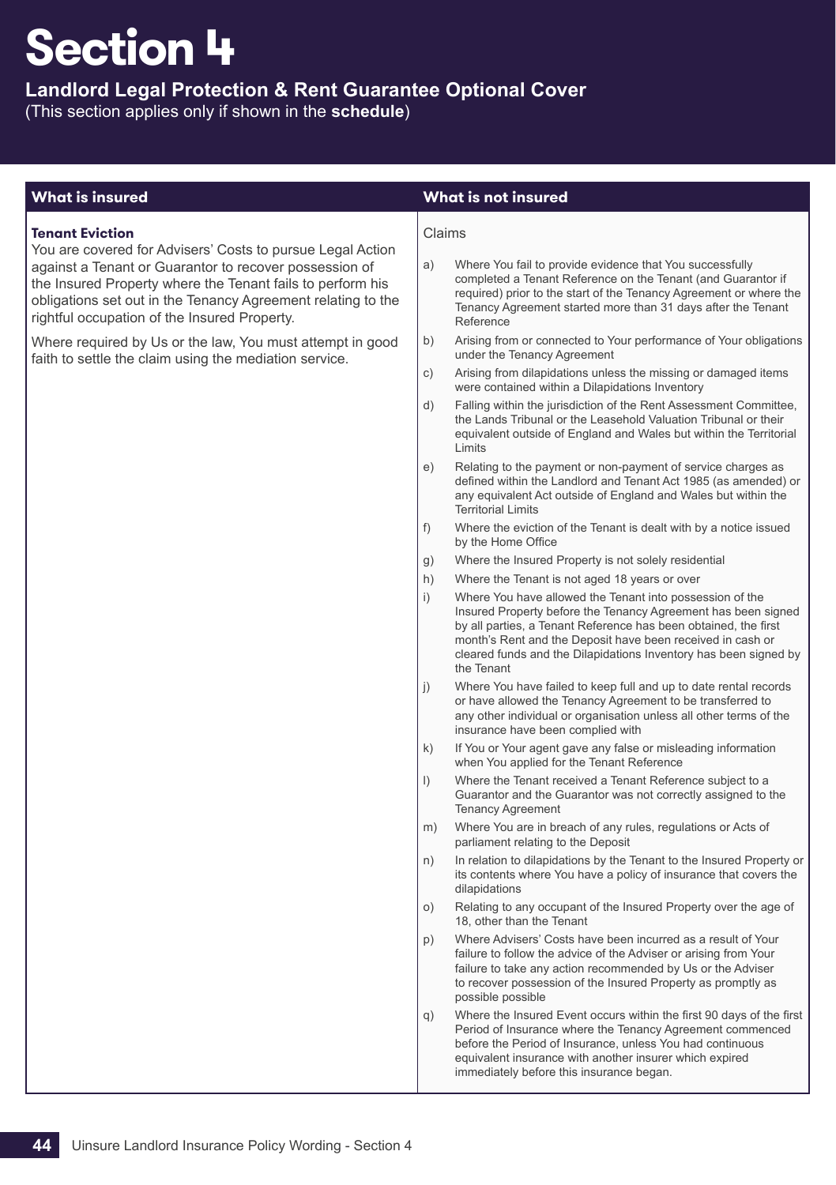# Section 4

## Landlord Legal Protection & Rent Guarantee Optional Cover

(This section applies only if shown in the **schedule**)

### What is insured

**Tenant Eviction**

You are covered for Advisers' Costs to pursue Legal Action against a Tenant or Guarantor to recover possession of the Insured Property where the Tenant fails to perform his obligations set out in the Tenancy Agreement relating to the rightful occupation of the Insured Property.

Where required by Us or the law, You must attempt in good faith to settle the claim using the mediation service.

### What is not insured

Claims

a) Where You fail to provide evidence that You successfully completed a Tenant Reference on the Tenant (and Guarantor if required) prior to the start of the Tenancy Agreement or where the Tenancy Agreement started more than 31 days after the Tenant Reference

b) Arising from or connected to Your performance of Your obligations under the Tenancy Agreement

c) Arising from dilapidations unless the missing or damaged items were contained within a Dilapidations Inventory

d) Falling within the jurisdiction of the Rent Assessment Committee, the Lands Tribunal or the Leasehold Valuation Tribunal or their equivalent outside of England and Wales but within the Territorial Limits

e) Relating to the payment or non-payment of service charges as defined within the Landlord and Tenant Act 1985 (as amended) or any equivalent Act outside of England and Wales but within the Territorial Limits

f) Where the eviction of the Tenant is dealt with by a notice issued by the Home Office

g) Where the Insured Property is not solely residential

h) Where the Tenant is not aged 18 years or over

i) Where You have allowed the Tenant into possession of the Insured Property before the Tenancy Agreement has been signed by all parties, a Tenant Reference has been obtained, the first month's Rent and the Deposit have been received in cash or cleared funds and the Dilapidations Inventory has been signed by the Tenant

j) Where You have failed to keep full and up to date rental records or have allowed the Tenancy Agreement to be transferred to any other individual or organisation unless all other terms of the insurance have been complied with

k) If You or Your agent gave any false or misleading information when You applied for the Tenant Reference

l) Where the Tenant received a Tenant Reference subject to a Guarantor and the Guarantor was not correctly assigned to the Tenancy Agreement

m) Where You are in breach of any rules, regulations or Acts of parliament relating to the Deposit

n) In relation to dilapidations by the Tenant to the Insured Property or its contents where You have a policy of insurance that covers the dilapidations

o) Relating to any occupant of the Insured Property over the age of 18, other than the Tenant

p) Where Advisers' Costs have been incurred as a result of Your failure to follow the advice of the Adviser or arising from Your failure to take any action recommended by Us or the Adviser to recover possession of the Insured Property as promptly as possible possible

q) Where the Insured Event occurs within the first 90 days of the first Period of Insurance where the Tenancy Agreement commenced before the Period of Insurance, unless You had continuous equivalent insurance with another insurer which expired immediately before this insurance began.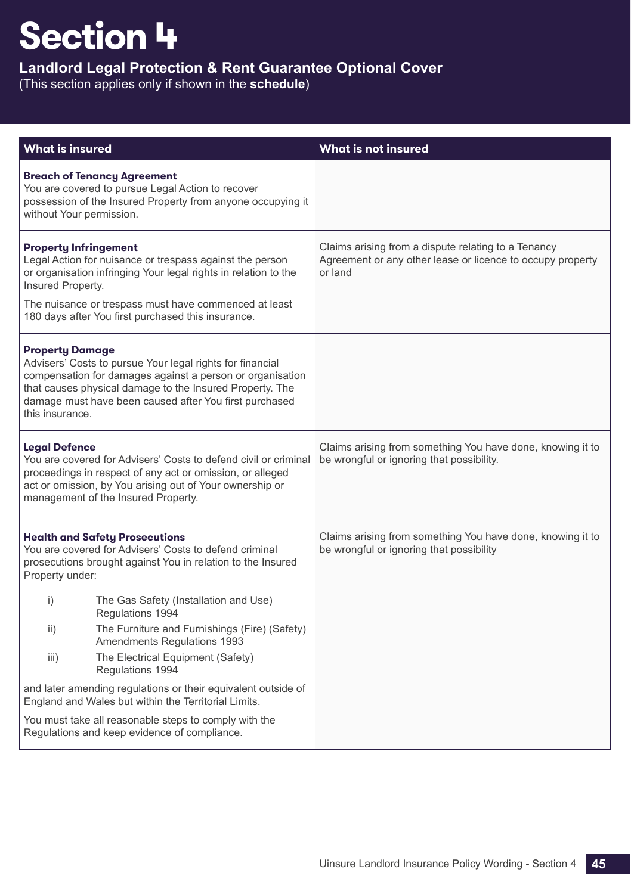# Section 4

**Landlord Legal Protection & Rent Guarantee Optional Cover**

(This section applies only if shown in the **schedule**)

| What is insured | What is not insured |
|---|---|
| **Breach of Tenancy Agreement**<br>You are covered to pursue Legal Action to recover possession of the Insured Property from anyone occupying it without Your permission. | |
| **Property Infringement**<br>Legal Action for nuisance or trespass against the person or organisation infringing Your legal rights in relation to the Insured Property.<br>The nuisance or trespass must have commenced at least 180 days after You first purchased this insurance. | Claims arising from a dispute relating to a Tenancy Agreement or any other lease or licence to occupy property or land |
| **Property Damage**<br>Advisers' Costs to pursue Your legal rights for financial compensation for damages against a person or organisation that causes physical damage to the Insured Property. The damage must have been caused after You first purchased this insurance. | |
| **Legal Defence**<br>You are covered for Advisers' Costs to defend civil or criminal proceedings in respect of any act or omission, or alleged act or omission, by You arising out of Your ownership or management of the Insured Property. | Claims arising from something You have done, knowing it to be wrongful or ignoring that possibility. |
| **Health and Safety Prosecutions**<br>You are covered for Advisers' Costs to defend criminal prosecutions brought against You in relation to the Insured Property under:<br>i) The Gas Safety (Installation and Use) Regulations 1994<br>ii) The Furniture and Furnishings (Fire) (Safety) Amendments Regulations 1993<br>iii) The Electrical Equipment (Safety) Regulations 1994<br>and later amending regulations or their equivalent outside of England and Wales but within the Territorial Limits.<br>You must take all reasonable steps to comply with the Regulations and keep evidence of compliance. | Claims arising from something You have done, knowing it to be wrongful or ignoring that possibility |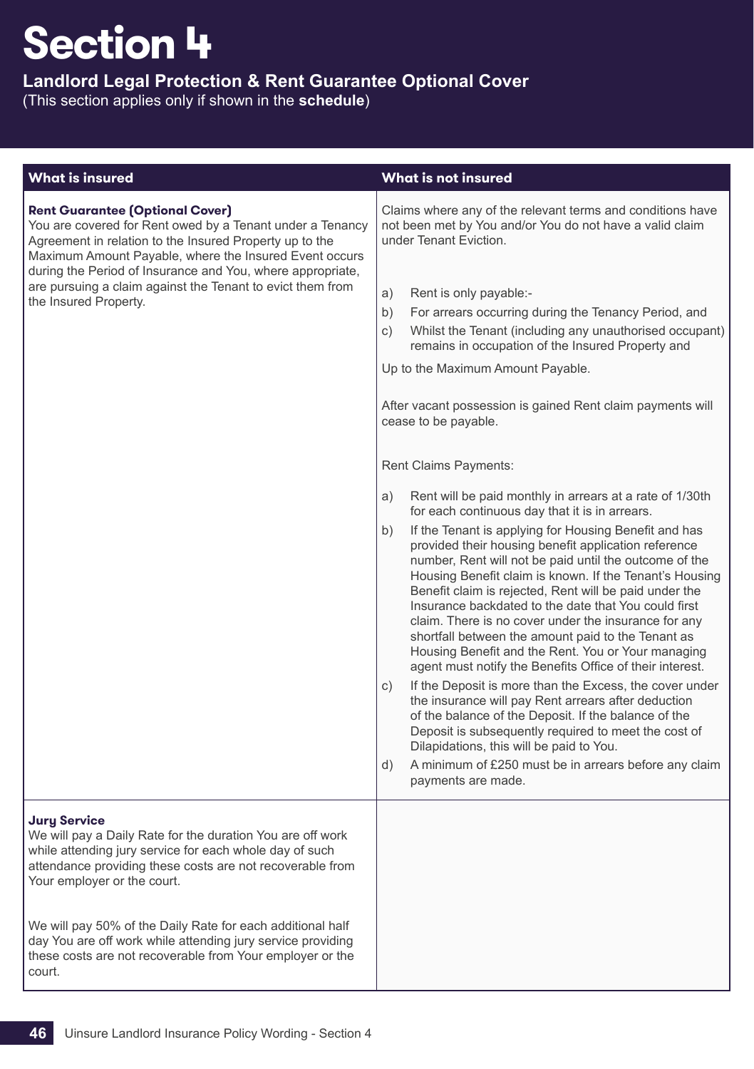# Section 4

**Landlord Legal Protection & Rent Guarantee Optional Cover**

(This section applies only if shown in the **schedule**)

| What is insured | What is not insured |
|---|---|
| **Rent Guarantee (Optional Cover)**<br>You are covered for Rent owed by a Tenant under a Tenancy Agreement in relation to the Insured Property up to the Maximum Amount Payable, where the Insured Event occurs during the Period of Insurance and You, where appropriate, are pursuing a claim against the Tenant to evict them from the Insured Property. | Claims where any of the relevant terms and conditions have not been met by You and/or You do not have a valid claim under Tenant Eviction.<br><br>a) Rent is only payable:-<br>b) For arrears occurring during the Tenancy Period, and<br>c) Whilst the Tenant (including any unauthorised occupant) remains in occupation of the Insured Property and<br><br>Up to the Maximum Amount Payable.<br><br>After vacant possession is gained Rent claim payments will cease to be payable.<br><br>Rent Claims Payments:<br><br>a) Rent will be paid monthly in arrears at a rate of 1/30th for each continuous day that it is in arrears.<br>b) If the Tenant is applying for Housing Benefit and has provided their housing benefit application reference number, Rent will not be paid until the outcome of the Housing Benefit claim is known. If the Tenant's Housing Benefit claim is rejected, Rent will be paid under the Insurance backdated to the date that You could first claim. There is no cover under the insurance for any shortfall between the amount paid to the Tenant as Housing Benefit and the Rent. You or Your managing agent must notify the Benefits Office of their interest.<br>c) If the Deposit is more than the Excess, the cover under the insurance will pay Rent arrears after deduction of the balance of the Deposit. If the balance of the Deposit is subsequently required to meet the cost of Dilapidations, this will be paid to You.<br>d) A minimum of £250 must be in arrears before any claim payments are made. |
| **Jury Service**<br>We will pay a Daily Rate for the duration You are off work while attending jury service for each whole day of such attendance providing these costs are not recoverable from Your employer or the court.<br><br>We will pay 50% of the Daily Rate for each additional half day You are off work while attending jury service providing these costs are not recoverable from Your employer or the court. | |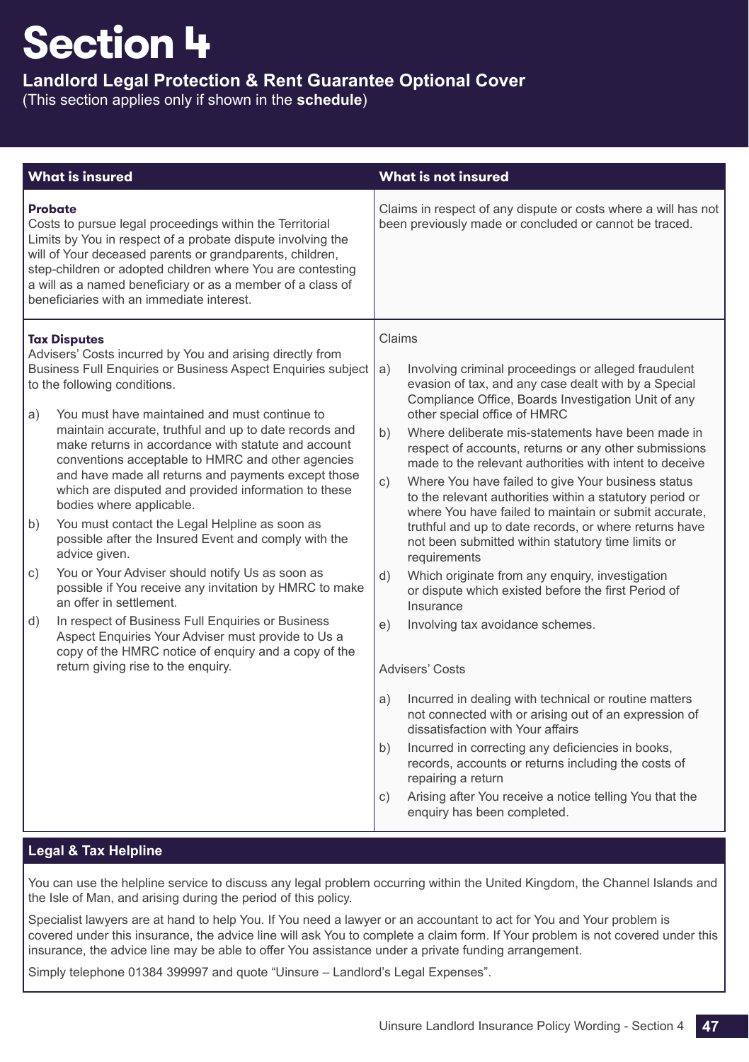# Section 4

## Landlord Legal Protection & Rent Guarantee Optional Cover

(This section applies only if shown in the **schedule**)

| What is insured | What is not insured |
|---|---|
| **Probate**<br>Costs to pursue legal proceedings within the Territorial Limits by You in respect of a probate dispute involving the will of Your deceased parents or grandparents, children, step-children or adopted children where You are contesting a will as a named beneficiary or as a member of a class of beneficiaries with an immediate interest. | Claims in respect of any dispute or costs where a will has not been previously made or concluded or cannot be traced. |
| **Tax Disputes**<br>Advisers' Costs incurred by You and arising directly from Business Full Enquiries or Business Aspect Enquiries subject to the following conditions.<br><br>a) You must have maintained and must continue to maintain accurate, truthful and up to date records and make returns in accordance with statute and account conventions acceptable to HMRC and other agencies and have made all returns and payments except those which are disputed and provided information to these bodies where applicable.<br>b) You must contact the Legal Helpline as soon as possible after the Insured Event and comply with the advice given.<br>c) You or Your Adviser should notify Us as soon as possible if You receive any invitation by HMRC to make an offer in settlement.<br>d) In respect of Business Full Enquiries or Business Aspect Enquiries Your Adviser must provide to Us a copy of the HMRC notice of enquiry and a copy of the return giving rise to the enquiry. | Claims<br><br>a) Involving criminal proceedings or alleged fraudulent evasion of tax, and any case dealt with by a Special Compliance Office, Boards Investigation Unit of any other special office of HMRC<br>b) Where deliberate mis-statements have been made in respect of accounts, returns or any other submissions made to the relevant authorities with intent to deceive<br>c) Where You have failed to give Your business status to the relevant authorities within a statutory period or where You have failed to maintain or submit accurate, truthful and up to date records, or where returns have not been submitted within statutory time limits or requirements<br>d) Which originate from any enquiry, investigation or dispute which existed before the first Period of Insurance<br>e) Involving tax avoidance schemes.<br><br>Advisers' Costs<br><br>a) Incurred in dealing with technical or routine matters not connected with or arising out of an expression of dissatisfaction with Your affairs<br>b) Incurred in correcting any deficiencies in books, records, accounts or returns including the costs of repairing a return<br>c) Arising after You receive a notice telling You that the enquiry has been completed. |

### Legal & Tax Helpline

You can use the helpline service to discuss any legal problem occurring within the United Kingdom, the Channel Islands and the Isle of Man, and arising during the period of this policy.

Specialist lawyers are at hand to help You. If You need a lawyer or an accountant to act for You and Your problem is covered under this insurance, the advice line will ask You to complete a claim form. If Your problem is not covered under this insurance, the advice line may be able to offer You assistance under a private funding arrangement.

Simply telephone 01384 399997 and quote "Uinsure – Landlord's Legal Expenses".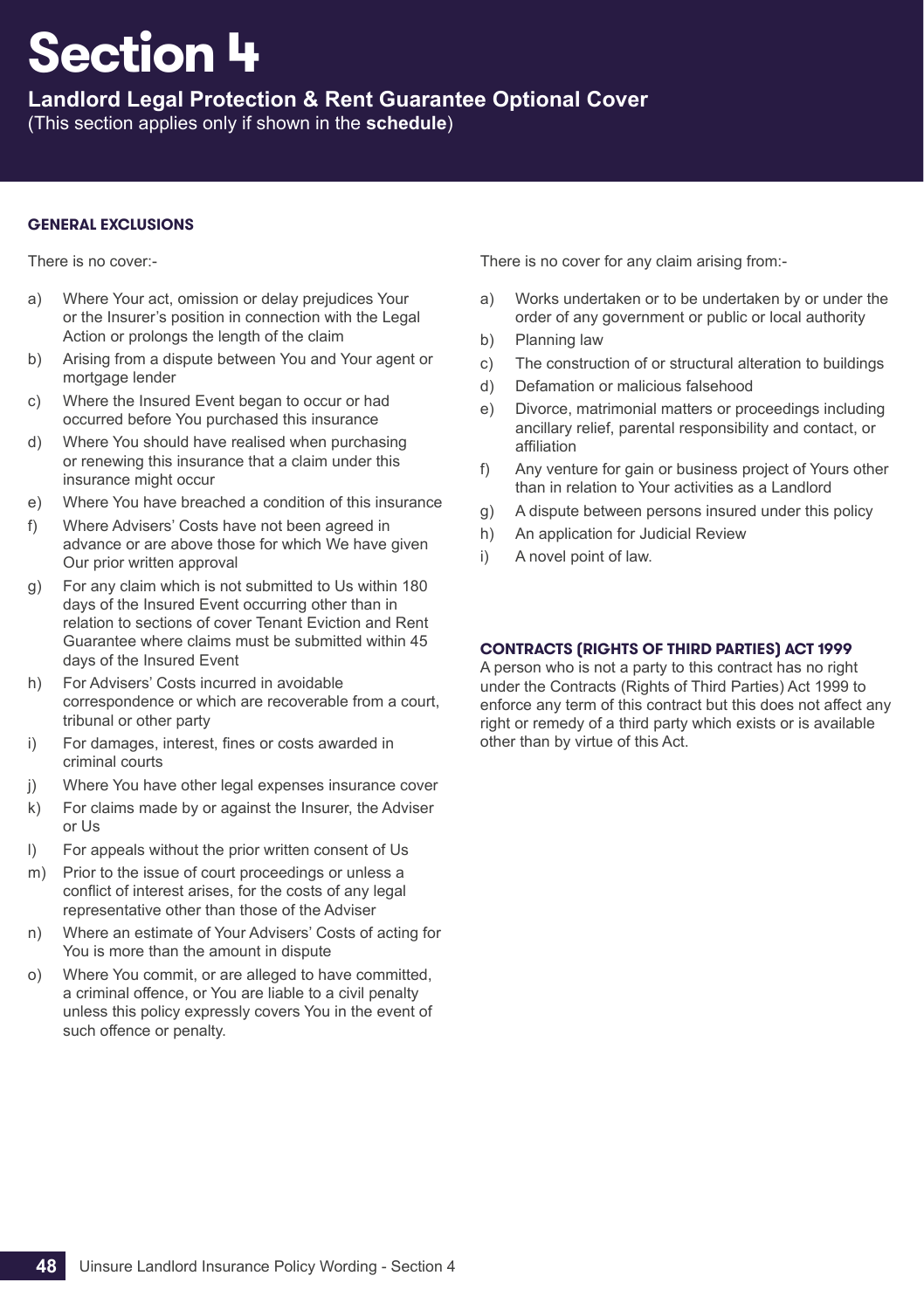# Section 4

## Landlord Legal Protection & Rent Guarantee Optional Cover

(This section applies only if shown in the **schedule**)

### GENERAL EXCLUSIONS

There is no cover:-

a) Where Your act, omission or delay prejudices Your or the Insurer's position in connection with the Legal Action or prolongs the length of the claim

b) Arising from a dispute between You and Your agent or mortgage lender

c) Where the Insured Event began to occur or had occurred before You purchased this insurance

d) Where You should have realised when purchasing or renewing this insurance that a claim under this insurance might occur

e) Where You have breached a condition of this insurance

f) Where Advisers' Costs have not been agreed in advance or are above those for which We have given Our prior written approval

g) For any claim which is not submitted to Us within 180 days of the Insured Event occurring other than in relation to sections of cover Tenant Eviction and Rent Guarantee where claims must be submitted within 45 days of the Insured Event

h) For Advisers' Costs incurred in avoidable correspondence or which are recoverable from a court, tribunal or other party

i) For damages, interest, fines or costs awarded in criminal courts

j) Where You have other legal expenses insurance cover

k) For claims made by or against the Insurer, the Adviser or Us

l) For appeals without the prior written consent of Us

m) Prior to the issue of court proceedings or unless a conflict of interest arises, for the costs of any legal representative other than those of the Adviser

n) Where an estimate of Your Advisers' Costs of acting for You is more than the amount in dispute

o) Where You commit, or are alleged to have committed, a criminal offence, or You are liable to a civil penalty unless this policy expressly covers You in the event of such offence or penalty.

There is no cover for any claim arising from:-

a) Works undertaken or to be undertaken by or under the order of any government or public or local authority

b) Planning law

c) The construction of or structural alteration to buildings

d) Defamation or malicious falsehood

e) Divorce, matrimonial matters or proceedings including ancillary relief, parental responsibility and contact, or affiliation

f) Any venture for gain or business project of Yours other than in relation to Your activities as a Landlord

g) A dispute between persons insured under this policy

h) An application for Judicial Review

i) A novel point of law.

### CONTRACTS (RIGHTS OF THIRD PARTIES) ACT 1999

A person who is not a party to this contract has no right under the Contracts (Rights of Third Parties) Act 1999 to enforce any term of this contract but this does not affect any right or remedy of a third party which exists or is available other than by virtue of this Act.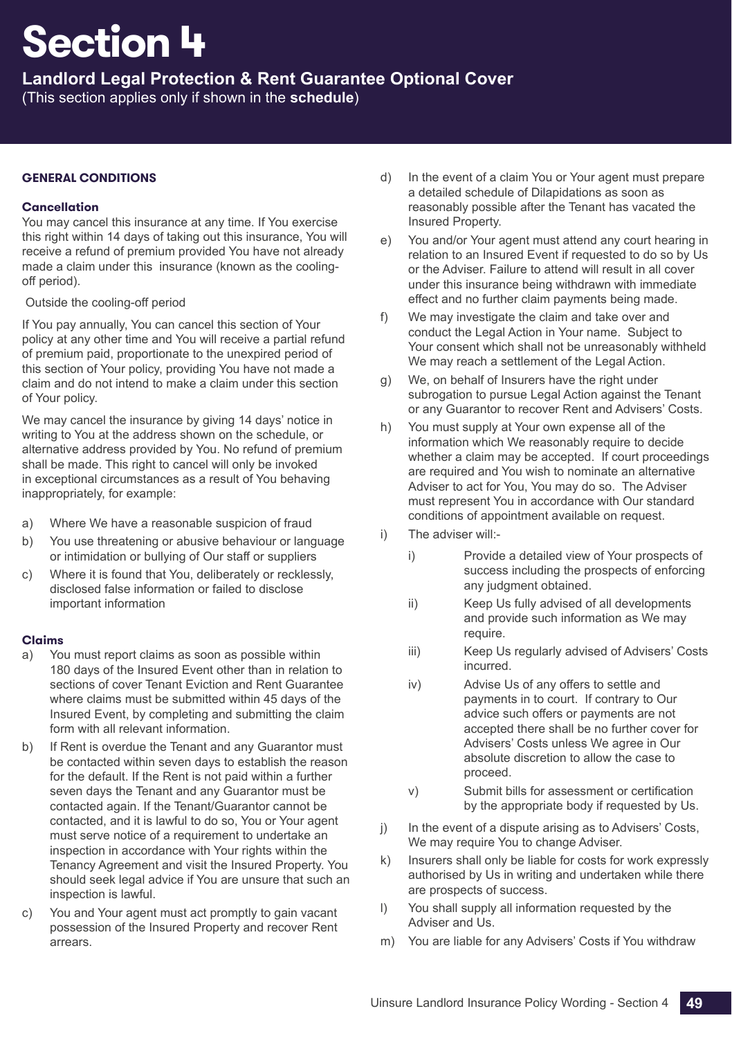# Section 4

## Landlord Legal Protection & Rent Guarantee Optional Cover

(This section applies only if shown in the **schedule**)

### GENERAL CONDITIONS

#### Cancellation

You may cancel this insurance at any time. If You exercise this right within 14 days of taking out this insurance, You will receive a refund of premium provided You have not already made a claim under this insurance (known as the cooling-off period).

Outside the cooling-off period

If You pay annually, You can cancel this section of Your policy at any other time and You will receive a partial refund of premium paid, proportionate to the unexpired period of this section of Your policy, providing You have not made a claim and do not intend to make a claim under this section of Your policy.

We may cancel the insurance by giving 14 days' notice in writing to You at the address shown on the schedule, or alternative address provided by You. No refund of premium shall be made. This right to cancel will only be invoked in exceptional circumstances as a result of You behaving inappropriately, for example:

a) Where We have a reasonable suspicion of fraud

b) You use threatening or abusive behaviour or language or intimidation or bullying of Our staff or suppliers

c) Where it is found that You, deliberately or recklessly, disclosed false information or failed to disclose important information

#### Claims

a) You must report claims as soon as possible within 180 days of the Insured Event other than in relation to sections of cover Tenant Eviction and Rent Guarantee where claims must be submitted within 45 days of the Insured Event, by completing and submitting the claim form with all relevant information.

b) If Rent is overdue the Tenant and any Guarantor must be contacted within seven days to establish the reason for the default. If the Rent is not paid within a further seven days the Tenant and any Guarantor must be contacted again. If the Tenant/Guarantor cannot be contacted, and it is lawful to do so, You or Your agent must serve notice of a requirement to undertake an inspection in accordance with Your rights within the Tenancy Agreement and visit the Insured Property. You should seek legal advice if You are unsure that such an inspection is lawful.

c) You and Your agent must act promptly to gain vacant possession of the Insured Property and recover Rent arrears.

d) In the event of a claim You or Your agent must prepare a detailed schedule of Dilapidations as soon as reasonably possible after the Tenant has vacated the Insured Property.

e) You and/or Your agent must attend any court hearing in relation to an Insured Event if requested to do so by Us or the Adviser. Failure to attend will result in all cover under this insurance being withdrawn with immediate effect and no further claim payments being made.

f) We may investigate the claim and take over and conduct the Legal Action in Your name. Subject to Your consent which shall not be unreasonably withheld We may reach a settlement of the Legal Action.

g) We, on behalf of Insurers have the right under subrogation to pursue Legal Action against the Tenant or any Guarantor to recover Rent and Advisers' Costs.

h) You must supply at Your own expense all of the information which We reasonably require to decide whether a claim may be accepted. If court proceedings are required and You wish to nominate an alternative Adviser to act for You, You may do so. The Adviser must represent You in accordance with Our standard conditions of appointment available on request.

i) The adviser will:-

   i) Provide a detailed view of Your prospects of success including the prospects of enforcing any judgment obtained.

   ii) Keep Us fully advised of all developments and provide such information as We may require.

   iii) Keep Us regularly advised of Advisers' Costs incurred.

   iv) Advise Us of any offers to settle and payments in to court. If contrary to Our advice such offers or payments are not accepted there shall be no further cover for Advisers' Costs unless We agree in Our absolute discretion to allow the case to proceed.

   v) Submit bills for assessment or certification by the appropriate body if requested by Us.

j) In the event of a dispute arising as to Advisers' Costs, We may require You to change Adviser.

k) Insurers shall only be liable for costs for work expressly authorised by Us in writing and undertaken while there are prospects of success.

l) You shall supply all information requested by the Adviser and Us.

m) You are liable for any Advisers' Costs if You withdraw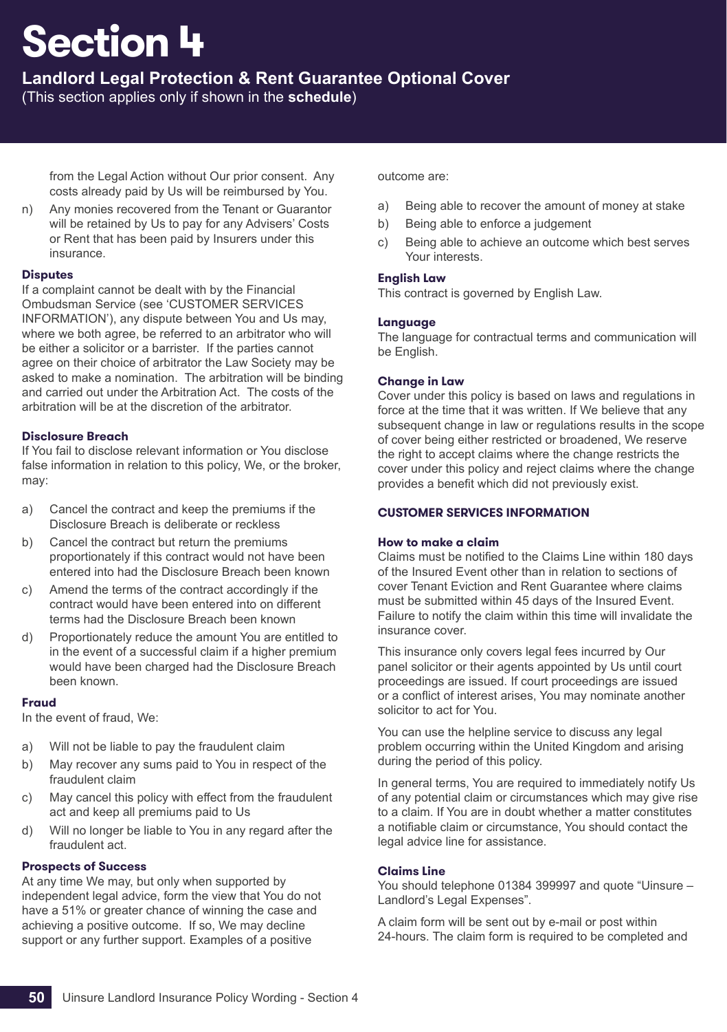# Section 4

## Landlord Legal Protection & Rent Guarantee Optional Cover

(This section applies only if shown in the **schedule**)

from the Legal Action without Our prior consent. Any costs already paid by Us will be reimbursed by You.

n) Any monies recovered from the Tenant or Guarantor will be retained by Us to pay for any Advisers' Costs or Rent that has been paid by Insurers under this insurance.

### Disputes

If a complaint cannot be dealt with by the Financial Ombudsman Service (see 'CUSTOMER SERVICES INFORMATION'), any dispute between You and Us may, where we both agree, be referred to an arbitrator who will be either a solicitor or a barrister. If the parties cannot agree on their choice of arbitrator the Law Society may be asked to make a nomination. The arbitration will be binding and carried out under the Arbitration Act. The costs of the arbitration will be at the discretion of the arbitrator.

### Disclosure Breach

If You fail to disclose relevant information or You disclose false information in relation to this policy, We, or the broker, may:

a) Cancel the contract and keep the premiums if the Disclosure Breach is deliberate or reckless

b) Cancel the contract but return the premiums proportionately if this contract would not have been entered into had the Disclosure Breach been known

c) Amend the terms of the contract accordingly if the contract would have been entered into on different terms had the Disclosure Breach been known

d) Proportionately reduce the amount You are entitled to in the event of a successful claim if a higher premium would have been charged had the Disclosure Breach been known.

### Fraud

In the event of fraud, We:

a) Will not be liable to pay the fraudulent claim

b) May recover any sums paid to You in respect of the fraudulent claim

c) May cancel this policy with effect from the fraudulent act and keep all premiums paid to Us

d) Will no longer be liable to You in any regard after the fraudulent act.

### Prospects of Success

At any time We may, but only when supported by independent legal advice, form the view that You do not have a 51% or greater chance of winning the case and achieving a positive outcome. If so, We may decline support or any further support. Examples of a positive outcome are:

a) Being able to recover the amount of money at stake

b) Being able to enforce a judgement

c) Being able to achieve an outcome which best serves Your interests.

### English Law

This contract is governed by English Law.

### Language

The language for contractual terms and communication will be English.

### Change in Law

Cover under this policy is based on laws and regulations in force at the time that it was written. If We believe that any subsequent change in law or regulations results in the scope of cover being either restricted or broadened, We reserve the right to accept claims where the change restricts the cover under this policy and reject claims where the change provides a benefit which did not previously exist.

### CUSTOMER SERVICES INFORMATION

#### How to make a claim

Claims must be notified to the Claims Line within 180 days of the Insured Event other than in relation to sections of cover Tenant Eviction and Rent Guarantee where claims must be submitted within 45 days of the Insured Event. Failure to notify the claim within this time will invalidate the insurance cover.

This insurance only covers legal fees incurred by Our panel solicitor or their agents appointed by Us until court proceedings are issued. If court proceedings are issued or a conflict of interest arises, You may nominate another solicitor to act for You.

You can use the helpline service to discuss any legal problem occurring within the United Kingdom and arising during the period of this policy.

In general terms, You are required to immediately notify Us of any potential claim or circumstances which may give rise to a claim. If You are in doubt whether a matter constitutes a notifiable claim or circumstance, You should contact the legal advice line for assistance.

#### Claims Line

You should telephone 01384 399997 and quote "Uinsure – Landlord's Legal Expenses".

A claim form will be sent out by e-mail or post within 24-hours. The claim form is required to be completed and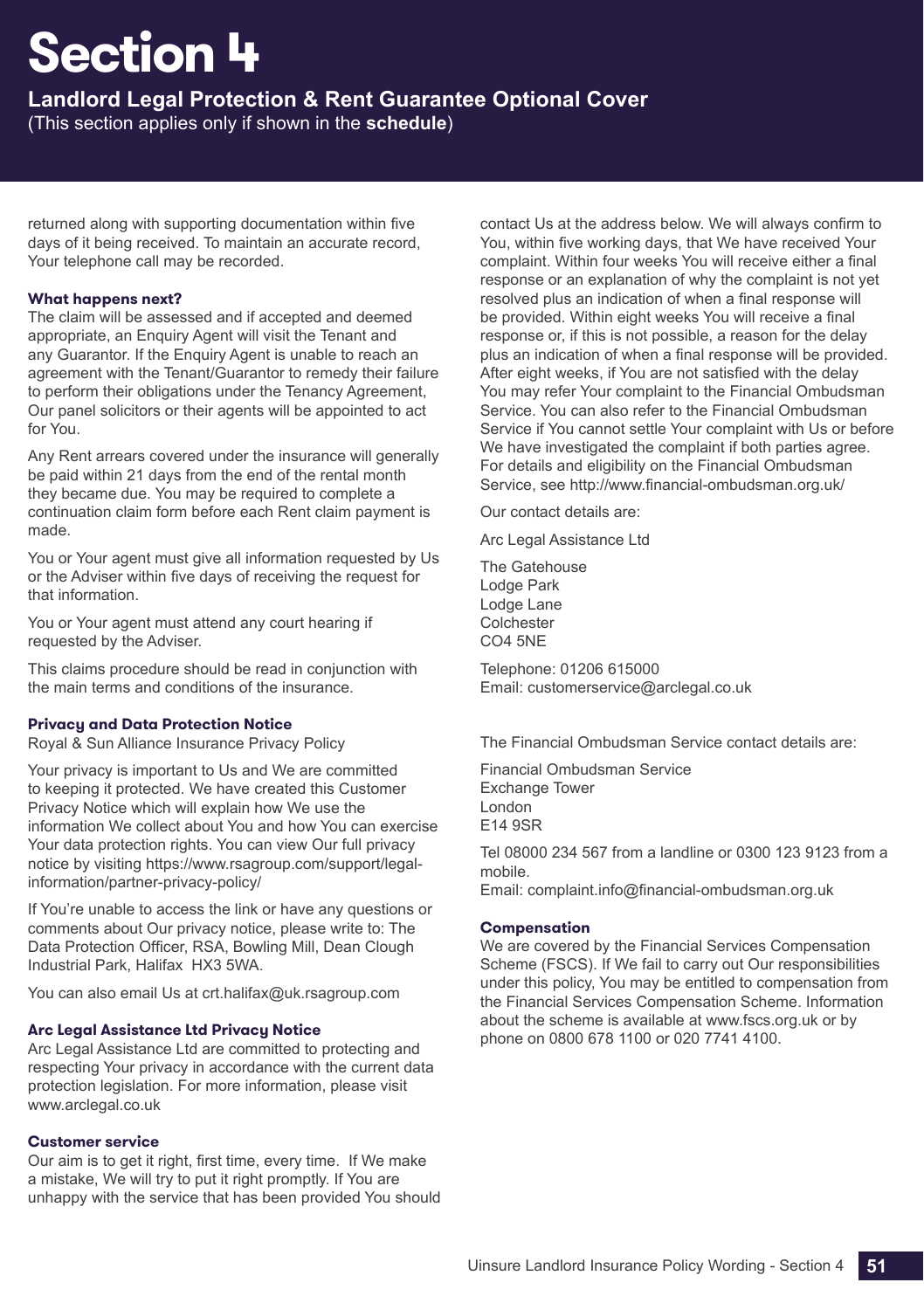# Section 4

## Landlord Legal Protection & Rent Guarantee Optional Cover

(This section applies only if shown in the **schedule**)

returned along with supporting documentation within five days of it being received. To maintain an accurate record, Your telephone call may be recorded.

### What happens next?

The claim will be assessed and if accepted and deemed appropriate, an Enquiry Agent will visit the Tenant and any Guarantor. If the Enquiry Agent is unable to reach an agreement with the Tenant/Guarantor to remedy their failure to perform their obligations under the Tenancy Agreement, Our panel solicitors or their agents will be appointed to act for You.

Any Rent arrears covered under the insurance will generally be paid within 21 days from the end of the rental month they became due. You may be required to complete a continuation claim form before each Rent claim payment is made.

You or Your agent must give all information requested by Us or the Adviser within five days of receiving the request for that information.

You or Your agent must attend any court hearing if requested by the Adviser.

This claims procedure should be read in conjunction with the main terms and conditions of the insurance.

### Privacy and Data Protection Notice

Royal & Sun Alliance Insurance Privacy Policy

Your privacy is important to Us and We are committed to keeping it protected. We have created this Customer Privacy Notice which will explain how We use the information We collect about You and how You can exercise Your data protection rights. You can view Our full privacy notice by visiting https://www.rsagroup.com/support/legal-information/partner-privacy-policy/

If You're unable to access the link or have any questions or comments about Our privacy notice, please write to: The Data Protection Officer, RSA, Bowling Mill, Dean Clough Industrial Park, Halifax HX3 5WA.

You can also email Us at crt.halifax@uk.rsagroup.com

### Arc Legal Assistance Ltd Privacy Notice

Arc Legal Assistance Ltd are committed to protecting and respecting Your privacy in accordance with the current data protection legislation. For more information, please visit www.arclegal.co.uk

### Customer service

Our aim is to get it right, first time, every time. If We make a mistake, We will try to put it right promptly. If You are unhappy with the service that has been provided You should contact Us at the address below. We will always confirm to You, within five working days, that We have received Your complaint. Within four weeks You will receive either a final response or an explanation of why the complaint is not yet resolved plus an indication of when a final response will be provided. Within eight weeks You will receive a final response or, if this is not possible, a reason for the delay plus an indication of when a final response will be provided. After eight weeks, if You are not satisfied with the delay You may refer Your complaint to the Financial Ombudsman Service. You can also refer to the Financial Ombudsman Service if You cannot settle Your complaint with Us or before We have investigated the complaint if both parties agree. For details and eligibility on the Financial Ombudsman Service, see http://www.financial-ombudsman.org.uk/

Our contact details are:

Arc Legal Assistance Ltd

The Gatehouse
Lodge Park
Lodge Lane
Colchester
CO4 5NE

Telephone: 01206 615000
Email: customerservice@arclegal.co.uk

The Financial Ombudsman Service contact details are:

Financial Ombudsman Service
Exchange Tower
London
E14 9SR

Tel 08000 234 567 from a landline or 0300 123 9123 from a mobile.
Email: complaint.info@financial-ombudsman.org.uk

### Compensation

We are covered by the Financial Services Compensation Scheme (FSCS). If We fail to carry out Our responsibilities under this policy, You may be entitled to compensation from the Financial Services Compensation Scheme. Information about the scheme is available at www.fscs.org.uk or by phone on 0800 678 1100 or 020 7741 4100.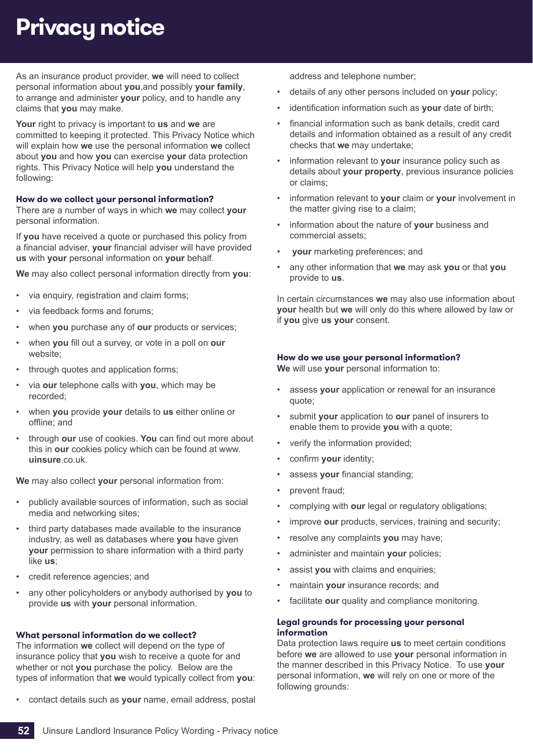# Privacy notice

As an insurance product provider, **we** will need to collect personal information about **you**,and possibly **your family**, to arrange and administer **your** policy, and to handle any claims that **you** may make.

**Your** right to privacy is important to **us** and **we** are committed to keeping it protected. This Privacy Notice which will explain how **we** use the personal information **we** collect about **you** and how **you** can exercise **your** data protection rights. This Privacy Notice will help **you** understand the following:

### How do we collect your personal information?

There are a number of ways in which **we** may collect **your** personal information.

If **you** have received a quote or purchased this policy from a financial adviser, **your** financial adviser will have provided **us** with **your** personal information on **your** behalf.

**We** may also collect personal information directly from **you**:

- via enquiry, registration and claim forms;
- via feedback forms and forums;
- when **you** purchase any of **our** products or services;
- when **you** fill out a survey, or vote in a poll on **our** website;
- through quotes and application forms;
- via **our** telephone calls with **you**, which may be recorded;
- when **you** provide **your** details to **us** either online or offline; and
- through **our** use of cookies. **You** can find out more about this in **our** cookies policy which can be found at www.**uinsure**.co.uk.

**We** may also collect **your** personal information from:

- publicly available sources of information, such as social media and networking sites;
- third party databases made available to the insurance industry, as well as databases where **you** have given **your** permission to share information with a third party like **us**;
- credit reference agencies; and
- any other policyholders or anybody authorised by **you** to provide **us** with **your** personal information.

### What personal information do we collect?

The information **we** collect will depend on the type of insurance policy that **you** wish to receive a quote for and whether or not **you** purchase the policy. Below are the types of information that **we** would typically collect from **you**:

- contact details such as **your** name, email address, postal address and telephone number;
- details of any other persons included on **your** policy;
- identification information such as **your** date of birth;
- financial information such as bank details, credit card details and information obtained as a result of any credit checks that **we** may undertake;
- information relevant to **your** insurance policy such as details about **your property**, previous insurance policies or claims;
- information relevant to **your** claim or **your** involvement in the matter giving rise to a claim;
- information about the nature of **your** business and commercial assets;
- **your** marketing preferences; and
- any other information that **we** may ask **you** or that **you** provide to **us**.

In certain circumstances **we** may also use information about **your** health but **we** will only do this where allowed by law or if **you** give **us your** consent.

### How do we use your personal information?

**We** will use **your** personal information to:

- assess **your** application or renewal for an insurance quote;
- submit **your** application to **our** panel of insurers to enable them to provide **you** with a quote;
- verify the information provided;
- confirm **your** identity;
- assess **your** financial standing;
- prevent fraud;
- complying with **our** legal or regulatory obligations;
- improve **our** products, services, training and security;
- resolve any complaints **you** may have;
- administer and maintain **your** policies;
- assist **you** with claims and enquiries;
- maintain **your** insurance records; and
- facilitate **our** quality and compliance monitoring.

### Legal grounds for processing your personal information

Data protection laws require **us** to meet certain conditions before **we** are allowed to use **your** personal information in the manner described in this Privacy Notice. To use **your** personal information, **we** will rely on one or more of the following grounds: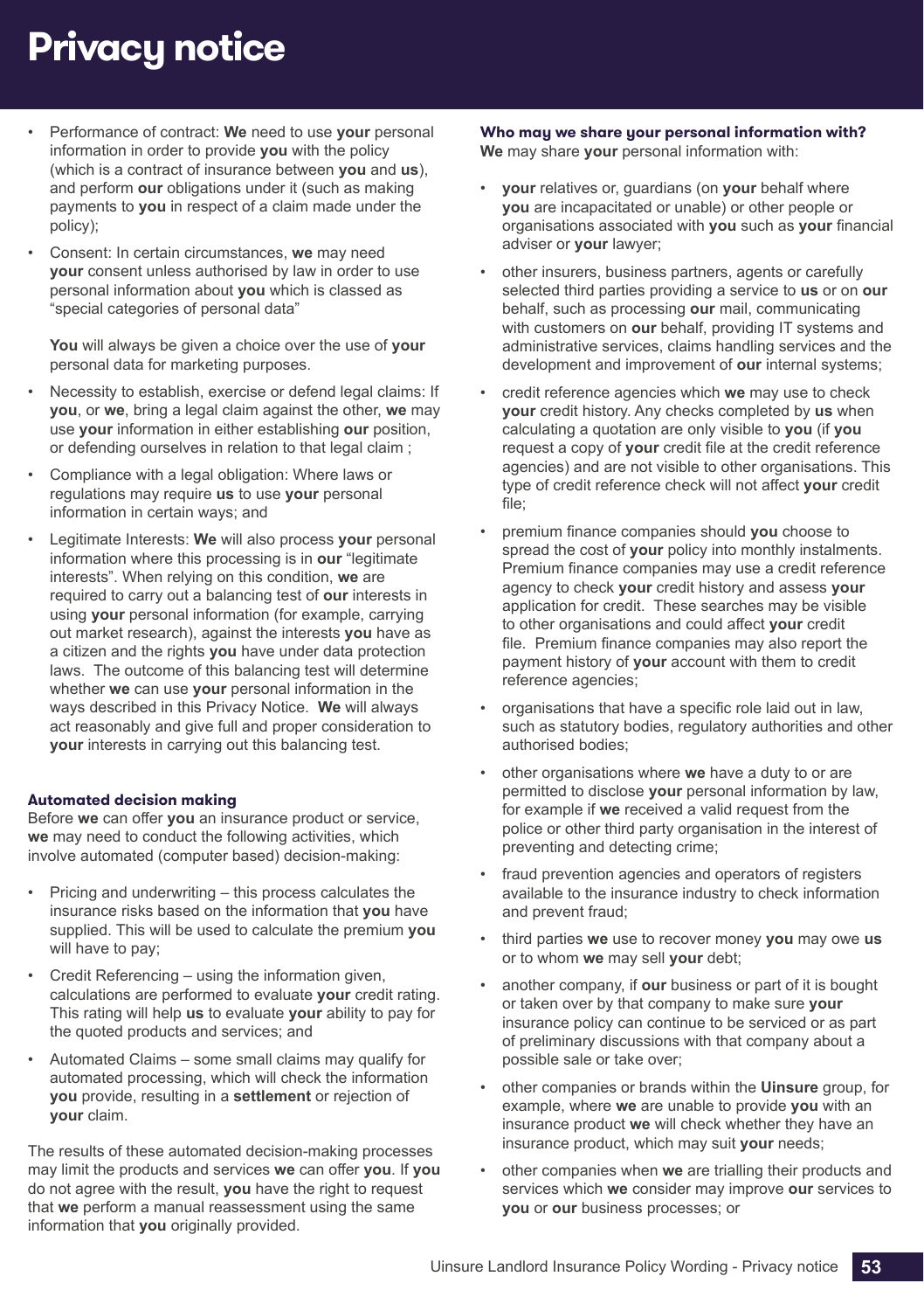# Privacy notice

- Performance of contract: **We** need to use **your** personal information in order to provide **you** with the policy (which is a contract of insurance between **you** and **us**), and perform **our** obligations under it (such as making payments to **you** in respect of a claim made under the policy);
- Consent: In certain circumstances, **we** may need **your** consent unless authorised by law in order to use personal information about **you** which is classed as "special categories of personal data"

  **You** will always be given a choice over the use of **your** personal data for marketing purposes.
- Necessity to establish, exercise or defend legal claims: If **you**, or **we**, bring a legal claim against the other, **we** may use **your** information in either establishing **our** position, or defending ourselves in relation to that legal claim ;
- Compliance with a legal obligation: Where laws or regulations may require **us** to use **your** personal information in certain ways; and
- Legitimate Interests: **We** will also process **your** personal information where this processing is in **our** "legitimate interests". When relying on this condition, **we** are required to carry out a balancing test of **our** interests in using **your** personal information (for example, carrying out market research), against the interests **you** have as a citizen and the rights **you** have under data protection laws. The outcome of this balancing test will determine whether **we** can use **your** personal information in the ways described in this Privacy Notice. **We** will always act reasonably and give full and proper consideration to **your** interests in carrying out this balancing test.

### Automated decision making

Before **we** can offer **you** an insurance product or service, **we** may need to conduct the following activities, which involve automated (computer based) decision-making:

- Pricing and underwriting – this process calculates the insurance risks based on the information that **you** have supplied. This will be used to calculate the premium **you** will have to pay;
- Credit Referencing – using the information given, calculations are performed to evaluate **your** credit rating. This rating will help **us** to evaluate **your** ability to pay for the quoted products and services; and
- Automated Claims – some small claims may qualify for automated processing, which will check the information **you** provide, resulting in a **settlement** or rejection of **your** claim.

The results of these automated decision-making processes may limit the products and services **we** can offer **you**. If **you** do not agree with the result, **you** have the right to request that **we** perform a manual reassessment using the same information that **you** originally provided.

### Who may we share your personal information with?

**We** may share **your** personal information with:

- **your** relatives or, guardians (on **your** behalf where **you** are incapacitated or unable) or other people or organisations associated with **you** such as **your** financial adviser or **your** lawyer;
- other insurers, business partners, agents or carefully selected third parties providing a service to **us** or on **our** behalf, such as processing **our** mail, communicating with customers on **our** behalf, providing IT systems and administrative services, claims handling services and the development and improvement of **our** internal systems;
- credit reference agencies which **we** may use to check **your** credit history. Any checks completed by **us** when calculating a quotation are only visible to **you** (if **you** request a copy of **your** credit file at the credit reference agencies) and are not visible to other organisations. This type of credit reference check will not affect **your** credit file;
- premium finance companies should **you** choose to spread the cost of **your** policy into monthly instalments. Premium finance companies may use a credit reference agency to check **your** credit history and assess **your** application for credit. These searches may be visible to other organisations and could affect **your** credit file. Premium finance companies may also report the payment history of **your** account with them to credit reference agencies;
- organisations that have a specific role laid out in law, such as statutory bodies, regulatory authorities and other authorised bodies;
- other organisations where **we** have a duty to or are permitted to disclose **your** personal information by law, for example if **we** received a valid request from the police or other third party organisation in the interest of preventing and detecting crime;
- fraud prevention agencies and operators of registers available to the insurance industry to check information and prevent fraud;
- third parties **we** use to recover money **you** may owe **us** or to whom **we** may sell **your** debt;
- another company, if **our** business or part of it is bought or taken over by that company to make sure **your** insurance policy can continue to be serviced or as part of preliminary discussions with that company about a possible sale or take over;
- other companies or brands within the **Uinsure** group, for example, where **we** are unable to provide **you** with an insurance product **we** will check whether they have an insurance product, which may suit **your** needs;
- other companies when **we** are trialling their products and services which **we** consider may improve **our** services to **you** or **our** business processes; or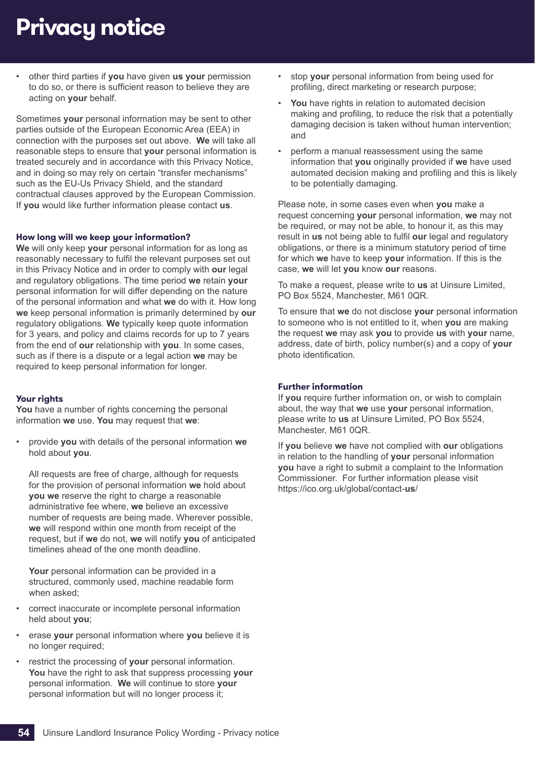- other third parties if **you** have given **us your** permission to do so, or there is sufficient reason to believe they are acting on **your** behalf.

Sometimes **your** personal information may be sent to other parties outside of the European Economic Area (EEA) in connection with the purposes set out above. **We** will take all reasonable steps to ensure that **your** personal information is treated securely and in accordance with this Privacy Notice, and in doing so may rely on certain "transfer mechanisms" such as the EU-Us Privacy Shield, and the standard contractual clauses approved by the European Commission. If **you** would like further information please contact **us**.

### How long will we keep your information?

**We** will only keep **your** personal information for as long as reasonably necessary to fulfil the relevant purposes set out in this Privacy Notice and in order to comply with **our** legal and regulatory obligations. The time period **we** retain **your** personal information for will differ depending on the nature of the personal information and what **we** do with it. How long **we** keep personal information is primarily determined by **our** regulatory obligations. **We** typically keep quote information for 3 years, and policy and claims records for up to 7 years from the end of **our** relationship with **you**. In some cases, such as if there is a dispute or a legal action **we** may be required to keep personal information for longer.

### Your rights

**You** have a number of rights concerning the personal information **we** use. **You** may request that **we**:

- provide **you** with details of the personal information **we** hold about **you**.

  All requests are free of charge, although for requests for the provision of personal information **we** hold about **you we** reserve the right to charge a reasonable administrative fee where, **we** believe an excessive number of requests are being made. Wherever possible, **we** will respond within one month from receipt of the request, but if **we** do not, **we** will notify **you** of anticipated timelines ahead of the one month deadline.

  **Your** personal information can be provided in a structured, commonly used, machine readable form when asked;

- correct inaccurate or incomplete personal information held about **you**;
- erase **your** personal information where **you** believe it is no longer required;
- restrict the processing of **your** personal information. **You** have the right to ask that suppress processing **your** personal information. **We** will continue to store **your** personal information but will no longer process it;
- stop **your** personal information from being used for profiling, direct marketing or research purpose;
- **You** have rights in relation to automated decision making and profiling, to reduce the risk that a potentially damaging decision is taken without human intervention; and
- perform a manual reassessment using the same information that **you** originally provided if **we** have used automated decision making and profiling and this is likely to be potentially damaging.

Please note, in some cases even when **you** make a request concerning **your** personal information, **we** may not be required, or may not be able, to honour it, as this may result in **us** not being able to fulfil **our** legal and regulatory obligations, or there is a minimum statutory period of time for which **we** have to keep **your** information. If this is the case, **we** will let **you** know **our** reasons.

To make a request, please write to **us** at Uinsure Limited, PO Box 5524, Manchester, M61 0QR.

To ensure that **we** do not disclose **your** personal information to someone who is not entitled to it, when **you** are making the request **we** may ask **you** to provide **us** with **your** name, address, date of birth, policy number(s) and a copy of **your** photo identification.

### Further information

If **you** require further information on, or wish to complain about, the way that **we** use **your** personal information, please write to **us** at Uinsure Limited, PO Box 5524, Manchester, M61 0QR.

If **you** believe **we** have not complied with **our** obligations in relation to the handling of **your** personal information **you** have a right to submit a complaint to the Information Commissioner. For further information please visit https://ico.org.uk/global/contact-**us**/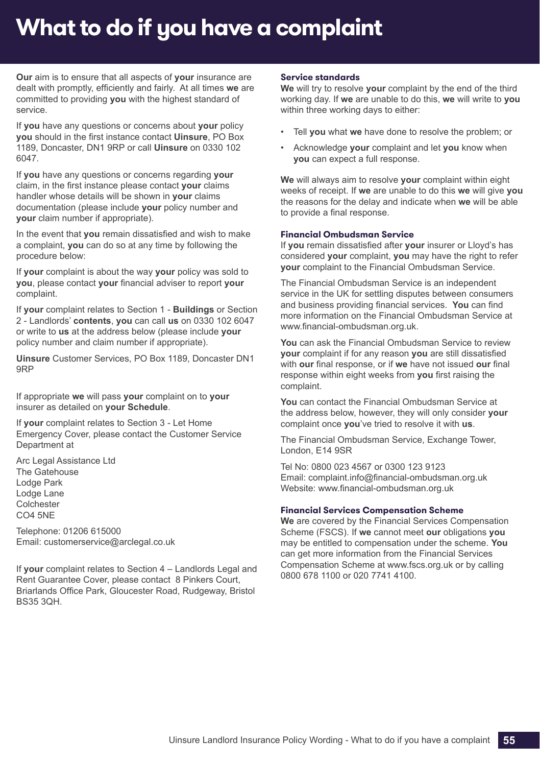# What to do if you have a complaint

**Our** aim is to ensure that all aspects of **your** insurance are dealt with promptly, efficiently and fairly. At all times **we** are committed to providing **you** with the highest standard of service.

If **you** have any questions or concerns about **your** policy **you** should in the first instance contact **Uinsure**, PO Box 1189, Doncaster, DN1 9RP or call **Uinsure** on 0330 102 6047.

If **you** have any questions or concerns regarding **your** claim, in the first instance please contact **your** claims handler whose details will be shown in **your** claims documentation (please include **your** policy number and **your** claim number if appropriate).

In the event that **you** remain dissatisfied and wish to make a complaint, **you** can do so at any time by following the procedure below:

If **your** complaint is about the way **your** policy was sold to **you**, please contact **your** financial adviser to report **your** complaint.

If **your** complaint relates to Section 1 - **Buildings** or Section 2 - Landlords' **contents**, **you** can call **us** on 0330 102 6047 or write to **us** at the address below (please include **your** policy number and claim number if appropriate).

**Uinsure** Customer Services, PO Box 1189, Doncaster DN1 9RP

If appropriate **we** will pass **your** complaint on to **your** insurer as detailed on **your Schedule**.

If **your** complaint relates to Section 3 - Let Home Emergency Cover, please contact the Customer Service Department at

Arc Legal Assistance Ltd
The Gatehouse
Lodge Park
Lodge Lane
Colchester
CO4 5NE

Telephone: 01206 615000
Email: customerservice@arclegal.co.uk

If **your** complaint relates to Section 4 – Landlords Legal and Rent Guarantee Cover, please contact 8 Pinkers Court, Briarlands Office Park, Gloucester Road, Rudgeway, Bristol BS35 3QH.

### Service standards

**We** will try to resolve **your** complaint by the end of the third working day. If **we** are unable to do this, **we** will write to **you** within three working days to either:

- Tell **you** what **we** have done to resolve the problem; or
- Acknowledge **your** complaint and let **you** know when **you** can expect a full response.

**We** will always aim to resolve **your** complaint within eight weeks of receipt. If **we** are unable to do this **we** will give **you** the reasons for the delay and indicate when **we** will be able to provide a final response.

### Financial Ombudsman Service

If **you** remain dissatisfied after **your** insurer or Lloyd's has considered **your** complaint, **you** may have the right to refer **your** complaint to the Financial Ombudsman Service.

The Financial Ombudsman Service is an independent service in the UK for settling disputes between consumers and business providing financial services. **You** can find more information on the Financial Ombudsman Service at www.financial-ombudsman.org.uk.

**You** can ask the Financial Ombudsman Service to review **your** complaint if for any reason **you** are still dissatisfied with **our** final response, or if **we** have not issued **our** final response within eight weeks from **you** first raising the complaint.

**You** can contact the Financial Ombudsman Service at the address below, however, they will only consider **your** complaint once **you**'ve tried to resolve it with **us**.

The Financial Ombudsman Service, Exchange Tower, London, E14 9SR

Tel No: 0800 023 4567 or 0300 123 9123
Email: complaint.info@financial-ombudsman.org.uk
Website: www.financial-ombudsman.org.uk

### Financial Services Compensation Scheme

**We** are covered by the Financial Services Compensation Scheme (FSCS). If **we** cannot meet **our** obligations **you** may be entitled to compensation under the scheme. **You** can get more information from the Financial Services Compensation Scheme at www.fscs.org.uk or by calling 0800 678 1100 or 020 7741 4100.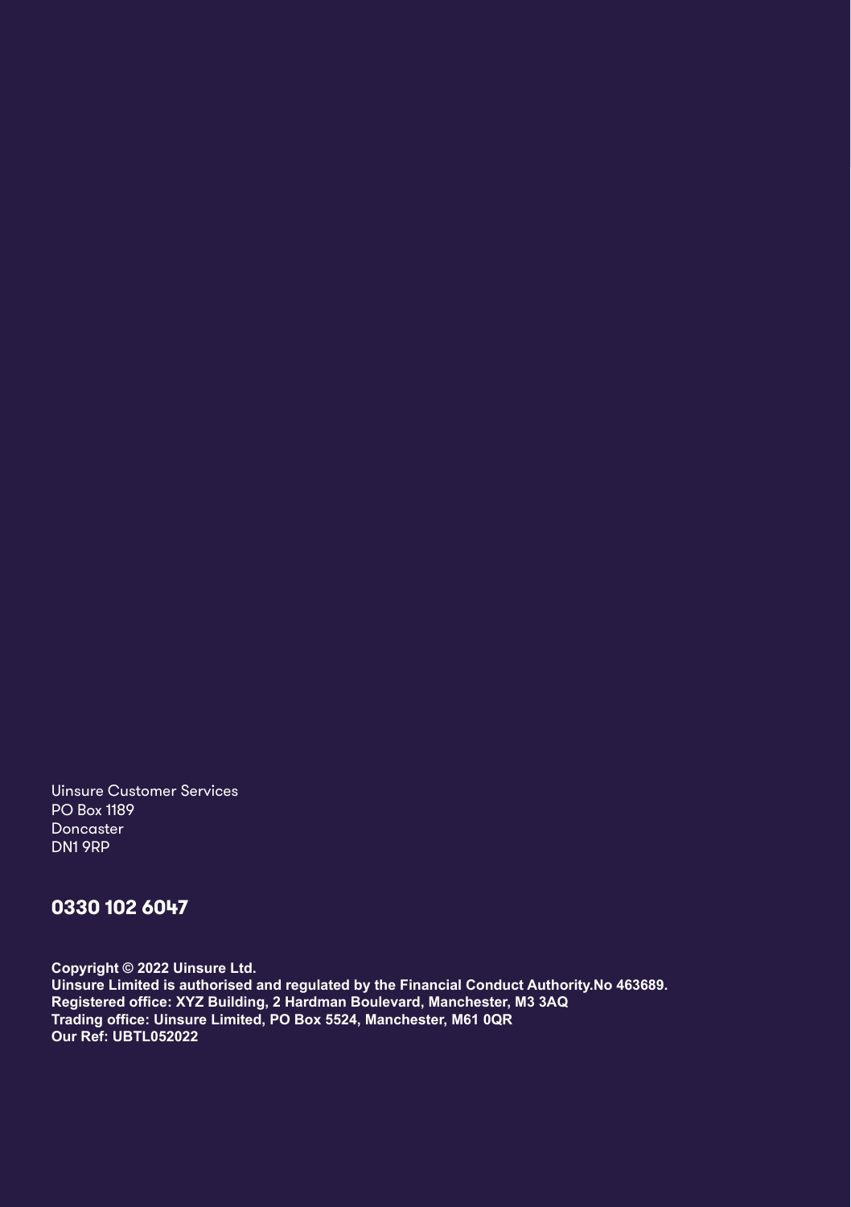Uinsure Customer Services
PO Box 1189
Doncaster
DN1 9RP

**0330 102 6047**

**Copyright © 2022 Uinsure Ltd.**
**Uinsure Limited is authorised and regulated by the Financial Conduct Authority.No 463689.**
**Registered office: XYZ Building, 2 Hardman Boulevard, Manchester, M3 3AQ**
**Trading office: Uinsure Limited, PO Box 5524, Manchester, M61 0QR**
**Our Ref: UBTL052022**